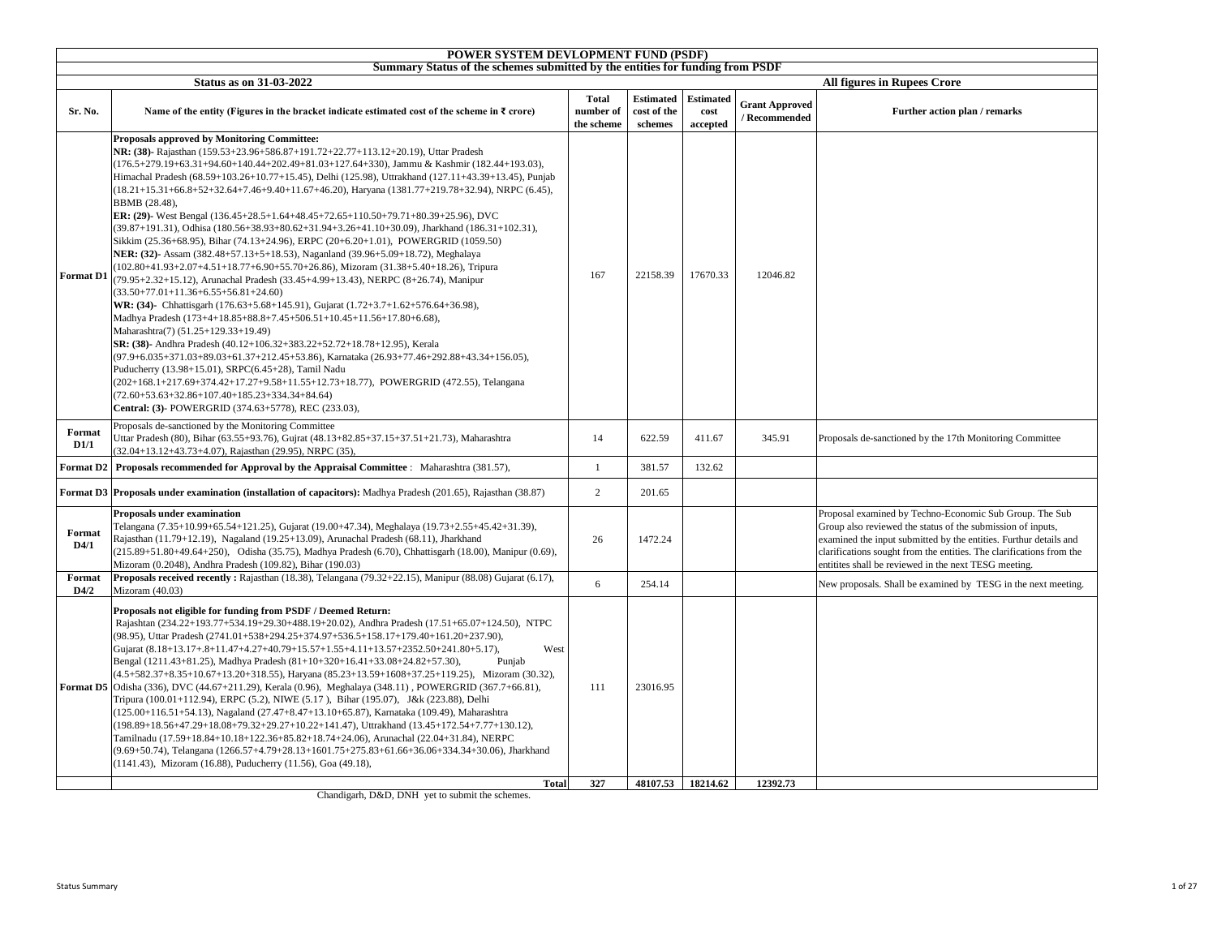# POWER SYSTEM DEVLOPMENT FUND (PSDF)

## Summary Status of the schemes submitted by the entities for funding from PSDF

**Status as on 31-03-2022** | **All figures in Rupees Crore**

| Sr. No. | Name of the entity (Figures in the bracket indicate estimated cost of the scheme in ₹ crore) | Total number of the scheme | Estimated cost of the schemes | Estimated cost accepted | Grant Approved / Recommended | Further action plan / remarks |
|---|---|---|---|---|---|---|
| Format D1 | **Proposals approved by Monitoring Committee:** **NR: (38)**- Rajasthan (159.53+23.96+586.87+191.72+22.77+113.12+20.19), Uttar Pradesh (176.5+279.19+63.31+94.60+140.44+202.49+81.03+127.64+330), Jammu & Kashmir (182.44+193.03), Himachal Pradesh (68.59+103.26+10.77+15.45), Delhi (125.98), Uttrakhand (127.11+43.39+13.45), Punjab (18.21+15.31+66.8+52+32.64+7.46+9.40+11.67+46.20), Haryana (1381.77+219.78+32.94), NRPC (6.45), BBMB (28.48), **ER: (29)**- West Bengal (136.45+28.5+1.64+48.45+72.65+110.50+79.71+80.39+25.96), DVC (39.87+191.31), Odhisa (180.56+38.93+80.62+31.94+3.26+41.10+30.09), Jharkhand (186.31+102.31), Sikkim (25.36+68.95), Bihar (74.13+24.96), ERPC (20+6.20+1.01), POWERGRID (1059.50) **NER: (32)**- Assam (382.48+57.13+5+18.53), Naganland (39.96+5.09+18.72), Meghalaya (102.80+41.93+2.07+4.51+18.77+6.90+55.70+26.86), Mizoram (31.38+5.40+18.26), Tripura (79.95+2.32+15.12), Arunachal Pradesh (33.45+4.99+13.43), NERPC (8+26.74), Manipur (33.50+77.01+11.36+6.55+56.81+24.60) **WR: (34)**- Chhattisgarh (176.63+5.68+145.91), Gujarat (1.72+3.7+1.62+576.64+36.98), Madhya Pradesh (173+4+18.85+88.8+7.45+506.51+10.45+11.56+17.80+6.68), Maharashtra(7) (51.25+129.33+19.49) **SR: (38)**- Andhra Pradesh (40.12+106.32+383.22+52.72+18.78+12.95), Kerala (97.9+6.035+371.03+89.03+61.37+212.45+53.86), Karnataka (26.93+77.46+292.88+43.34+156.05), Puducherry (13.98+15.01), SRPC(6.45+28), Tamil Nadu (202+168.1+217.69+374.42+17.27+9.58+11.55+12.73+18.77), POWERGRID (472.55), Telangana (72.60+53.63+32.86+107.40+185.23+334.34+84.64) **Central: (3)**- POWERGRID (374.63+5778), REC (233.03), | 167 | 22158.39 | 17670.33 | 12046.82 | |
| Format D1/1 | Proposals de-sanctioned by the Monitoring Committee Uttar Pradesh (80), Bihar (63.55+93.76), Gujrat (48.13+82.85+37.15+37.51+21.73), Maharashtra (32.04+13.12+43.73+4.07), Rajasthan (29.95), NRPC (35), | 14 | 622.59 | 411.67 | 345.91 | Proposals de-sanctioned by the 17th Monitoring Committee |
| Format D2 | **Proposals recommended for Approval by the Appraisal Committee** : Maharashtra (381.57), | 1 | 381.57 | 132.62 | | |
| Format D3 | **Proposals under examination (installation of capacitors):** Madhya Pradesh (201.65), Rajasthan (38.87) | 2 | 201.65 | | | |
| Format D4/1 | **Proposals under examination** Telangana (7.35+10.99+65.54+121.25), Gujarat (19.00+47.34), Meghalaya (19.73+2.55+45.42+31.39), Rajasthan (11.79+12.19), Nagaland (19.25+13.09), Arunachal Pradesh (68.11), Jharkhand (215.89+51.80+49.64+250), Odisha (35.75), Madhya Pradesh (6.70), Chhattisgarh (18.00), Manipur (0.69), Mizoram (0.2048), Andhra Pradesh (109.82), Bihar (190.03) | 26 | 1472.24 | | | Proposal examined by Techno-Economic Sub Group. The Sub Group also reviewed the status of the submission of inputs, examined the input submitted by the entities. Furthur details and clarifications sought from the entities. The clarifications from the entitites shall be reviewed in the next TESG meeting. |
| Format D4/2 | **Proposals received recently :** Rajasthan (18.38), Telangana (79.32+22.15), Manipur (88.08) Gujarat (6.17), Mizoram (40.03) | 6 | 254.14 | | | New proposals. Shall be examined by TESG in the next meeting. |
| Format D5 | **Proposals not eligible for funding from PSDF / Deemed Return:** Rajashtan (234.22+193.77+534.19+29.30+488.19+20.02), Andhra Pradesh (17.51+65.07+124.50), NTPC (98.95), Uttar Pradesh (2741.01+538+294.25+374.97+536.5+158.17+179.40+161.20+237.90), Gujarat (8.18+13.17+.8+11.47+4.27+40.79+15.57+1.55+4.11+13.57+2352.50+241.80+5.17), West Bengal (1211.43+81.25), Madhya Pradesh (81+10+320+16.41+33.08+24.82+57.30), Punjab (4.5+582.37+8.35+10.67+13.20+318.55), Haryana (85.23+13.59+1608+37.25+119.25), Mizoram (30.32), Odisha (336), DVC (44.67+211.29), Kerala (0.96), Meghalaya (348.11) , POWERGRID (367.7+66.81), Tripura (100.01+112.94), ERPC (5.2), NIWE (5.17 ), Bihar (195.07), J&k (223.88), Delhi (125.00+116.51+54.13), Nagaland (27.47+8.47+13.10+65.87), Karnataka (109.49), Maharashtra (198.89+18.56+47.29+18.08+79.32+29.27+10.22+141.47), Uttrakhand (13.45+172.54+7.77+130.12), Tamilnadu (17.59+18.84+10.18+122.36+85.82+18.74+24.06), Arunachal (22.04+31.84), NERPC (9.69+50.74), Telangana (1266.57+4.79+28.13+1601.75+275.83+61.66+36.06+334.34+30.06), Jharkhand (1141.43), Mizoram (16.88), Puducherry (11.56), Goa (49.18), | 111 | 23016.95 | | | |
| | **Total** | **327** | **48107.53** | **18214.62** | **12392.73** | |

Chandigarh, D&D, DNH yet to submit the schemes.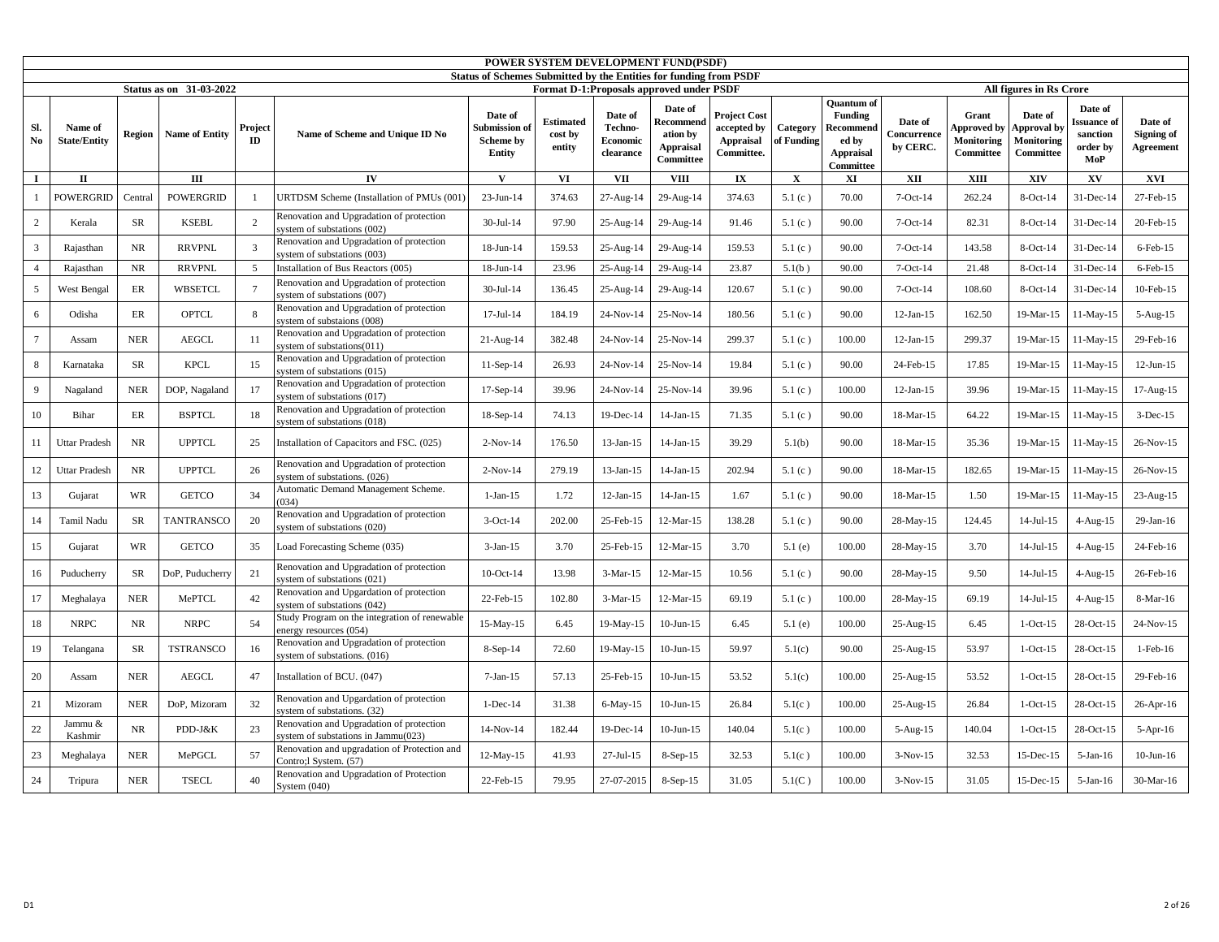# POWER SYSTEM DEVELOPMENT FUND(PSDF)

## Status of Schemes Submitted by the Entities for funding from PSDF

**Status as on 31-03-2022**

**Format D-1:Proposals approved under PSDF**

**All figures in Rs Crore**

| Sl. No | Name of State/Entity | Region | Name of Entity | Project ID | Name of Scheme and Unique ID No | Date of Submission of Scheme by Entity | Estimated cost by entity | Date of Techno-Economic clearance | Date of Recommendation by Appraisal Committee | Project Cost accepted by Appraisal Committee. | Category of Funding | Quantum of Funding Recommended by Appraisal Committee | Date of Concurrence by CERC. | Grant Approved by Monitoring Committee | Date of Approval by Monitoring Committee | Date of Issuance of sanction order by MoP | Date of Signing of Agreement |
|---|---|---|---|---|---|---|---|---|---|---|---|---|---|---|---|---|---|
| I | II | | III | | IV | V | VI | VII | VIII | IX | X | XI | XII | XIII | XIV | XV | XVI |
| 1 | POWERGRID | Central | POWERGRID | 1 | URTDSM Scheme (Installation of PMUs (001) | 23-Jun-14 | 374.63 | 27-Aug-14 | 29-Aug-14 | 374.63 | 5.1 (c ) | 70.00 | 7-Oct-14 | 262.24 | 8-Oct-14 | 31-Dec-14 | 27-Feb-15 |
| 2 | Kerala | SR | KSEBL | 2 | Renovation and Upgradation of protection system of substations (002) | 30-Jul-14 | 97.90 | 25-Aug-14 | 29-Aug-14 | 91.46 | 5.1 (c ) | 90.00 | 7-Oct-14 | 82.31 | 8-Oct-14 | 31-Dec-14 | 20-Feb-15 |
| 3 | Rajasthan | NR | RRVPNL | 3 | Renovation and Upgradation of protection system of substations (003) | 18-Jun-14 | 159.53 | 25-Aug-14 | 29-Aug-14 | 159.53 | 5.1 (c ) | 90.00 | 7-Oct-14 | 143.58 | 8-Oct-14 | 31-Dec-14 | 6-Feb-15 |
| 4 | Rajasthan | NR | RRVPNL | 5 | Installation of Bus Reactors (005) | 18-Jun-14 | 23.96 | 25-Aug-14 | 29-Aug-14 | 23.87 | 5.1(b ) | 90.00 | 7-Oct-14 | 21.48 | 8-Oct-14 | 31-Dec-14 | 6-Feb-15 |
| 5 | West Bengal | ER | WBSETCL | 7 | Renovation and Upgradation of protection system of substations (007) | 30-Jul-14 | 136.45 | 25-Aug-14 | 29-Aug-14 | 120.67 | 5.1 (c ) | 90.00 | 7-Oct-14 | 108.60 | 8-Oct-14 | 31-Dec-14 | 10-Feb-15 |
| 6 | Odisha | ER | OPTCL | 8 | Renovation and Upgradation of protection system of substaions (008) | 17-Jul-14 | 184.19 | 24-Nov-14 | 25-Nov-14 | 180.56 | 5.1 (c ) | 90.00 | 12-Jan-15 | 162.50 | 19-Mar-15 | 11-May-15 | 5-Aug-15 |
| 7 | Assam | NER | AEGCL | 11 | Renovation and Upgradation of protection system of substations(011) | 21-Aug-14 | 382.48 | 24-Nov-14 | 25-Nov-14 | 299.37 | 5.1 (c ) | 100.00 | 12-Jan-15 | 299.37 | 19-Mar-15 | 11-May-15 | 29-Feb-16 |
| 8 | Karnataka | SR | KPCL | 15 | Renovation and Upgradation of protection system of substations (015) | 11-Sep-14 | 26.93 | 24-Nov-14 | 25-Nov-14 | 19.84 | 5.1 (c ) | 90.00 | 24-Feb-15 | 17.85 | 19-Mar-15 | 11-May-15 | 12-Jun-15 |
| 9 | Nagaland | NER | DOP, Nagaland | 17 | Renovation and Upgradation of protection system of substations (017) | 17-Sep-14 | 39.96 | 24-Nov-14 | 25-Nov-14 | 39.96 | 5.1 (c ) | 100.00 | 12-Jan-15 | 39.96 | 19-Mar-15 | 11-May-15 | 17-Aug-15 |
| 10 | Bihar | ER | BSPTCL | 18 | Renovation and Upgradation of protection system of substations (018) | 18-Sep-14 | 74.13 | 19-Dec-14 | 14-Jan-15 | 71.35 | 5.1 (c ) | 90.00 | 18-Mar-15 | 64.22 | 19-Mar-15 | 11-May-15 | 3-Dec-15 |
| 11 | Uttar Pradesh | NR | UPPTCL | 25 | Installation of Capacitors and FSC. (025) | 2-Nov-14 | 176.50 | 13-Jan-15 | 14-Jan-15 | 39.29 | 5.1(b) | 90.00 | 18-Mar-15 | 35.36 | 19-Mar-15 | 11-May-15 | 26-Nov-15 |
| 12 | Uttar Pradesh | NR | UPPTCL | 26 | Renovation and Upgradation of protection system of substations. (026) | 2-Nov-14 | 279.19 | 13-Jan-15 | 14-Jan-15 | 202.94 | 5.1 (c ) | 90.00 | 18-Mar-15 | 182.65 | 19-Mar-15 | 11-May-15 | 26-Nov-15 |
| 13 | Gujarat | WR | GETCO | 34 | Automatic Demand Management Scheme. (034) | 1-Jan-15 | 1.72 | 12-Jan-15 | 14-Jan-15 | 1.67 | 5.1 (c ) | 90.00 | 18-Mar-15 | 1.50 | 19-Mar-15 | 11-May-15 | 23-Aug-15 |
| 14 | Tamil Nadu | SR | TANTRANSCO | 20 | Renovation and Upgradation of protection system of substations (020) | 3-Oct-14 | 202.00 | 25-Feb-15 | 12-Mar-15 | 138.28 | 5.1 (c ) | 90.00 | 28-May-15 | 124.45 | 14-Jul-15 | 4-Aug-15 | 29-Jan-16 |
| 15 | Gujarat | WR | GETCO | 35 | Load Forecasting Scheme (035) | 3-Jan-15 | 3.70 | 25-Feb-15 | 12-Mar-15 | 3.70 | 5.1 (e) | 100.00 | 28-May-15 | 3.70 | 14-Jul-15 | 4-Aug-15 | 24-Feb-16 |
| 16 | Puducherry | SR | DoP, Puducherry | 21 | Renovation and Upgradation of protection system of substations (021) | 10-Oct-14 | 13.98 | 3-Mar-15 | 12-Mar-15 | 10.56 | 5.1 (c ) | 90.00 | 28-May-15 | 9.50 | 14-Jul-15 | 4-Aug-15 | 26-Feb-16 |
| 17 | Meghalaya | NER | MePTCL | 42 | Renovation and Upgardation of protection system of substations (042) | 22-Feb-15 | 102.80 | 3-Mar-15 | 12-Mar-15 | 69.19 | 5.1 (c ) | 100.00 | 28-May-15 | 69.19 | 14-Jul-15 | 4-Aug-15 | 8-Mar-16 |
| 18 | NRPC | NR | NRPC | 54 | Study Program on the integration of renewable energy resources (054) | 15-May-15 | 6.45 | 19-May-15 | 10-Jun-15 | 6.45 | 5.1 (e) | 100.00 | 25-Aug-15 | 6.45 | 1-Oct-15 | 28-Oct-15 | 24-Nov-15 |
| 19 | Telangana | SR | TSTRANSCO | 16 | Renovation and Upgradation of protection system of substations. (016) | 8-Sep-14 | 72.60 | 19-May-15 | 10-Jun-15 | 59.97 | 5.1(c) | 90.00 | 25-Aug-15 | 53.97 | 1-Oct-15 | 28-Oct-15 | 1-Feb-16 |
| 20 | Assam | NER | AEGCL | 47 | Installation of BCU. (047) | 7-Jan-15 | 57.13 | 25-Feb-15 | 10-Jun-15 | 53.52 | 5.1(c) | 100.00 | 25-Aug-15 | 53.52 | 1-Oct-15 | 28-Oct-15 | 29-Feb-16 |
| 21 | Mizoram | NER | DoP, Mizoram | 32 | Renovation and Upgardation of protection system of substations. (32) | 1-Dec-14 | 31.38 | 6-May-15 | 10-Jun-15 | 26.84 | 5.1(c ) | 100.00 | 25-Aug-15 | 26.84 | 1-Oct-15 | 28-Oct-15 | 26-Apr-16 |
| 22 | Jammu & Kashmir | NR | PDD-J&K | 23 | Renovation and Upgradation of protection system of substations in Jammu(023) | 14-Nov-14 | 182.44 | 19-Dec-14 | 10-Jun-15 | 140.04 | 5.1(c ) | 100.00 | 5-Aug-15 | 140.04 | 1-Oct-15 | 28-Oct-15 | 5-Apr-16 |
| 23 | Meghalaya | NER | MePGCL | 57 | Renovation and upgradation of Protection and Contro;l System. (57) | 12-May-15 | 41.93 | 27-Jul-15 | 8-Sep-15 | 32.53 | 5.1(c ) | 100.00 | 3-Nov-15 | 32.53 | 15-Dec-15 | 5-Jan-16 | 10-Jun-16 |
| 24 | Tripura | NER | TSECL | 40 | Renovation and Upgradation of Protection System (040) | 22-Feb-15 | 79.95 | 27-07-2015 | 8-Sep-15 | 31.05 | 5.1(C ) | 100.00 | 3-Nov-15 | 31.05 | 15-Dec-15 | 5-Jan-16 | 30-Mar-16 |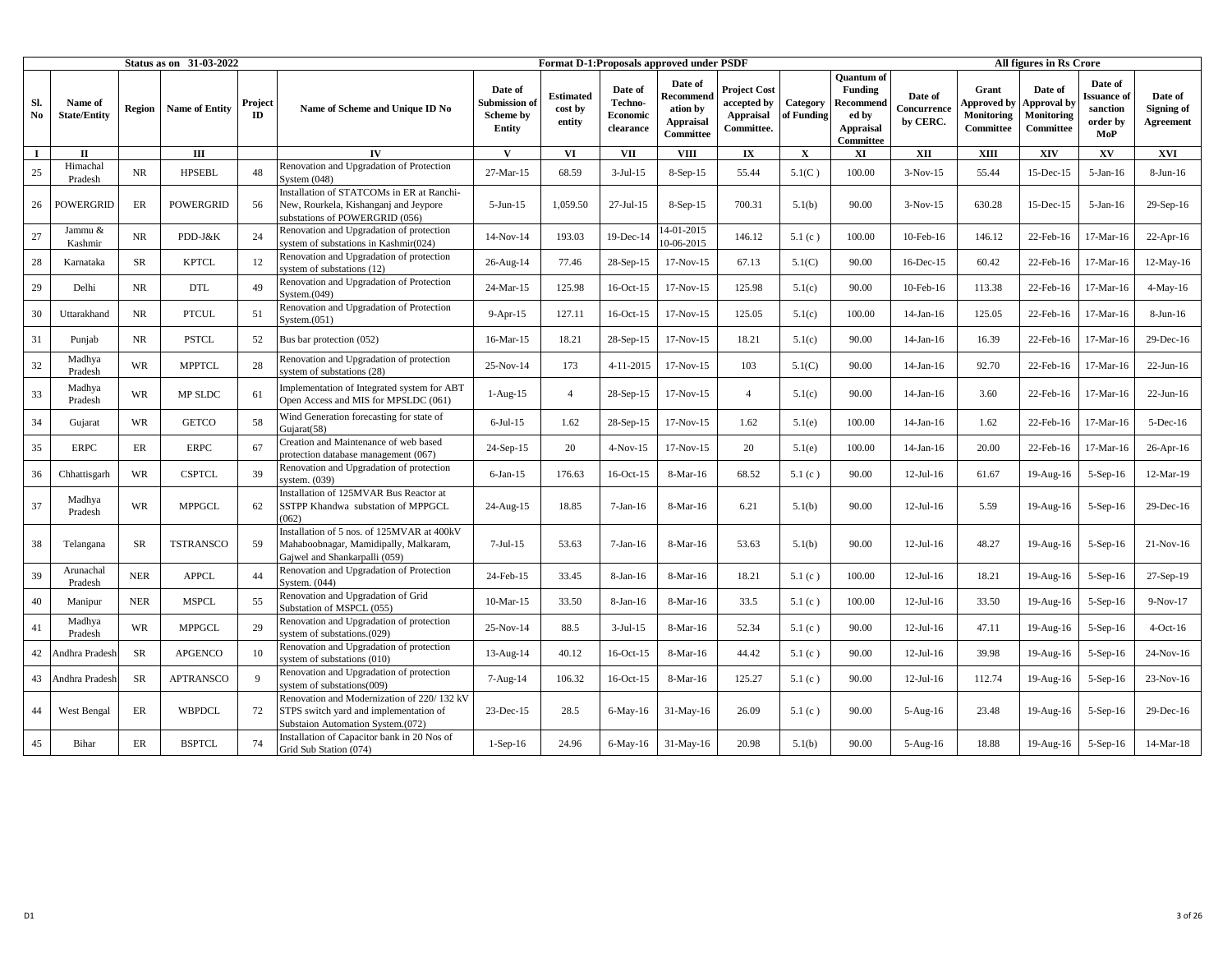| | | Status as on 31-03-2022 | | | | Format D-1:Proposals approved under PSDF | | | | | | | | All figures in Rs Crore | | | |
|---|---|---|---|---|---|---|---|---|---|---|---|---|---|---|---|---|---|
| Sl. No | Name of State/Entity | Region | Name of Entity | Project ID | Name of Scheme and Unique ID No | Date of Submission of Scheme by Entity | Estimated cost by entity | Date of Techno-Economic clearance | Date of Recommendation by Appraisal Committee | Project Cost accepted by Appraisal Committee. | Category of Funding | Quantum of Funding Recommended by Appraisal Committee | Date of Concurrence by CERC. | Grant Approved by Monitoring Committee | Date of Approval by Monitoring Committee | Date of Issuance of sanction order by MoP | Date of Signing of Agreement |
| I | II | | III | | IV | V | VI | VII | VIII | IX | X | XI | XII | XIII | XIV | XV | XVI |
| 25 | Himachal Pradesh | NR | HPSEBL | 48 | Renovation and Upgradation of Protection System (048) | 27-Mar-15 | 68.59 | 3-Jul-15 | 8-Sep-15 | 55.44 | 5.1(C ) | 100.00 | 3-Nov-15 | 55.44 | 15-Dec-15 | 5-Jan-16 | 8-Jun-16 |
| 26 | POWERGRID | ER | POWERGRID | 56 | Installation of STATCOMs in ER at Ranchi-New, Rourkela, Kishanganj and Jeypore substations of POWERGRID (056) | 5-Jun-15 | 1,059.50 | 27-Jul-15 | 8-Sep-15 | 700.31 | 5.1(b) | 90.00 | 3-Nov-15 | 630.28 | 15-Dec-15 | 5-Jan-16 | 29-Sep-16 |
| 27 | Jammu & Kashmir | NR | PDD-J&K | 24 | Renovation and Upgradation of protection system of substations in Kashmir(024) | 14-Nov-14 | 193.03 | 19-Dec-14 | 14-01-2015 10-06-2015 | 146.12 | 5.1 (c ) | 100.00 | 10-Feb-16 | 146.12 | 22-Feb-16 | 17-Mar-16 | 22-Apr-16 |
| 28 | Karnataka | SR | KPTCL | 12 | Renovation and Upgradation of protection system of substations (12) | 26-Aug-14 | 77.46 | 28-Sep-15 | 17-Nov-15 | 67.13 | 5.1(C) | 90.00 | 16-Dec-15 | 60.42 | 22-Feb-16 | 17-Mar-16 | 12-May-16 |
| 29 | Delhi | NR | DTL | 49 | Renovation and Upgradation of Protection System.(049) | 24-Mar-15 | 125.98 | 16-Oct-15 | 17-Nov-15 | 125.98 | 5.1(c) | 90.00 | 10-Feb-16 | 113.38 | 22-Feb-16 | 17-Mar-16 | 4-May-16 |
| 30 | Uttarakhand | NR | PTCUL | 51 | Renovation and Upgradation of Protection System.(051) | 9-Apr-15 | 127.11 | 16-Oct-15 | 17-Nov-15 | 125.05 | 5.1(c) | 100.00 | 14-Jan-16 | 125.05 | 22-Feb-16 | 17-Mar-16 | 8-Jun-16 |
| 31 | Punjab | NR | PSTCL | 52 | Bus bar protection (052) | 16-Mar-15 | 18.21 | 28-Sep-15 | 17-Nov-15 | 18.21 | 5.1(c) | 90.00 | 14-Jan-16 | 16.39 | 22-Feb-16 | 17-Mar-16 | 29-Dec-16 |
| 32 | Madhya Pradesh | WR | MPPTCL | 28 | Renovation and Upgradation of protection system of substations (28) | 25-Nov-14 | 173 | 4-11-2015 | 17-Nov-15 | 103 | 5.1(C) | 90.00 | 14-Jan-16 | 92.70 | 22-Feb-16 | 17-Mar-16 | 22-Jun-16 |
| 33 | Madhya Pradesh | WR | MP SLDC | 61 | Implementation of Integrated system for ABT Open Access and MIS for MPSLDC (061) | 1-Aug-15 | 4 | 28-Sep-15 | 17-Nov-15 | 4 | 5.1(c) | 90.00 | 14-Jan-16 | 3.60 | 22-Feb-16 | 17-Mar-16 | 22-Jun-16 |
| 34 | Gujarat | WR | GETCO | 58 | Wind Generation forecasting for state of Gujarat(58) | 6-Jul-15 | 1.62 | 28-Sep-15 | 17-Nov-15 | 1.62 | 5.1(e) | 100.00 | 14-Jan-16 | 1.62 | 22-Feb-16 | 17-Mar-16 | 5-Dec-16 |
| 35 | ERPC | ER | ERPC | 67 | Creation and Maintenance of web based protection database management (067) | 24-Sep-15 | 20 | 4-Nov-15 | 17-Nov-15 | 20 | 5.1(e) | 100.00 | 14-Jan-16 | 20.00 | 22-Feb-16 | 17-Mar-16 | 26-Apr-16 |
| 36 | Chhattisgarh | WR | CSPTCL | 39 | Renovation and Upgradation of protection system. (039) | 6-Jan-15 | 176.63 | 16-Oct-15 | 8-Mar-16 | 68.52 | 5.1 (c ) | 90.00 | 12-Jul-16 | 61.67 | 19-Aug-16 | 5-Sep-16 | 12-Mar-19 |
| 37 | Madhya Pradesh | WR | MPPGCL | 62 | Installation of 125MVAR Bus Reactor at SSTPP Khandwa substation of MPPGCL (062) | 24-Aug-15 | 18.85 | 7-Jan-16 | 8-Mar-16 | 6.21 | 5.1(b) | 90.00 | 12-Jul-16 | 5.59 | 19-Aug-16 | 5-Sep-16 | 29-Dec-16 |
| 38 | Telangana | SR | TSTRANSCO | 59 | Installation of 5 nos. of 125MVAR at 400kV Mahaboobnagar, Mamidipally, Malkaram, Gajwel and Shankarpalli (059) | 7-Jul-15 | 53.63 | 7-Jan-16 | 8-Mar-16 | 53.63 | 5.1(b) | 90.00 | 12-Jul-16 | 48.27 | 19-Aug-16 | 5-Sep-16 | 21-Nov-16 |
| 39 | Arunachal Pradesh | NER | APPCL | 44 | Renovation and Upgradation of Protection System. (044) | 24-Feb-15 | 33.45 | 8-Jan-16 | 8-Mar-16 | 18.21 | 5.1 (c ) | 100.00 | 12-Jul-16 | 18.21 | 19-Aug-16 | 5-Sep-16 | 27-Sep-19 |
| 40 | Manipur | NER | MSPCL | 55 | Renovation and Upgradation of Grid Substation of MSPCL (055) | 10-Mar-15 | 33.50 | 8-Jan-16 | 8-Mar-16 | 33.5 | 5.1 (c ) | 100.00 | 12-Jul-16 | 33.50 | 19-Aug-16 | 5-Sep-16 | 9-Nov-17 |
| 41 | Madhya Pradesh | WR | MPPGCL | 29 | Renovation and Upgradation of protection system of substations.(029) | 25-Nov-14 | 88.5 | 3-Jul-15 | 8-Mar-16 | 52.34 | 5.1 (c ) | 90.00 | 12-Jul-16 | 47.11 | 19-Aug-16 | 5-Sep-16 | 4-Oct-16 |
| 42 | Andhra Pradesh | SR | APGENCO | 10 | Renovation and Upgradation of protection system of substations (010) | 13-Aug-14 | 40.12 | 16-Oct-15 | 8-Mar-16 | 44.42 | 5.1 (c ) | 90.00 | 12-Jul-16 | 39.98 | 19-Aug-16 | 5-Sep-16 | 24-Nov-16 |
| 43 | Andhra Pradesh | SR | APTRANSCO | 9 | Renovation and Upgradation of protection system of substations(009) | 7-Aug-14 | 106.32 | 16-Oct-15 | 8-Mar-16 | 125.27 | 5.1 (c ) | 90.00 | 12-Jul-16 | 112.74 | 19-Aug-16 | 5-Sep-16 | 23-Nov-16 |
| 44 | West Bengal | ER | WBPDCL | 72 | Renovation and Modernization of 220/ 132 kV STPS switch yard and implementation of Substaion Automation System.(072) | 23-Dec-15 | 28.5 | 6-May-16 | 31-May-16 | 26.09 | 5.1 (c ) | 90.00 | 5-Aug-16 | 23.48 | 19-Aug-16 | 5-Sep-16 | 29-Dec-16 |
| 45 | Bihar | ER | BSPTCL | 74 | Installation of Capacitor bank in 20 Nos of Grid Sub Station (074) | 1-Sep-16 | 24.96 | 6-May-16 | 31-May-16 | 20.98 | 5.1(b) | 90.00 | 5-Aug-16 | 18.88 | 19-Aug-16 | 5-Sep-16 | 14-Mar-18 |

D1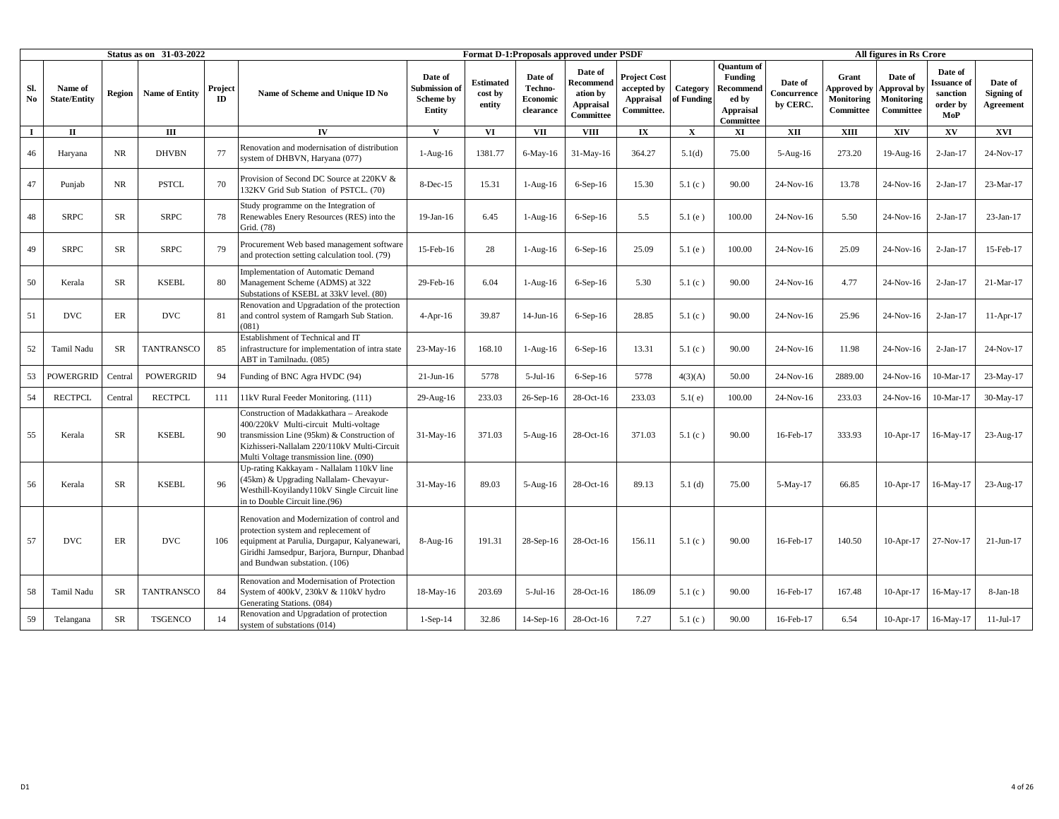| Status as on 31-03-2022 | | | | | | Format D-1:Proposals approved under PSDF | | | | | | | | All figures in Rs Crore | | |
|---|---|---|---|---|---|---|---|---|---|---|---|---|---|---|---|---|
| Sl. No | Name of State/Entity | Region | Name of Entity | Project ID | Name of Scheme and Unique ID No | Date of Submission of Scheme by Entity | Estimated cost by entity | Date of Techno-Economic clearance | Date of Recommendation by Appraisal Committee | Project Cost accepted by Appraisal Committee. | Category of Funding | Quantum of Funding Recommended by Appraisal Committee | Date of Concurrence by CERC. | Grant Approved by Monitoring Committee | Date of Approval by Monitoring Committee | Date of Issuance of sanction order by MoP | Date of Signing of Agreement |
| I | II | | III | | IV | V | VI | VII | VIII | IX | X | XI | XII | XIII | XIV | XV | XVI |
| 46 | Haryana | NR | DHVBN | 77 | Renovation and modernisation of distribution system of DHBVN, Haryana (077) | 1-Aug-16 | 1381.77 | 6-May-16 | 31-May-16 | 364.27 | 5.1(d) | 75.00 | 5-Aug-16 | 273.20 | 19-Aug-16 | 2-Jan-17 | 24-Nov-17 |
| 47 | Punjab | NR | PSTCL | 70 | Provision of Second DC Source at 220KV & 132KV Grid Sub Station of PSTCL. (70) | 8-Dec-15 | 15.31 | 1-Aug-16 | 6-Sep-16 | 15.30 | 5.1 (c ) | 90.00 | 24-Nov-16 | 13.78 | 24-Nov-16 | 2-Jan-17 | 23-Mar-17 |
| 48 | SRPC | SR | SRPC | 78 | Study programme on the Integration of Renewables Enery Resources (RES) into the Grid. (78) | 19-Jan-16 | 6.45 | 1-Aug-16 | 6-Sep-16 | 5.5 | 5.1 (e ) | 100.00 | 24-Nov-16 | 5.50 | 24-Nov-16 | 2-Jan-17 | 23-Jan-17 |
| 49 | SRPC | SR | SRPC | 79 | Procurement Web based management software and protection setting calculation tool. (79) | 15-Feb-16 | 28 | 1-Aug-16 | 6-Sep-16 | 25.09 | 5.1 (e ) | 100.00 | 24-Nov-16 | 25.09 | 24-Nov-16 | 2-Jan-17 | 15-Feb-17 |
| 50 | Kerala | SR | KSEBL | 80 | Implementation of Automatic Demand Management Scheme (ADMS) at 322 Substations of KSEBL at 33kV level. (80) | 29-Feb-16 | 6.04 | 1-Aug-16 | 6-Sep-16 | 5.30 | 5.1 (c ) | 90.00 | 24-Nov-16 | 4.77 | 24-Nov-16 | 2-Jan-17 | 21-Mar-17 |
| 51 | DVC | ER | DVC | 81 | Renovation and Upgradation of the protection and control system of Ramgarh Sub Station. (081) | 4-Apr-16 | 39.87 | 14-Jun-16 | 6-Sep-16 | 28.85 | 5.1 (c ) | 90.00 | 24-Nov-16 | 25.96 | 24-Nov-16 | 2-Jan-17 | 11-Apr-17 |
| 52 | Tamil Nadu | SR | TANTRANSCO | 85 | Establishment of Technical and IT infrastructure for implementation of intra state ABT in Tamilnadu. (085) | 23-May-16 | 168.10 | 1-Aug-16 | 6-Sep-16 | 13.31 | 5.1 (c ) | 90.00 | 24-Nov-16 | 11.98 | 24-Nov-16 | 2-Jan-17 | 24-Nov-17 |
| 53 | POWERGRID | Central | POWERGRID | 94 | Funding of BNC Agra HVDC (94) | 21-Jun-16 | 5778 | 5-Jul-16 | 6-Sep-16 | 5778 | 4(3)(A) | 50.00 | 24-Nov-16 | 2889.00 | 24-Nov-16 | 10-Mar-17 | 23-May-17 |
| 54 | RECTPCL | Central | RECTPCL | 111 | 11kV Rural Feeder Monitoring. (111) | 29-Aug-16 | 233.03 | 26-Sep-16 | 28-Oct-16 | 233.03 | 5.1( e) | 100.00 | 24-Nov-16 | 233.03 | 24-Nov-16 | 10-Mar-17 | 30-May-17 |
| 55 | Kerala | SR | KSEBL | 90 | Construction of Madakkathara – Areakode 400/220kV Multi-circuit Multi-voltage transmission Line (95km) & Construction of Kizhisseri-Nallalam 220/110kV Multi-Circuit Multi Voltage transmission line. (090) | 31-May-16 | 371.03 | 5-Aug-16 | 28-Oct-16 | 371.03 | 5.1 (c ) | 90.00 | 16-Feb-17 | 333.93 | 10-Apr-17 | 16-May-17 | 23-Aug-17 |
| 56 | Kerala | SR | KSEBL | 96 | Up-rating Kakkayam - Nallalam 110kV line (45km) & Upgrading Nallalam- Chevayur-Westhill-Koyilandy110kV Single Circuit line in to Double Circuit line.(96) | 31-May-16 | 89.03 | 5-Aug-16 | 28-Oct-16 | 89.13 | 5.1 (d) | 75.00 | 5-May-17 | 66.85 | 10-Apr-17 | 16-May-17 | 23-Aug-17 |
| 57 | DVC | ER | DVC | 106 | Renovation and Modernization of control and protection system and replecement of equipment at Parulia, Durgapur, Kalyanewari, Giridhi Jamsedpur, Barjora, Burnpur, Dhanbad and Bundwan substation. (106) | 8-Aug-16 | 191.31 | 28-Sep-16 | 28-Oct-16 | 156.11 | 5.1 (c ) | 90.00 | 16-Feb-17 | 140.50 | 10-Apr-17 | 27-Nov-17 | 21-Jun-17 |
| 58 | Tamil Nadu | SR | TANTRANSCO | 84 | Renovation and Modernisation of Protection System of 400kV, 230kV & 110kV hydro Generating Stations. (084) | 18-May-16 | 203.69 | 5-Jul-16 | 28-Oct-16 | 186.09 | 5.1 (c ) | 90.00 | 16-Feb-17 | 167.48 | 10-Apr-17 | 16-May-17 | 8-Jan-18 |
| 59 | Telangana | SR | TSGENCO | 14 | Renovation and Upgradation of protection system of substations (014) | 1-Sep-14 | 32.86 | 14-Sep-16 | 28-Oct-16 | 7.27 | 5.1 (c ) | 90.00 | 16-Feb-17 | 6.54 | 10-Apr-17 | 16-May-17 | 11-Jul-17 |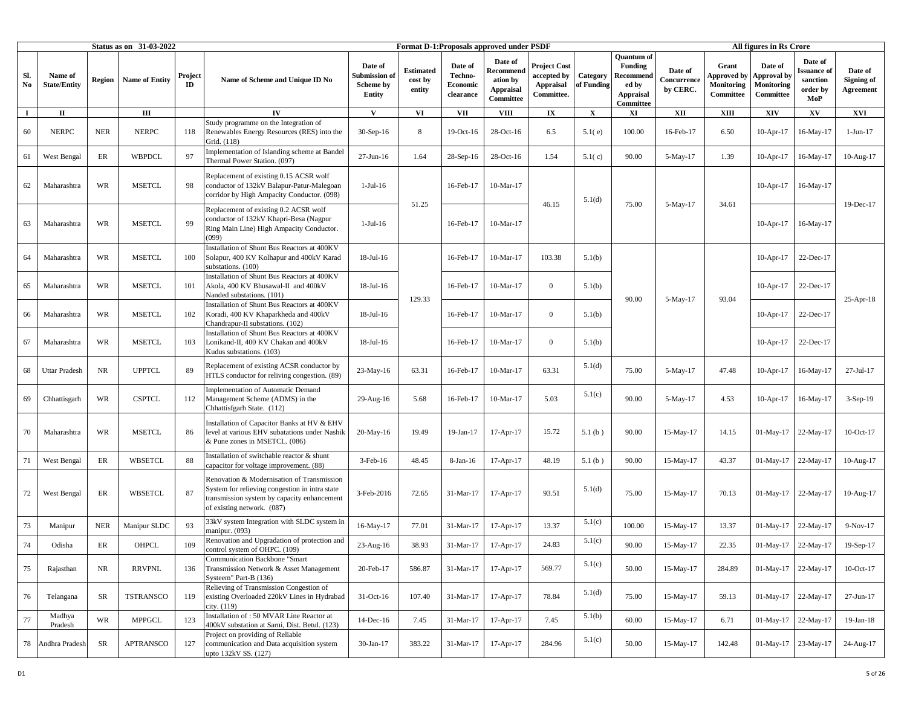| | | Status as on 31-03-2022 | | | | Format D-1:Proposals approved under PSDF | | | | | | | | All figures in Rs Crore | | | |
|---|---|---|---|---|---|---|---|---|---|---|---|---|---|---|---|---|---|
| Sl. No | Name of State/Entity | Region | Name of Entity | Project ID | Name of Scheme and Unique ID No | Date of Submission of Scheme by Entity | Estimated cost by entity | Date of Techno-Economic clearance | Date of Recommendation by Appraisal Committee | Project Cost accepted by Appraisal Committee. | Category of Funding | Quantum of Funding Recommended by Appraisal Committee | Date of Concurrence by CERC. | Grant Approved by Monitoring Committee | Date of Approval by Monitoring Committee | Date of Issuance of sanction order by MoP | Date of Signing of Agreement |
| I | II | | III | | IV | V | VI | VII | VIII | IX | X | XI | XII | XIII | XIV | XV | XVI |
| 60 | NERPC | NER | NERPC | 118 | Study programme on the Integration of Renewables Energy Resources (RES) into the Grid. (118) | 30-Sep-16 | 8 | 19-Oct-16 | 28-Oct-16 | 6.5 | 5.1( e) | 100.00 | 16-Feb-17 | 6.50 | 10-Apr-17 | 16-May-17 | 1-Jun-17 |
| 61 | West Bengal | ER | WBPDCL | 97 | Implementation of Islanding scheme at Bandel Thermal Power Station. (097) | 27-Jun-16 | 1.64 | 28-Sep-16 | 28-Oct-16 | 1.54 | 5.1( c) | 90.00 | 5-May-17 | 1.39 | 10-Apr-17 | 16-May-17 | 10-Aug-17 |
| 62 | Maharashtra | WR | MSETCL | 98 | Replacement of existing 0.15 ACSR wolf conductor of 132kV Balapur-Patur-Malegoan corridor by High Ampacity Conductor. (098) | 1-Jul-16 | 51.25 | 16-Feb-17 | 10-Mar-17 | 46.15 | 5.1(d) | 75.00 | 5-May-17 | 34.61 | 10-Apr-17 | 16-May-17 | 19-Dec-17 |
| 63 | Maharashtra | WR | MSETCL | 99 | Replacement of existing 0.2 ACSR wolf conductor of 132kV Khapri-Besa (Nagpur Ring Main Line) High Ampacity Conductor. (099) | 1-Jul-16 | | 16-Feb-17 | 10-Mar-17 | | | | | | 10-Apr-17 | 16-May-17 | |
| 64 | Maharashtra | WR | MSETCL | 100 | Installation of Shunt Bus Reactors at 400KV Solapur, 400 KV Kolhapur and 400kV Karad substations. (100) | 18-Jul-16 | 129.33 | 16-Feb-17 | 10-Mar-17 | 103.38 | 5.1(b) | 90.00 | 5-May-17 | 93.04 | 10-Apr-17 | 22-Dec-17 | 25-Apr-18 |
| 65 | Maharashtra | WR | MSETCL | 101 | Installation of Shunt Bus Reactors at 400KV Akola, 400 KV Bhusawal-II and 400kV Nanded substations. (101) | 18-Jul-16 | | 16-Feb-17 | 10-Mar-17 | 0 | 5.1(b) | | | | 10-Apr-17 | 22-Dec-17 | |
| 66 | Maharashtra | WR | MSETCL | 102 | Installation of Shunt Bus Reactors at 400KV Koradi, 400 KV Khaparkheda and 400kV Chandrapur-II substations. (102) | 18-Jul-16 | | 16-Feb-17 | 10-Mar-17 | 0 | 5.1(b) | | | | 10-Apr-17 | 22-Dec-17 | |
| 67 | Maharashtra | WR | MSETCL | 103 | Installation of Shunt Bus Reactors at 400KV Lonikand-II, 400 KV Chakan and 400kV Kudus substations. (103) | 18-Jul-16 | | 16-Feb-17 | 10-Mar-17 | 0 | 5.1(b) | | | | 10-Apr-17 | 22-Dec-17 | |
| 68 | Uttar Pradesh | NR | UPPTCL | 89 | Replacement of existing ACSR conductor by HTLS conductor for reliving congestion. (89) | 23-May-16 | 63.31 | 16-Feb-17 | 10-Mar-17 | 63.31 | 5.1(d) | 75.00 | 5-May-17 | 47.48 | 10-Apr-17 | 16-May-17 | 27-Jul-17 |
| 69 | Chhattisgarh | WR | CSPTCL | 112 | Implementation of Automatic Demand Management Scheme (ADMS) in the Chhattisfgarh State. (112) | 29-Aug-16 | 5.68 | 16-Feb-17 | 10-Mar-17 | 5.03 | 5.1(c) | 90.00 | 5-May-17 | 4.53 | 10-Apr-17 | 16-May-17 | 3-Sep-19 |
| 70 | Maharashtra | WR | MSETCL | 86 | Installation of Capacitor Banks at HV & EHV level at various EHV subatations under Nashik & Pune zones in MSETCL. (086) | 20-May-16 | 19.49 | 19-Jan-17 | 17-Apr-17 | 15.72 | 5.1 (b ) | 90.00 | 15-May-17 | 14.15 | 01-May-17 | 22-May-17 | 10-Oct-17 |
| 71 | West Bengal | ER | WBSETCL | 88 | Installation of switchable reactor & shunt capacitor for voltage improvement. (88) | 3-Feb-16 | 48.45 | 8-Jan-16 | 17-Apr-17 | 48.19 | 5.1 (b ) | 90.00 | 15-May-17 | 43.37 | 01-May-17 | 22-May-17 | 10-Aug-17 |
| 72 | West Bengal | ER | WBSETCL | 87 | Renovation & Modernisation of Transmission System for relieving congestion in intra state transmission system by capacity enhancement of existing network. (087) | 3-Feb-2016 | 72.65 | 31-Mar-17 | 17-Apr-17 | 93.51 | 5.1(d) | 75.00 | 15-May-17 | 70.13 | 01-May-17 | 22-May-17 | 10-Aug-17 |
| 73 | Manipur | NER | Manipur SLDC | 93 | 33kV system Integration with SLDC system in manipur. (093) | 16-May-17 | 77.01 | 31-Mar-17 | 17-Apr-17 | 13.37 | 5.1(c) | 100.00 | 15-May-17 | 13.37 | 01-May-17 | 22-May-17 | 9-Nov-17 |
| 74 | Odisha | ER | OHPCL | 109 | Renovation and Upgradation of protection and control system of OHPC. (109) | 23-Aug-16 | 38.93 | 31-Mar-17 | 17-Apr-17 | 24.83 | 5.1(c) | 90.00 | 15-May-17 | 22.35 | 01-May-17 | 22-May-17 | 19-Sep-17 |
| 75 | Rajasthan | NR | RRVPNL | 136 | Communication Backbone "Smart Transmission Network & Asset Management Systeem" Part-B (136) | 20-Feb-17 | 586.87 | 31-Mar-17 | 17-Apr-17 | 569.77 | 5.1(c) | 50.00 | 15-May-17 | 284.89 | 01-May-17 | 22-May-17 | 10-Oct-17 |
| 76 | Telangana | SR | TSTRANSCO | 119 | Relieving of Transmission Congestion of existing Overloaded 220kV Lines in Hydrabad city. (119) | 31-Oct-16 | 107.40 | 31-Mar-17 | 17-Apr-17 | 78.84 | 5.1(d) | 75.00 | 15-May-17 | 59.13 | 01-May-17 | 22-May-17 | 27-Jun-17 |
| 77 | Madhya Pradesh | WR | MPPGCL | 123 | Installation of : 50 MVAR Line Reactor at 400kV substation at Sarni, Dist. Betul. (123) | 14-Dec-16 | 7.45 | 31-Mar-17 | 17-Apr-17 | 7.45 | 5.1(b) | 60.00 | 15-May-17 | 6.71 | 01-May-17 | 22-May-17 | 19-Jan-18 |
| 78 | Andhra Pradesh | SR | APTRANSCO | 127 | Project on providing of Reliable communication and Data acquisition system upto 132kV SS. (127) | 30-Jan-17 | 383.22 | 31-Mar-17 | 17-Apr-17 | 284.96 | 5.1(c) | 50.00 | 15-May-17 | 142.48 | 01-May-17 | 23-May-17 | 24-Aug-17 |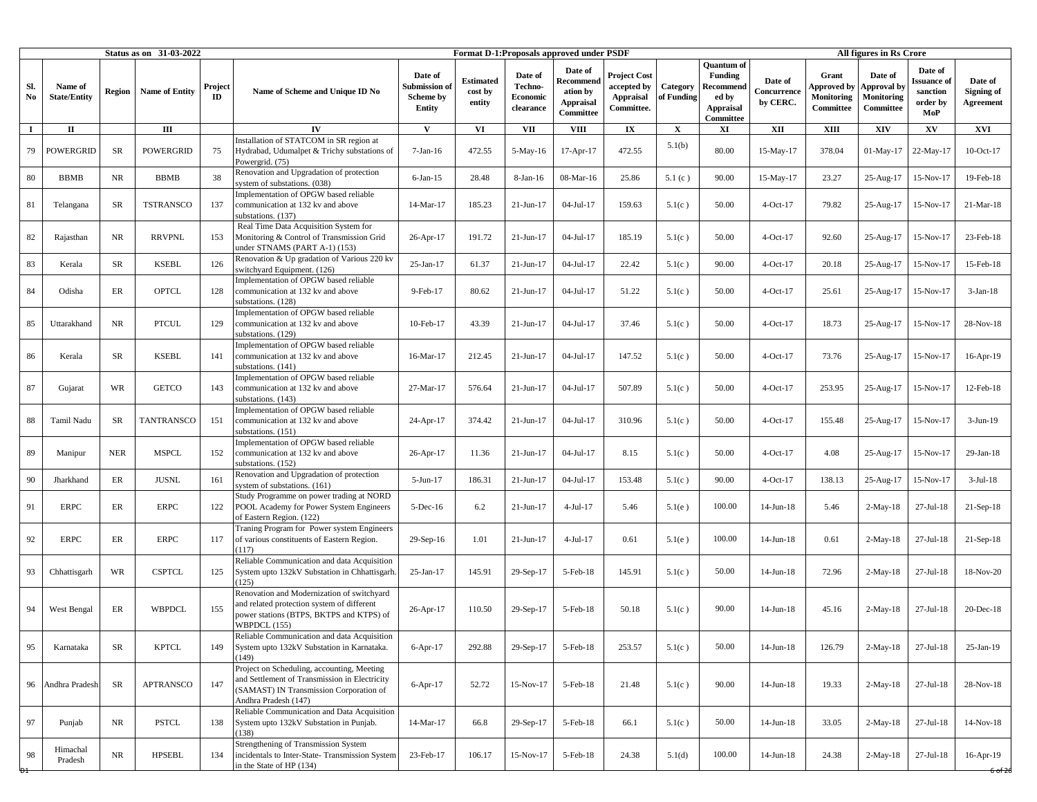| Status as on 31-03-2022 | | | | | Format D-1:Proposals approved under PSDF | | | | | | | | | All figures in Rs Crore | | | |
|---|---|---|---|---|---|---|---|---|---|---|---|---|---|---|---|---|
| Sl. No | Name of State/Entity | Region | Name of Entity | Project ID | Name of Scheme and Unique ID No | Date of Submission of Scheme by Entity | Estimated cost by entity | Date of Techno-Economic clearance | Date of Recommendation by Appraisal Committee | Project Cost accepted by Appraisal Committee. | Category of Funding | Quantum of Funding Recommended by Appraisal Committee | Date of Concurrence by CERC. | Grant Approved by Monitoring Committee | Date of Approval by Monitoring Committee | Date of Issuance of sanction order by MoP | Date of Signing of Agreement |
| I | II | | III | | IV | V | VI | VII | VIII | IX | X | XI | XII | XIII | XIV | XV | XVI |
| 79 | POWERGRID | SR | POWERGRID | 75 | Installation of STATCOM in SR region at Hydrabad, Udumalpet & Trichy substations of Powergrid. (75) | 7-Jan-16 | 472.55 | 5-May-16 | 17-Apr-17 | 472.55 | 5.1(b) | 80.00 | 15-May-17 | 378.04 | 01-May-17 | 22-May-17 | 10-Oct-17 |
| 80 | BBMB | NR | BBMB | 38 | Renovation and Upgradation of protection system of substations. (038) | 6-Jan-15 | 28.48 | 8-Jan-16 | 08-Mar-16 | 25.86 | 5.1 (c ) | 90.00 | 15-May-17 | 23.27 | 25-Aug-17 | 15-Nov-17 | 19-Feb-18 |
| 81 | Telangana | SR | TSTRANSCO | 137 | Implementation of OPGW based reliable communication at 132 kv and above substations. (137) | 14-Mar-17 | 185.23 | 21-Jun-17 | 04-Jul-17 | 159.63 | 5.1(c ) | 50.00 | 4-Oct-17 | 79.82 | 25-Aug-17 | 15-Nov-17 | 21-Mar-18 |
| 82 | Rajasthan | NR | RRVPNL | 153 | Real Time Data Acquisition System for Monitoring & Control of Transmission Grid under STNAMS (PART A-1) (153) | 26-Apr-17 | 191.72 | 21-Jun-17 | 04-Jul-17 | 185.19 | 5.1(c ) | 50.00 | 4-Oct-17 | 92.60 | 25-Aug-17 | 15-Nov-17 | 23-Feb-18 |
| 83 | Kerala | SR | KSEBL | 126 | Renovation & Up gradation of Various 220 kv switchyard Equipment. (126) | 25-Jan-17 | 61.37 | 21-Jun-17 | 04-Jul-17 | 22.42 | 5.1(c ) | 90.00 | 4-Oct-17 | 20.18 | 25-Aug-17 | 15-Nov-17 | 15-Feb-18 |
| 84 | Odisha | ER | OPTCL | 128 | Implementation of OPGW based reliable communication at 132 kv and above substations. (128) | 9-Feb-17 | 80.62 | 21-Jun-17 | 04-Jul-17 | 51.22 | 5.1(c ) | 50.00 | 4-Oct-17 | 25.61 | 25-Aug-17 | 15-Nov-17 | 3-Jan-18 |
| 85 | Uttarakhand | NR | PTCUL | 129 | Implementation of OPGW based reliable communication at 132 kv and above substations. (129) | 10-Feb-17 | 43.39 | 21-Jun-17 | 04-Jul-17 | 37.46 | 5.1(c ) | 50.00 | 4-Oct-17 | 18.73 | 25-Aug-17 | 15-Nov-17 | 28-Nov-18 |
| 86 | Kerala | SR | KSEBL | 141 | Implementation of OPGW based reliable communication at 132 kv and above substations. (141) | 16-Mar-17 | 212.45 | 21-Jun-17 | 04-Jul-17 | 147.52 | 5.1(c ) | 50.00 | 4-Oct-17 | 73.76 | 25-Aug-17 | 15-Nov-17 | 16-Apr-19 |
| 87 | Gujarat | WR | GETCO | 143 | Implementation of OPGW based reliable communication at 132 kv and above substations. (143) | 27-Mar-17 | 576.64 | 21-Jun-17 | 04-Jul-17 | 507.89 | 5.1(c ) | 50.00 | 4-Oct-17 | 253.95 | 25-Aug-17 | 15-Nov-17 | 12-Feb-18 |
| 88 | Tamil Nadu | SR | TANTRANSCO | 151 | Implementation of OPGW based reliable communication at 132 kv and above substations. (151) | 24-Apr-17 | 374.42 | 21-Jun-17 | 04-Jul-17 | 310.96 | 5.1(c ) | 50.00 | 4-Oct-17 | 155.48 | 25-Aug-17 | 15-Nov-17 | 3-Jun-19 |
| 89 | Manipur | NER | MSPCL | 152 | Implementation of OPGW based reliable communication at 132 kv and above substations. (152) | 26-Apr-17 | 11.36 | 21-Jun-17 | 04-Jul-17 | 8.15 | 5.1(c ) | 50.00 | 4-Oct-17 | 4.08 | 25-Aug-17 | 15-Nov-17 | 29-Jan-18 |
| 90 | Jharkhand | ER | JUSNL | 161 | Renovation and Upgradation of protection system of substations. (161) | 5-Jun-17 | 186.31 | 21-Jun-17 | 04-Jul-17 | 153.48 | 5.1(c ) | 90.00 | 4-Oct-17 | 138.13 | 25-Aug-17 | 15-Nov-17 | 3-Jul-18 |
| 91 | ERPC | ER | ERPC | 122 | Study Programme on power trading at NORD POOL Academy for Power System Engineers of Eastern Region. (122) | 5-Dec-16 | 6.2 | 21-Jun-17 | 4-Jul-17 | 5.46 | 5.1(e ) | 100.00 | 14-Jun-18 | 5.46 | 2-May-18 | 27-Jul-18 | 21-Sep-18 |
| 92 | ERPC | ER | ERPC | 117 | Traning Program for Power system Engineers of various constituents of Eastern Region. (117) | 29-Sep-16 | 1.01 | 21-Jun-17 | 4-Jul-17 | 0.61 | 5.1(e ) | 100.00 | 14-Jun-18 | 0.61 | 2-May-18 | 27-Jul-18 | 21-Sep-18 |
| 93 | Chhattisgarh | WR | CSPTCL | 125 | Reliable Communication and data Acquisition System upto 132kV Substation in Chhattisgarh. (125) | 25-Jan-17 | 145.91 | 29-Sep-17 | 5-Feb-18 | 145.91 | 5.1(c ) | 50.00 | 14-Jun-18 | 72.96 | 2-May-18 | 27-Jul-18 | 18-Nov-20 |
| 94 | West Bengal | ER | WBPDCL | 155 | Renovation and Modernization of switchyard and related protection system of different power stations (BTPS, BKTPS and KTPS) of WBPDCL (155) | 26-Apr-17 | 110.50 | 29-Sep-17 | 5-Feb-18 | 50.18 | 5.1(c ) | 90.00 | 14-Jun-18 | 45.16 | 2-May-18 | 27-Jul-18 | 20-Dec-18 |
| 95 | Karnataka | SR | KPTCL | 149 | Reliable Communication and data Acquisition System upto 132kV Substation in Karnataka. (149) | 6-Apr-17 | 292.88 | 29-Sep-17 | 5-Feb-18 | 253.57 | 5.1(c ) | 50.00 | 14-Jun-18 | 126.79 | 2-May-18 | 27-Jul-18 | 25-Jan-19 |
| 96 | Andhra Pradesh | SR | APTRANSCO | 147 | Project on Scheduling, accounting, Meeting and Settlement of Transmission in Electricity (SAMAST) IN Transmission Corporation of Andhra Pradesh (147) | 6-Apr-17 | 52.72 | 15-Nov-17 | 5-Feb-18 | 21.48 | 5.1(c ) | 90.00 | 14-Jun-18 | 19.33 | 2-May-18 | 27-Jul-18 | 28-Nov-18 |
| 97 | Punjab | NR | PSTCL | 138 | Reliable Communication and Data Acquisition System upto 132kV Substation in Punjab. (138) | 14-Mar-17 | 66.8 | 29-Sep-17 | 5-Feb-18 | 66.1 | 5.1(c ) | 50.00 | 14-Jun-18 | 33.05 | 2-May-18 | 27-Jul-18 | 14-Nov-18 |
| 98 | Himachal Pradesh | NR | HPSEBL | 134 | Strengthening of Transmission System incidentals to Inter-State- Transmission System in the State of HP (134) | 23-Feb-17 | 106.17 | 15-Nov-17 | 5-Feb-18 | 24.38 | 5.1(d) | 100.00 | 14-Jun-18 | 24.38 | 2-May-18 | 27-Jul-18 | 16-Apr-19 |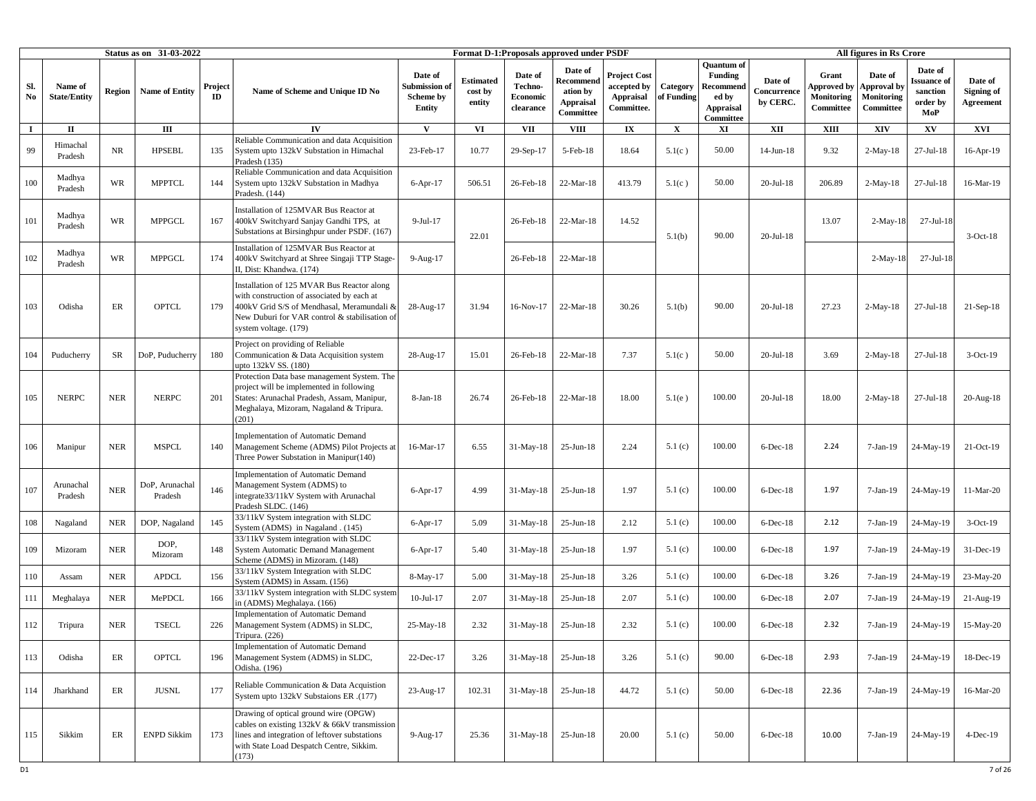| Status as on 31-03-2022 | | | | | Format D-1:Proposals approved under PSDF | | | | | | | | All figures in Rs Crore | | | |
|---|---|---|---|---|---|---|---|---|---|---|---|---|---|---|---|---|
| Sl. No | Name of State/Entity | Region | Name of Entity | Project ID | Name of Scheme and Unique ID No | Date of Submission of Scheme by Entity | Estimated cost by entity | Date of Techno-Economic clearance | Date of Recommendation by Appraisal Committee | Project Cost accepted by Appraisal Committee. | Category of Funding | Quantum of Funding Recommended by Appraisal Committee | Date of Concurrence by CERC. | Grant Approved by Monitoring Committee | Date of Approval by Monitoring Committee | Date of Issuance of sanction order by MoP | Date of Signing of Agreement |
| I | II | | III | | IV | V | VI | VII | VIII | IX | X | XI | XII | XIII | XIV | XV | XVI |
| 99 | Himachal Pradesh | NR | HPSEBL | 135 | Reliable Communication and data Acquisition System upto 132kV Substation in Himachal Pradesh (135) | 23-Feb-17 | 10.77 | 29-Sep-17 | 5-Feb-18 | 18.64 | 5.1(c ) | 50.00 | 14-Jun-18 | 9.32 | 2-May-18 | 27-Jul-18 | 16-Apr-19 |
| 100 | Madhya Pradesh | WR | MPPTCL | 144 | Reliable Communication and data Acquisition System upto 132kV Substation in Madhya Pradesh. (144) | 6-Apr-17 | 506.51 | 26-Feb-18 | 22-Mar-18 | 413.79 | 5.1(c ) | 50.00 | 20-Jul-18 | 206.89 | 2-May-18 | 27-Jul-18 | 16-Mar-19 |
| 101 | Madhya Pradesh | WR | MPPGCL | 167 | Installation of 125MVAR Bus Reactor at 400kV Switchyard Sanjay Gandhi TPS, at Substations at Birsinghpur under PSDF. (167) | 9-Jul-17 | 22.01 | 26-Feb-18 | 22-Mar-18 | 14.52 | 5.1(b) | 90.00 | 20-Jul-18 | 13.07 | 2-May-18 | 27-Jul-18 | 3-Oct-18 |
| 102 | Madhya Pradesh | WR | MPPGCL | 174 | Installation of 125MVAR Bus Reactor at 400kV Switchyard at Shree Singaji TTP Stage-II, Dist: Khandwa. (174) | 9-Aug-17 | | 26-Feb-18 | 22-Mar-18 | | | | | | 2-May-18 | 27-Jul-18 | |
| 103 | Odisha | ER | OPTCL | 179 | Installation of 125 MVAR Bus Reactor along with construction of associated by each at 400kV Grid S/S of Mendhasal, Meramundali & New Duburi for VAR control & stabilisation of system voltage. (179) | 28-Aug-17 | 31.94 | 16-Nov-17 | 22-Mar-18 | 30.26 | 5.1(b) | 90.00 | 20-Jul-18 | 27.23 | 2-May-18 | 27-Jul-18 | 21-Sep-18 |
| 104 | Puducherry | SR | DoP, Puducherry | 180 | Project on providing of Reliable Communication & Data Acquisition system upto 132kV SS. (180) | 28-Aug-17 | 15.01 | 26-Feb-18 | 22-Mar-18 | 7.37 | 5.1(c ) | 50.00 | 20-Jul-18 | 3.69 | 2-May-18 | 27-Jul-18 | 3-Oct-19 |
| 105 | NERPC | NER | NERPC | 201 | Protection Data base management System. The project will be implemented in following States: Arunachal Pradesh, Assam, Manipur, Meghalaya, Mizoram, Nagaland & Tripura. (201) | 8-Jan-18 | 26.74 | 26-Feb-18 | 22-Mar-18 | 18.00 | 5.1(e ) | 100.00 | 20-Jul-18 | 18.00 | 2-May-18 | 27-Jul-18 | 20-Aug-18 |
| 106 | Manipur | NER | MSPCL | 140 | Implementation of Automatic Demand Management Scheme (ADMS) Pilot Projects at Three Power Substation in Manipur(140) | 16-Mar-17 | 6.55 | 31-May-18 | 25-Jun-18 | 2.24 | 5.1 (c) | 100.00 | 6-Dec-18 | 2.24 | 7-Jan-19 | 24-May-19 | 21-Oct-19 |
| 107 | Arunachal Pradesh | NER | DoP, Arunachal Pradesh | 146 | Implementation of Automatic Demand Management System (ADMS) to integrate33/11kV System with Arunachal Pradesh SLDC. (146) | 6-Apr-17 | 4.99 | 31-May-18 | 25-Jun-18 | 1.97 | 5.1 (c) | 100.00 | 6-Dec-18 | 1.97 | 7-Jan-19 | 24-May-19 | 11-Mar-20 |
| 108 | Nagaland | NER | DOP, Nagaland | 145 | 33/11kV System integration with SLDC System (ADMS) in Nagaland . (145) | 6-Apr-17 | 5.09 | 31-May-18 | 25-Jun-18 | 2.12 | 5.1 (c) | 100.00 | 6-Dec-18 | 2.12 | 7-Jan-19 | 24-May-19 | 3-Oct-19 |
| 109 | Mizoram | NER | DOP, Mizoram | 148 | 33/11kV System integration with SLDC System Automatic Demand Management Scheme (ADMS) in Mizoram. (148) | 6-Apr-17 | 5.40 | 31-May-18 | 25-Jun-18 | 1.97 | 5.1 (c) | 100.00 | 6-Dec-18 | 1.97 | 7-Jan-19 | 24-May-19 | 31-Dec-19 |
| 110 | Assam | NER | APDCL | 156 | 33/11kV System Integration with SLDC System (ADMS) in Assam. (156) | 8-May-17 | 5.00 | 31-May-18 | 25-Jun-18 | 3.26 | 5.1 (c) | 100.00 | 6-Dec-18 | 3.26 | 7-Jan-19 | 24-May-19 | 23-May-20 |
| 111 | Meghalaya | NER | MePDCL | 166 | 33/11kV System integration with SLDC system in (ADMS) Meghalaya. (166) | 10-Jul-17 | 2.07 | 31-May-18 | 25-Jun-18 | 2.07 | 5.1 (c) | 100.00 | 6-Dec-18 | 2.07 | 7-Jan-19 | 24-May-19 | 21-Aug-19 |
| 112 | Tripura | NER | TSECL | 226 | Implementation of Automatic Demand Management System (ADMS) in SLDC, Tripura. (226) | 25-May-18 | 2.32 | 31-May-18 | 25-Jun-18 | 2.32 | 5.1 (c) | 100.00 | 6-Dec-18 | 2.32 | 7-Jan-19 | 24-May-19 | 15-May-20 |
| 113 | Odisha | ER | OPTCL | 196 | Implementation of Automatic Demand Management System (ADMS) in SLDC, Odisha. (196) | 22-Dec-17 | 3.26 | 31-May-18 | 25-Jun-18 | 3.26 | 5.1 (c) | 90.00 | 6-Dec-18 | 2.93 | 7-Jan-19 | 24-May-19 | 18-Dec-19 |
| 114 | Jharkhand | ER | JUSNL | 177 | Reliable Communication & Data Acquistion System upto 132kV Substaions ER .(177) | 23-Aug-17 | 102.31 | 31-May-18 | 25-Jun-18 | 44.72 | 5.1 (c) | 50.00 | 6-Dec-18 | 22.36 | 7-Jan-19 | 24-May-19 | 16-Mar-20 |
| 115 | Sikkim | ER | ENPD Sikkim | 173 | Drawing of optical ground wire (OPGW) cables on existing 132kV & 66kV transmission lines and integration of leftover substations with State Load Despatch Centre, Sikkim. (173) | 9-Aug-17 | 25.36 | 31-May-18 | 25-Jun-18 | 20.00 | 5.1 (c) | 50.00 | 6-Dec-18 | 10.00 | 7-Jan-19 | 24-May-19 | 4-Dec-19 |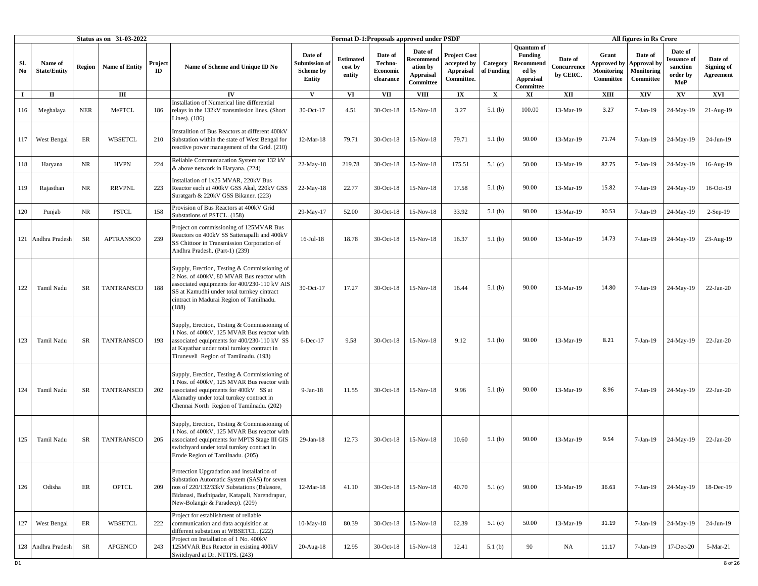Status as on 31-03-2022

Format D-1:Proposals approved under PSDF

All figures in Rs Crore

| Sl. No | Name of State/Entity | Region | Name of Entity | Project ID | Name of Scheme and Unique ID No | Date of Submission of Scheme by Entity | Estimated cost by entity | Date of Techno-Economic clearance | Date of Recommendation by Appraisal Committee | Project Cost accepted by Appraisal Committee. | Category of Funding | Quantum of Funding Recommended by Appraisal Committee | Date of Concurrence by CERC. | Grant Approved by Monitoring Committee | Date of Approval by Monitoring Committee | Date of Issuance of sanction order by MoP | Date of Signing of Agreement |
|---|---|---|---|---|---|---|---|---|---|---|---|---|---|---|---|---|---|
| I | II | | III | | IV | V | VI | VII | VIII | IX | X | XI | XII | XIII | XIV | XV | XVI |
| 116 | Meghalaya | NER | MePTCL | 186 | Installation of Numerical line differential relays in the 132kV transmission lines. (Short Lines). (186) | 30-Oct-17 | 4.51 | 30-Oct-18 | 15-Nov-18 | 3.27 | 5.1 (b) | 100.00 | 13-Mar-19 | 3.27 | 7-Jan-19 | 24-May-19 | 21-Aug-19 |
| 117 | West Bengal | ER | WBSETCL | 210 | Imstalltion of Bus Reactors at different 400kV Substation within the state of West Bengal for reactive power management of the Grid. (210) | 12-Mar-18 | 79.71 | 30-Oct-18 | 15-Nov-18 | 79.71 | 5.1 (b) | 90.00 | 13-Mar-19 | 71.74 | 7-Jan-19 | 24-May-19 | 24-Jun-19 |
| 118 | Haryana | NR | HVPN | 224 | Reliable Communiacation System for 132 kV & above network in Haryana. (224) | 22-May-18 | 219.78 | 30-Oct-18 | 15-Nov-18 | 175.51 | 5.1 (c) | 50.00 | 13-Mar-19 | 87.75 | 7-Jan-19 | 24-May-19 | 16-Aug-19 |
| 119 | Rajasthan | NR | RRVPNL | 223 | Installation of 1x25 MVAR, 220kV Bus Reactor each at 400kV GSS Akal, 220kV GSS Suratgarh & 220kV GSS Bikaner. (223) | 22-May-18 | 22.77 | 30-Oct-18 | 15-Nov-18 | 17.58 | 5.1 (b) | 90.00 | 13-Mar-19 | 15.82 | 7-Jan-19 | 24-May-19 | 16-Oct-19 |
| 120 | Punjab | NR | PSTCL | 158 | Provision of Bus Reactors at 400kV Grid Substations of PSTCL. (158) | 29-May-17 | 52.00 | 30-Oct-18 | 15-Nov-18 | 33.92 | 5.1 (b) | 90.00 | 13-Mar-19 | 30.53 | 7-Jan-19 | 24-May-19 | 2-Sep-19 |
| 121 | Andhra Pradesh | SR | APTRANSCO | 239 | Project on commissioning of 125MVAR Bus Reactors on 400kV SS Sattenapalli and 400kV SS Chittoor in Transmission Corporation of Andhra Pradesh. (Part-1) (239) | 16-Jul-18 | 18.78 | 30-Oct-18 | 15-Nov-18 | 16.37 | 5.1 (b) | 90.00 | 13-Mar-19 | 14.73 | 7-Jan-19 | 24-May-19 | 23-Aug-19 |
| 122 | Tamil Nadu | SR | TANTRANSCO | 188 | Supply, Erection, Testing & Commissioning of 2 Nos. of 400kV, 80 MVAR Bus reactor with associated equipments for 400/230-110 kV AIS SS at Kamudhi under total turnkey cintract cintract in Madurai Region of Tamilnadu. (188) | 30-Oct-17 | 17.27 | 30-Oct-18 | 15-Nov-18 | 16.44 | 5.1 (b) | 90.00 | 13-Mar-19 | 14.80 | 7-Jan-19 | 24-May-19 | 22-Jan-20 |
| 123 | Tamil Nadu | SR | TANTRANSCO | 193 | Supply, Erection, Testing & Commissioning of 1 Nos. of 400kV, 125 MVAR Bus reactor with associated equipments for 400/230-110 kV SS at Kayathar under total turnkey contract in Tiruneveli Region of Tamilnadu. (193) | 6-Dec-17 | 9.58 | 30-Oct-18 | 15-Nov-18 | 9.12 | 5.1 (b) | 90.00 | 13-Mar-19 | 8.21 | 7-Jan-19 | 24-May-19 | 22-Jan-20 |
| 124 | Tamil Nadu | SR | TANTRANSCO | 202 | Supply, Erection, Testing & Commissioning of 1 Nos. of 400kV, 125 MVAR Bus reactor with associated equipments for 400kV SS at Alamathy under total turnkey contract in Chennai North Region of Tamilnadu. (202) | 9-Jan-18 | 11.55 | 30-Oct-18 | 15-Nov-18 | 9.96 | 5.1 (b) | 90.00 | 13-Mar-19 | 8.96 | 7-Jan-19 | 24-May-19 | 22-Jan-20 |
| 125 | Tamil Nadu | SR | TANTRANSCO | 205 | Supply, Erection, Testing & Commissioning of 1 Nos. of 400kV, 125 MVAR Bus reactor with associated equipments for MPTS Stage III GIS switchyard under total turnkey contract in Erode Region of Tamilnadu. (205) | 29-Jan-18 | 12.73 | 30-Oct-18 | 15-Nov-18 | 10.60 | 5.1 (b) | 90.00 | 13-Mar-19 | 9.54 | 7-Jan-19 | 24-May-19 | 22-Jan-20 |
| 126 | Odisha | ER | OPTCL | 209 | Protection Upgradation and installation of Substation Automatic System (SAS) for seven nos of 220/132/33kV Substations (Balasore, Bidanasi, Budhipadar, Katapali, Narendrapur, New-Bolangir & Paradeep). (209) | 12-Mar-18 | 41.10 | 30-Oct-18 | 15-Nov-18 | 40.70 | 5.1 (c) | 90.00 | 13-Mar-19 | 36.63 | 7-Jan-19 | 24-May-19 | 18-Dec-19 |
| 127 | West Bengal | ER | WBSETCL | 222 | Project for establishment of reliable communication and data acquisition at different substation at WBSETCL. (222) | 10-May-18 | 80.39 | 30-Oct-18 | 15-Nov-18 | 62.39 | 5.1 (c) | 50.00 | 13-Mar-19 | 31.19 | 7-Jan-19 | 24-May-19 | 24-Jun-19 |
| 128 | Andhra Pradesh | SR | APGENCO | 243 | Project on Installation of 1 No. 400kV 125MVAR Bus Reactor in existing 400kV Switchyard at Dr. NTTPS. (243) | 20-Aug-18 | 12.95 | 30-Oct-18 | 15-Nov-18 | 12.41 | 5.1 (b) | 90 | NA | 11.17 | 7-Jan-19 | 17-Dec-20 | 5-Mar-21 |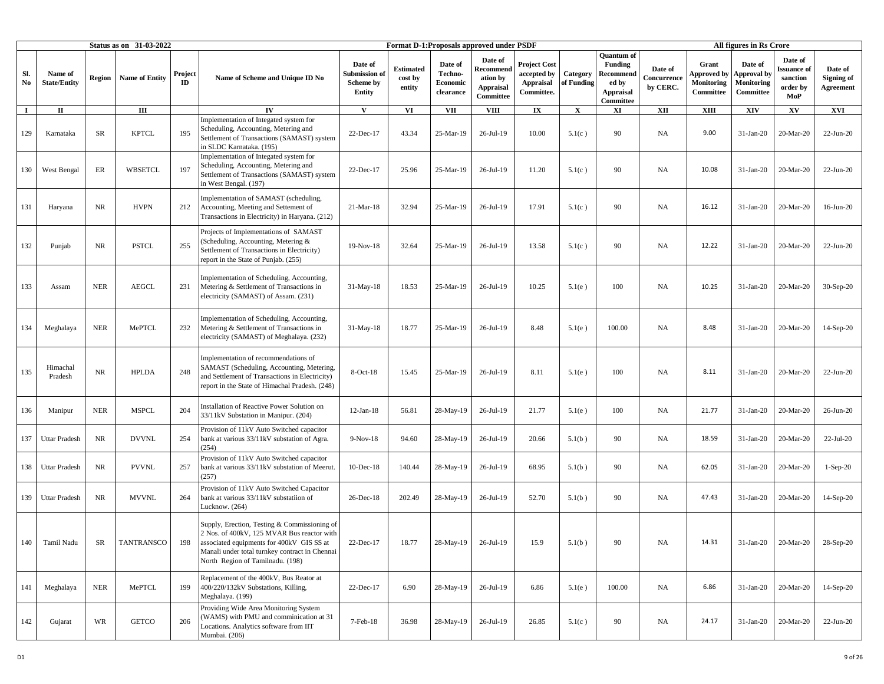| Status as on 31-03-2022 | | | | | Format D-1:Proposals approved under PSDF | | | | | | | | | All figures in Rs Crore | | |
|---|---|---|---|---|---|---|---|---|---|---|---|---|---|---|---|---|
| Sl. No | Name of State/Entity | Region | Name of Entity | Project ID | Name of Scheme and Unique ID No | Date of Submission of Scheme by Entity | Estimated cost by entity | Date of Techno-Economic clearance | Date of Recommendation by Appraisal Committee | Project Cost accepted by Appraisal Committee. | Category of Funding | Quantum of Funding Recommended by Appraisal Committee | Date of Concurrence by CERC. | Grant Approved by Monitoring Committee | Date of Approval by Monitoring Committee | Date of Issuance of sanction order by MoP | Date of Signing of Agreement |
| I | II | | III | | IV | V | VI | VII | VIII | IX | X | XI | XII | XIII | XIV | XV | XVI |
| 129 | Karnataka | SR | KPTCL | 195 | Implementation of Integated system for Scheduling, Accounting, Metering and Settlement of Transactions (SAMAST) system in SLDC Karnataka. (195) | 22-Dec-17 | 43.34 | 25-Mar-19 | 26-Jul-19 | 10.00 | 5.1(c ) | 90 | NA | 9.00 | 31-Jan-20 | 20-Mar-20 | 22-Jun-20 |
| 130 | West Bengal | ER | WBSETCL | 197 | Implementation of Integated system for Scheduling, Accounting, Metering and Settlement of Transactions (SAMAST) system in West Bengal. (197) | 22-Dec-17 | 25.96 | 25-Mar-19 | 26-Jul-19 | 11.20 | 5.1(c ) | 90 | NA | 10.08 | 31-Jan-20 | 20-Mar-20 | 22-Jun-20 |
| 131 | Haryana | NR | HVPN | 212 | Implementation of SAMAST (scheduling, Accounting, Meeting and Settement of Transactions in Electricity) in Haryana. (212) | 21-Mar-18 | 32.94 | 25-Mar-19 | 26-Jul-19 | 17.91 | 5.1(c ) | 90 | NA | 16.12 | 31-Jan-20 | 20-Mar-20 | 16-Jun-20 |
| 132 | Punjab | NR | PSTCL | 255 | Projects of Implementations of SAMAST (Scheduling, Accounting, Metering & Settlement of Transactions in Electricity) report in the State of Punjab. (255) | 19-Nov-18 | 32.64 | 25-Mar-19 | 26-Jul-19 | 13.58 | 5.1(c ) | 90 | NA | 12.22 | 31-Jan-20 | 20-Mar-20 | 22-Jun-20 |
| 133 | Assam | NER | AEGCL | 231 | Implementation of Scheduling, Accounting, Metering & Settlement of Transactions in electricity (SAMAST) of Assam. (231) | 31-May-18 | 18.53 | 25-Mar-19 | 26-Jul-19 | 10.25 | 5.1(e ) | 100 | NA | 10.25 | 31-Jan-20 | 20-Mar-20 | 30-Sep-20 |
| 134 | Meghalaya | NER | MePTCL | 232 | Implementation of Scheduling, Accounting, Metering & Settlement of Transactions in electricity (SAMAST) of Meghalaya. (232) | 31-May-18 | 18.77 | 25-Mar-19 | 26-Jul-19 | 8.48 | 5.1(e ) | 100.00 | NA | 8.48 | 31-Jan-20 | 20-Mar-20 | 14-Sep-20 |
| 135 | Himachal Pradesh | NR | HPLDA | 248 | Implementation of recommendations of SAMAST (Scheduling, Accounting, Metering, and Settlement of Transactions in Electricity) report in the State of Himachal Pradesh. (248) | 8-Oct-18 | 15.45 | 25-Mar-19 | 26-Jul-19 | 8.11 | 5.1(e ) | 100 | NA | 8.11 | 31-Jan-20 | 20-Mar-20 | 22-Jun-20 |
| 136 | Manipur | NER | MSPCL | 204 | Installation of Reactive Power Solution on 33/11kV Substation in Manipur. (204) | 12-Jan-18 | 56.81 | 28-May-19 | 26-Jul-19 | 21.77 | 5.1(e ) | 100 | NA | 21.77 | 31-Jan-20 | 20-Mar-20 | 26-Jun-20 |
| 137 | Uttar Pradesh | NR | DVVNL | 254 | Provision of 11kV Auto Switched capacitor bank at various 33/11kV substation of Agra. (254) | 9-Nov-18 | 94.60 | 28-May-19 | 26-Jul-19 | 20.66 | 5.1(b ) | 90 | NA | 18.59 | 31-Jan-20 | 20-Mar-20 | 22-Jul-20 |
| 138 | Uttar Pradesh | NR | PVVNL | 257 | Provision of 11kV Auto Switched capacitor bank at various 33/11kV substation of Meerut. (257) | 10-Dec-18 | 140.44 | 28-May-19 | 26-Jul-19 | 68.95 | 5.1(b ) | 90 | NA | 62.05 | 31-Jan-20 | 20-Mar-20 | 1-Sep-20 |
| 139 | Uttar Pradesh | NR | MVVNL | 264 | Provision of 11kV Auto Switched Capacitor bank at various 33/11kV substatiion of Lucknow. (264) | 26-Dec-18 | 202.49 | 28-May-19 | 26-Jul-19 | 52.70 | 5.1(b ) | 90 | NA | 47.43 | 31-Jan-20 | 20-Mar-20 | 14-Sep-20 |
| 140 | Tamil Nadu | SR | TANTRANSCO | 198 | Supply, Erection, Testing & Commissioning of 2 Nos. of 400kV, 125 MVAR Bus reactor with associated equipments for 400kV GIS SS at Manali under total turnkey contract in Chennai North Region of Tamilnadu. (198) | 22-Dec-17 | 18.77 | 28-May-19 | 26-Jul-19 | 15.9 | 5.1(b ) | 90 | NA | 14.31 | 31-Jan-20 | 20-Mar-20 | 28-Sep-20 |
| 141 | Meghalaya | NER | MePTCL | 199 | Replacement of the 400kV, Bus Reator at 400/220/132kV Substations, Killing, Meghalaya. (199) | 22-Dec-17 | 6.90 | 28-May-19 | 26-Jul-19 | 6.86 | 5.1(e ) | 100.00 | NA | 6.86 | 31-Jan-20 | 20-Mar-20 | 14-Sep-20 |
| 142 | Gujarat | WR | GETCO | 206 | Providing Wide Area Monitoring System (WAMS) with PMU and comminication at 31 Locations. Analytics software from IIT Mumbai. (206) | 7-Feb-18 | 36.98 | 28-May-19 | 26-Jul-19 | 26.85 | 5.1(c ) | 90 | NA | 24.17 | 31-Jan-20 | 20-Mar-20 | 22-Jun-20 |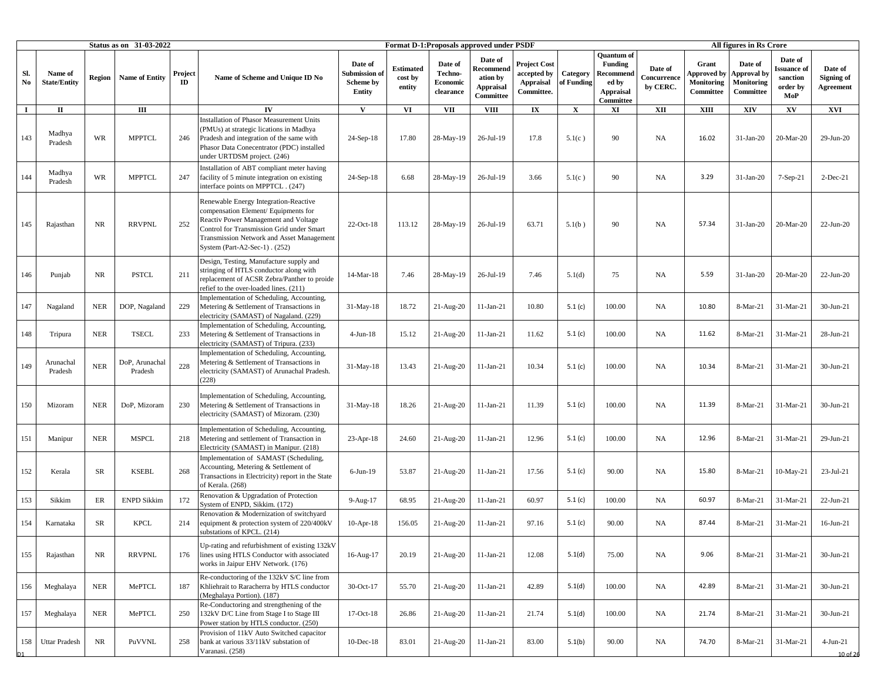| | | Status as on 31-03-2022 | | | | | Format D-1:Proposals approved under PSDF | | | | | | | All figures in Rs Crore | | |
|---|---|---|---|---|---|---|---|---|---|---|---|---|---|---|---|---|
| Sl. No | Name of State/Entity | Region | Name of Entity | Project ID | Name of Scheme and Unique ID No | Date of Submission of Scheme by Entity | Estimated cost by entity | Date of Techno-Economic clearance | Date of Recommendation by Appraisal Committee | Project Cost accepted by Appraisal Committee. | Category of Funding | Quantum of Funding Recommended by Appraisal Committee | Date of Concurrence by CERC. | Grant Approved by Monitoring Committee | Date of Approval by Monitoring Committee | Date of Issuance of sanction order by MoP | Date of Signing of Agreement |
| I | II | | III | | IV | V | VI | VII | VIII | IX | X | XI | XII | XIII | XIV | XV | XVI |
| 143 | Madhya Pradesh | WR | MPPTCL | 246 | Installation of Phasor Measurement Units (PMUs) at strategic lications in Madhya Pradesh and integration of the same with Phasor Data Conecentrator (PDC) installed under URTDSM project. (246) | 24-Sep-18 | 17.80 | 28-May-19 | 26-Jul-19 | 17.8 | 5.1(c ) | 90 | NA | 16.02 | 31-Jan-20 | 20-Mar-20 | 29-Jun-20 |
| 144 | Madhya Pradesh | WR | MPPTCL | 247 | Installation of ABT compliant meter having facility of 5 minute integration on existing interface points on MPPTCL . (247) | 24-Sep-18 | 6.68 | 28-May-19 | 26-Jul-19 | 3.66 | 5.1(c ) | 90 | NA | 3.29 | 31-Jan-20 | 7-Sep-21 | 2-Dec-21 |
| 145 | Rajasthan | NR | RRVPNL | 252 | Renewable Energy Integration-Reactive compensation Element/ Equipments for Reactiv Power Management and Voltage Control for Transmission Grid under Smart Transmission Network and Asset Management System (Part-A2-Sec-1) . (252) | 22-Oct-18 | 113.12 | 28-May-19 | 26-Jul-19 | 63.71 | 5.1(b ) | 90 | NA | 57.34 | 31-Jan-20 | 20-Mar-20 | 22-Jun-20 |
| 146 | Punjab | NR | PSTCL | 211 | Design, Testing, Manufacture supply and stringing of HTLS conductor along with replacement of ACSR Zebra/Panther to proide refief to the over-loaded lines. (211) | 14-Mar-18 | 7.46 | 28-May-19 | 26-Jul-19 | 7.46 | 5.1(d) | 75 | NA | 5.59 | 31-Jan-20 | 20-Mar-20 | 22-Jun-20 |
| 147 | Nagaland | NER | DOP, Nagaland | 229 | Implementation of Scheduling, Accounting, Metering & Settlement of Transactions in electricity (SAMAST) of Nagaland. (229) | 31-May-18 | 18.72 | 21-Aug-20 | 11-Jan-21 | 10.80 | 5.1 (c) | 100.00 | NA | 10.80 | 8-Mar-21 | 31-Mar-21 | 30-Jun-21 |
| 148 | Tripura | NER | TSECL | 233 | Implementation of Scheduling, Accounting, Metering & Settlement of Transactions in electricity (SAMAST) of Tripura. (233) | 4-Jun-18 | 15.12 | 21-Aug-20 | 11-Jan-21 | 11.62 | 5.1 (c) | 100.00 | NA | 11.62 | 8-Mar-21 | 31-Mar-21 | 28-Jun-21 |
| 149 | Arunachal Pradesh | NER | DoP, Arunachal Pradesh | 228 | Implementation of Scheduling, Accounting, Metering & Settlement of Transactions in electricity (SAMAST) of Arunachal Pradesh. (228) | 31-May-18 | 13.43 | 21-Aug-20 | 11-Jan-21 | 10.34 | 5.1 (c) | 100.00 | NA | 10.34 | 8-Mar-21 | 31-Mar-21 | 30-Jun-21 |
| 150 | Mizoram | NER | DoP, Mizoram | 230 | Implementation of Scheduling, Accounting, Metering & Settlement of Transactions in electricity (SAMAST) of Mizoram. (230) | 31-May-18 | 18.26 | 21-Aug-20 | 11-Jan-21 | 11.39 | 5.1 (c) | 100.00 | NA | 11.39 | 8-Mar-21 | 31-Mar-21 | 30-Jun-21 |
| 151 | Manipur | NER | MSPCL | 218 | Implementation of Scheduling, Accounting, Metering and settlement of Transaction in Electricity (SAMAST) in Manipur. (218) | 23-Apr-18 | 24.60 | 21-Aug-20 | 11-Jan-21 | 12.96 | 5.1 (c) | 100.00 | NA | 12.96 | 8-Mar-21 | 31-Mar-21 | 29-Jun-21 |
| 152 | Kerala | SR | KSEBL | 268 | Implementation of SAMAST (Scheduling, Accounting, Metering & Settlement of Transactions in Electricity) report in the State of Kerala. (268) | 6-Jun-19 | 53.87 | 21-Aug-20 | 11-Jan-21 | 17.56 | 5.1 (c) | 90.00 | NA | 15.80 | 8-Mar-21 | 10-May-21 | 23-Jul-21 |
| 153 | Sikkim | ER | ENPD Sikkim | 172 | Renovation & Upgradation of Protection System of ENPD, Sikkim. (172) | 9-Aug-17 | 68.95 | 21-Aug-20 | 11-Jan-21 | 60.97 | 5.1 (c) | 100.00 | NA | 60.97 | 8-Mar-21 | 31-Mar-21 | 22-Jun-21 |
| 154 | Karnataka | SR | KPCL | 214 | Renovation & Modernization of switchyard equipment & protection system of 220/400kV substations of KPCL. (214) | 10-Apr-18 | 156.05 | 21-Aug-20 | 11-Jan-21 | 97.16 | 5.1 (c) | 90.00 | NA | 87.44 | 8-Mar-21 | 31-Mar-21 | 16-Jun-21 |
| 155 | Rajasthan | NR | RRVPNL | 176 | Up-rating and refurbishment of existing 132kV lines using HTLS Conductor with associated works in Jaipur EHV Network. (176) | 16-Aug-17 | 20.19 | 21-Aug-20 | 11-Jan-21 | 12.08 | 5.1(d) | 75.00 | NA | 9.06 | 8-Mar-21 | 31-Mar-21 | 30-Jun-21 |
| 156 | Meghalaya | NER | MePTCL | 187 | Re-conductoring of the 132kV S/C line from Khliehrait to Raracherra by HTLS conductor (Meghalaya Portion). (187) | 30-Oct-17 | 55.70 | 21-Aug-20 | 11-Jan-21 | 42.89 | 5.1(d) | 100.00 | NA | 42.89 | 8-Mar-21 | 31-Mar-21 | 30-Jun-21 |
| 157 | Meghalaya | NER | MePTCL | 250 | Re-Conductoring and strengthening of the 132kV D/C Line from Stage I to Stage III Power station by HTLS conductor. (250) | 17-Oct-18 | 26.86 | 21-Aug-20 | 11-Jan-21 | 21.74 | 5.1(d) | 100.00 | NA | 21.74 | 8-Mar-21 | 31-Mar-21 | 30-Jun-21 |
| 158 | Uttar Pradesh | NR | PuVVNL | 258 | Provision of 11kV Auto Switched capacitor bank at various 33/11kV substation of Varanasi. (258) | 10-Dec-18 | 83.01 | 21-Aug-20 | 11-Jan-21 | 83.00 | 5.1(b) | 90.00 | NA | 74.70 | 8-Mar-21 | 31-Mar-21 | 4-Jun-21 |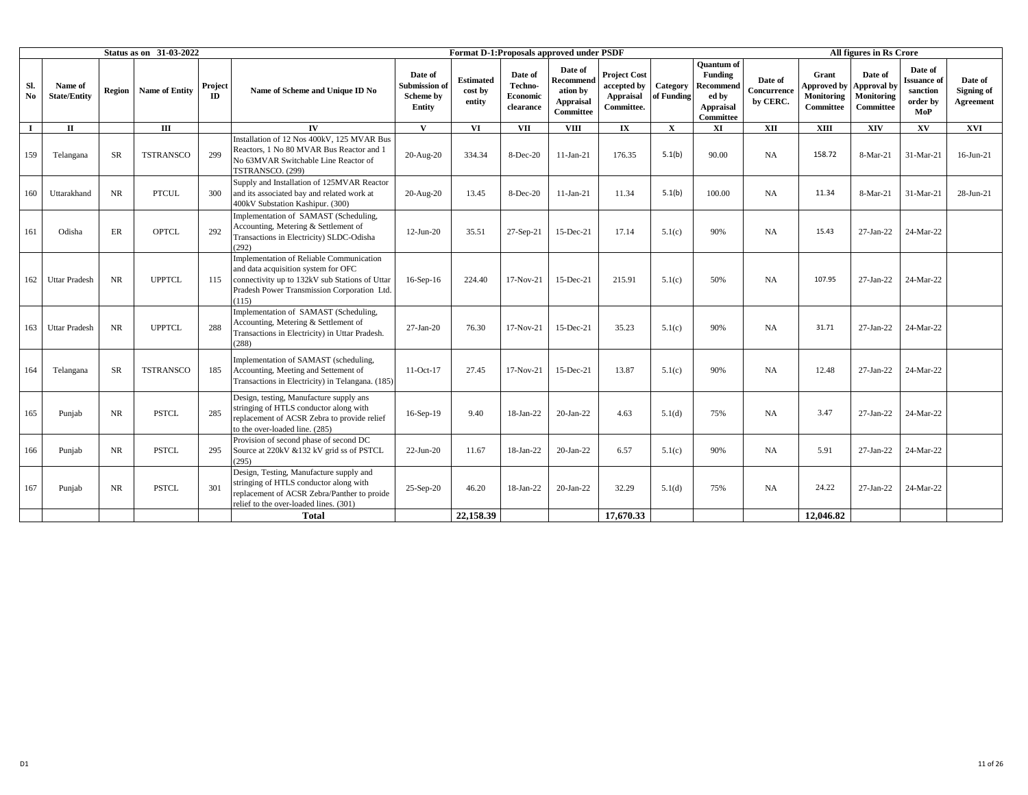| Status as on 31-03-2022 | | | | | | Format D-1:Proposals approved under PSDF | | | | | | | | All figures in Rs Crore | | |
|---|---|---|---|---|---|---|---|---|---|---|---|---|---|---|---|---|
| Sl. No | Name of State/Entity | Region | Name of Entity | Project ID | Name of Scheme and Unique ID No | Date of Submission of Scheme by Entity | Estimated cost by entity | Date of Techno-Economic clearance | Date of Recommendation by Appraisal Committee | Project Cost accepted by Appraisal Committee. | Category of Funding | Quantum of Funding Recommended by Appraisal Committee | Date of Concurrence by CERC. | Grant Approved by Monitoring Committee | Date of Approval by Monitoring Committee | Date of Issuance of sanction order by MoP | Date of Signing of Agreement |
| I | II | | III | | IV | V | VI | VII | VIII | IX | X | XI | XII | XIII | XIV | XV | XVI |
| 159 | Telangana | SR | TSTRANSCO | 299 | Installation of 12 Nos 400kV, 125 MVAR Bus Reactors, 1 No 80 MVAR Bus Reactor and 1 No 63MVAR Switchable Line Reactor of TSTRANSCO. (299) | 20-Aug-20 | 334.34 | 8-Dec-20 | 11-Jan-21 | 176.35 | 5.1(b) | 90.00 | NA | 158.72 | 8-Mar-21 | 31-Mar-21 | 16-Jun-21 |
| 160 | Uttarakhand | NR | PTCUL | 300 | Supply and Installation of 125MVAR Reactor and its associated bay and related work at 400kV Substation Kashipur. (300) | 20-Aug-20 | 13.45 | 8-Dec-20 | 11-Jan-21 | 11.34 | 5.1(b) | 100.00 | NA | 11.34 | 8-Mar-21 | 31-Mar-21 | 28-Jun-21 |
| 161 | Odisha | ER | OPTCL | 292 | Implementation of SAMAST (Scheduling, Accounting, Metering & Settlement of Transactions in Electricity) SLDC-Odisha (292) | 12-Jun-20 | 35.51 | 27-Sep-21 | 15-Dec-21 | 17.14 | 5.1(c) | 90% | NA | 15.43 | 27-Jan-22 | 24-Mar-22 | |
| 162 | Uttar Pradesh | NR | UPPTCL | 115 | Implementation of Reliable Communication and data acquisition system for OFC connectivity up to 132kV sub Stations of Uttar Pradesh Power Transmission Corporation Ltd. (115) | 16-Sep-16 | 224.40 | 17-Nov-21 | 15-Dec-21 | 215.91 | 5.1(c) | 50% | NA | 107.95 | 27-Jan-22 | 24-Mar-22 | |
| 163 | Uttar Pradesh | NR | UPPTCL | 288 | Implementation of SAMAST (Scheduling, Accounting, Metering & Settlement of Transactions in Electricity) in Uttar Pradesh. (288) | 27-Jan-20 | 76.30 | 17-Nov-21 | 15-Dec-21 | 35.23 | 5.1(c) | 90% | NA | 31.71 | 27-Jan-22 | 24-Mar-22 | |
| 164 | Telangana | SR | TSTRANSCO | 185 | Implementation of SAMAST (scheduling, Accounting, Meeting and Settement of Transactions in Electricity) in Telangana. (185) | 11-Oct-17 | 27.45 | 17-Nov-21 | 15-Dec-21 | 13.87 | 5.1(c) | 90% | NA | 12.48 | 27-Jan-22 | 24-Mar-22 | |
| 165 | Punjab | NR | PSTCL | 285 | Design, testing, Manufacture supply ans stringing of HTLS conductor along with replacement of ACSR Zebra to provide relief to the over-loaded line. (285) | 16-Sep-19 | 9.40 | 18-Jan-22 | 20-Jan-22 | 4.63 | 5.1(d) | 75% | NA | 3.47 | 27-Jan-22 | 24-Mar-22 | |
| 166 | Punjab | NR | PSTCL | 295 | Provision of second phase of second DC Source at 220kV &132 kV grid ss of PSTCL (295) | 22-Jun-20 | 11.67 | 18-Jan-22 | 20-Jan-22 | 6.57 | 5.1(c) | 90% | NA | 5.91 | 27-Jan-22 | 24-Mar-22 | |
| 167 | Punjab | NR | PSTCL | 301 | Design, Testing, Manufacture supply and stringing of HTLS conductor along with replacement of ACSR Zebra/Panther to proide relief to the over-loaded lines. (301) | 25-Sep-20 | 46.20 | 18-Jan-22 | 20-Jan-22 | 32.29 | 5.1(d) | 75% | NA | 24.22 | 27-Jan-22 | 24-Mar-22 | |
| | | | | | **Total** | | **22,158.39** | | | **17,670.33** | | | | **12,046.82** | | | |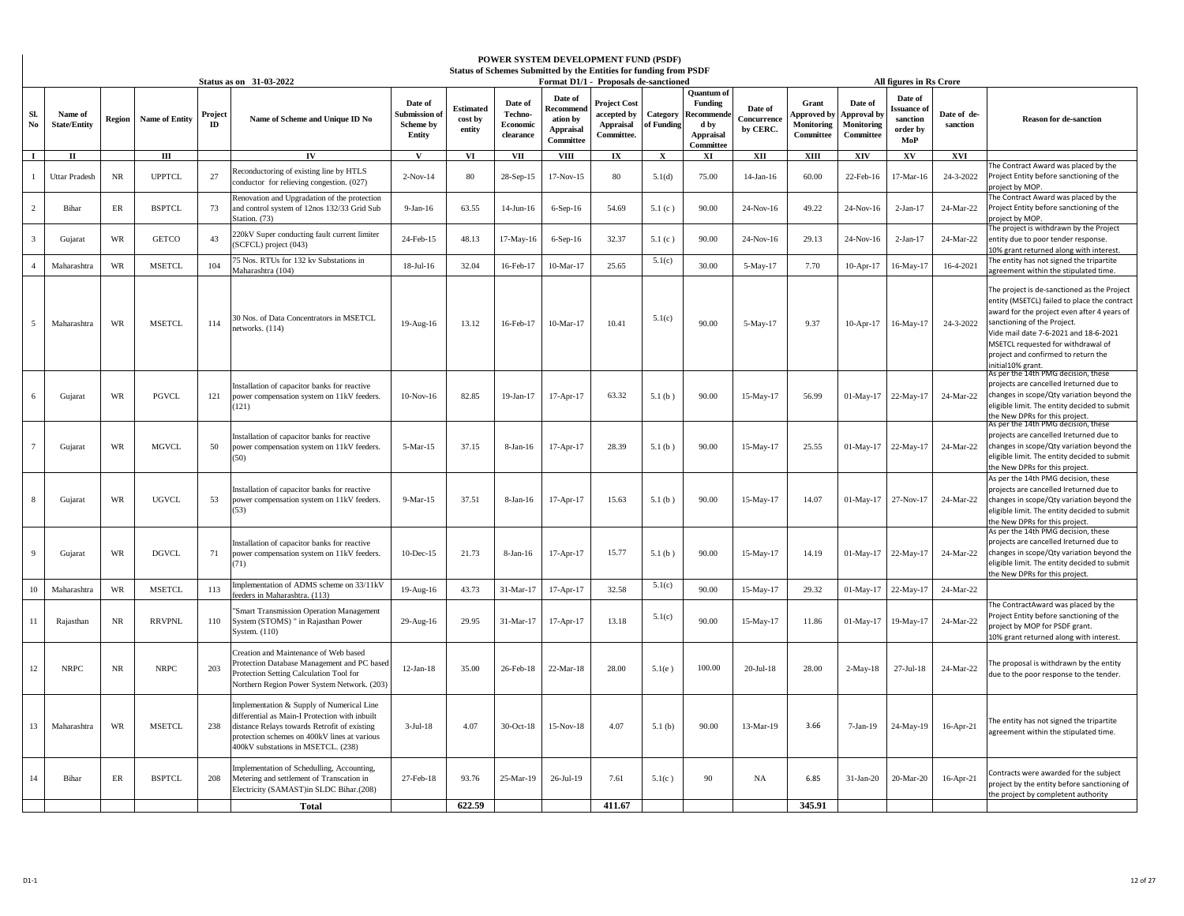# POWER SYSTEM DEVELOPMENT FUND (PSDF)

## Status of Schemes Submitted by the Entities for funding from PSDF

**Status as on 31-03-2022** | **Format D1/1 - Proposals de-sanctioned** | **All figures in Rs Crore**

| Sl. No | Name of State/Entity | Region | Name of Entity | Project ID | Name of Scheme and Unique ID No | Date of Submission of Scheme by Entity | Estimated cost by entity | Date of Techno-Economic clearance | Date of Recommendation by Appraisal Committee | Project Cost accepted by Appraisal Committee. | Category of Funding | Quantum of Funding Recommended by Appraisal Committee | Date of Concurrence by CERC. | Grant Approved by Monitoring Committee | Date of Approval by Monitoring Committee | Date of Issuance of sanction order by MoP | Date of de-sanction | Reason for de-sanction |
|---|---|---|---|---|---|---|---|---|---|---|---|---|---|---|---|---|---|---|
| I | II | | III | | IV | V | VI | VII | VIII | IX | X | XI | XII | XIII | XIV | XV | XVI | |
| 1 | Uttar Pradesh | NR | UPPTCL | 27 | Reconductoring of existing line by HTLS conductor for relieving congestion. (027) | 2-Nov-14 | 80 | 28-Sep-15 | 17-Nov-15 | 80 | 5.1(d) | 75.00 | 14-Jan-16 | 60.00 | 22-Feb-16 | 17-Mar-16 | 24-3-2022 | The Contract Award was placed by the Project Entity before sanctioning of the project by MOP. |
| 2 | Bihar | ER | BSPTCL | 73 | Renovation and Upgradation of the protection and control system of 12nos 132/33 Grid Sub Station. (73) | 9-Jan-16 | 63.55 | 14-Jun-16 | 6-Sep-16 | 54.69 | 5.1 (c ) | 90.00 | 24-Nov-16 | 49.22 | 24-Nov-16 | 2-Jan-17 | 24-Mar-22 | The Contract Award was placed by the Project Entity before sanctioning of the project by MOP. |
| 3 | Gujarat | WR | GETCO | 43 | 220kV Super conducting fault current limiter (SCFCL) project (043) | 24-Feb-15 | 48.13 | 17-May-16 | 6-Sep-16 | 32.37 | 5.1 (c ) | 90.00 | 24-Nov-16 | 29.13 | 24-Nov-16 | 2-Jan-17 | 24-Mar-22 | The project is withdrawn by the Project entity due to poor tender response. 10% grant returned along with interest. |
| 4 | Maharashtra | WR | MSETCL | 104 | 75 Nos. RTUs for 132 kv Substations in Maharashtra (104) | 18-Jul-16 | 32.04 | 16-Feb-17 | 10-Mar-17 | 25.65 | 5.1(c) | 30.00 | 5-May-17 | 7.70 | 10-Apr-17 | 16-May-17 | 16-4-2021 | The entity has not signed the tripartite agreement within the stipulated time. |
| 5 | Maharashtra | WR | MSETCL | 114 | 30 Nos. of Data Concentrators in MSETCL networks. (114) | 19-Aug-16 | 13.12 | 16-Feb-17 | 10-Mar-17 | 10.41 | 5.1(c) | 90.00 | 5-May-17 | 9.37 | 10-Apr-17 | 16-May-17 | 24-3-2022 | The project is de-sanctioned as the Project entity (MSETCL) failed to place the contract award for the project even after 4 years of sanctioning of the Project. Vide mail date 7-6-2021 and 18-6-2021 MSETCL requested for withdrawal of project and confirmed to return the initial10% grant. |
| 6 | Gujarat | WR | PGVCL | 121 | Installation of capacitor banks for reactive power compensation system on 11kV feeders. (121) | 10-Nov-16 | 82.85 | 19-Jan-17 | 17-Apr-17 | 63.32 | 5.1 (b ) | 90.00 | 15-May-17 | 56.99 | 01-May-17 | 22-May-17 | 24-Mar-22 | As per the 14th PMG decision, these projects are cancelled Ireturned due to changes in scope/Qty variation beyond the eligible limit. The entity decided to submit the New DPRs for this project. |
| 7 | Gujarat | WR | MGVCL | 50 | Installation of capacitor banks for reactive power compensation system on 11kV feeders. (50) | 5-Mar-15 | 37.15 | 8-Jan-16 | 17-Apr-17 | 28.39 | 5.1 (b ) | 90.00 | 15-May-17 | 25.55 | 01-May-17 | 22-May-17 | 24-Mar-22 | As per the 14th PMG decision, these projects are cancelled Ireturned due to changes in scope/Qty variation beyond the eligible limit. The entity decided to submit the New DPRs for this project. |
| 8 | Gujarat | WR | UGVCL | 53 | Installation of capacitor banks for reactive power compensation system on 11kV feeders. (53) | 9-Mar-15 | 37.51 | 8-Jan-16 | 17-Apr-17 | 15.63 | 5.1 (b ) | 90.00 | 15-May-17 | 14.07 | 01-May-17 | 27-Nov-17 | 24-Mar-22 | As per the 14th PMG decision, these projects are cancelled Ireturned due to changes in scope/Qty variation beyond the eligible limit. The entity decided to submit the New DPRs for this project. |
| 9 | Gujarat | WR | DGVCL | 71 | Installation of capacitor banks for reactive power compensation system on 11kV feeders. (71) | 10-Dec-15 | 21.73 | 8-Jan-16 | 17-Apr-17 | 15.77 | 5.1 (b ) | 90.00 | 15-May-17 | 14.19 | 01-May-17 | 22-May-17 | 24-Mar-22 | As per the 14th PMG decision, these projects are cancelled Ireturned due to changes in scope/Qty variation beyond the eligible limit. The entity decided to submit the New DPRs for this project. |
| 10 | Maharashtra | WR | MSETCL | 113 | Implementation of ADMS scheme on 33/11kV feeders in Maharashtra. (113) | 19-Aug-16 | 43.73 | 31-Mar-17 | 17-Apr-17 | 32.58 | 5.1(c) | 90.00 | 15-May-17 | 29.32 | 01-May-17 | 22-May-17 | 24-Mar-22 | |
| 11 | Rajasthan | NR | RRVPNL | 110 | "Smart Transmission Operation Management System (STOMS) " in Rajasthan Power System. (110) | 29-Aug-16 | 29.95 | 31-Mar-17 | 17-Apr-17 | 13.18 | 5.1(c) | 90.00 | 15-May-17 | 11.86 | 01-May-17 | 19-May-17 | 24-Mar-22 | The ContractAward was placed by the Project Entity before sanctioning of the project by MOP for PSDF grant. 10% grant returned along with interest. |
| 12 | NRPC | NR | NRPC | 203 | Creation and Maintenance of Web based Protection Database Management and PC based Protection Setting Calculation Tool for Northern Region Power System Network. (203) | 12-Jan-18 | 35.00 | 26-Feb-18 | 22-Mar-18 | 28.00 | 5.1(e ) | 100.00 | 20-Jul-18 | 28.00 | 2-May-18 | 27-Jul-18 | 24-Mar-22 | The proposal is withdrawn by the entity due to the poor response to the tender. |
| 13 | Maharashtra | WR | MSETCL | 238 | Implementation & Supply of Numerical Line differential as Main-I Protection with inbuilt distance Relays towards Retrofit of existing protection schemes on 400kV lines at various 400kV substations in MSETCL. (238) | 3-Jul-18 | 4.07 | 30-Oct-18 | 15-Nov-18 | 4.07 | 5.1 (b) | 90.00 | 13-Mar-19 | 3.66 | 7-Jan-19 | 24-May-19 | 16-Apr-21 | The entity has not signed the tripartite agreement within the stipulated time. |
| 14 | Bihar | ER | BSPTCL | 208 | Implementation of Schedulling, Accounting, Metering and settlement of Transcation in Electricity (SAMAST)in SLDC Bihar.(208) | 27-Feb-18 | 93.76 | 25-Mar-19 | 26-Jul-19 | 7.61 | 5.1(c ) | 90 | NA | 6.85 | 31-Jan-20 | 20-Mar-20 | 16-Apr-21 | Contracts were awarded for the subject project by the entity before sanctioning of the project by completent authority |
| | | | | | **Total** | | **622.59** | | | **411.67** | | | | **345.91** | | | | |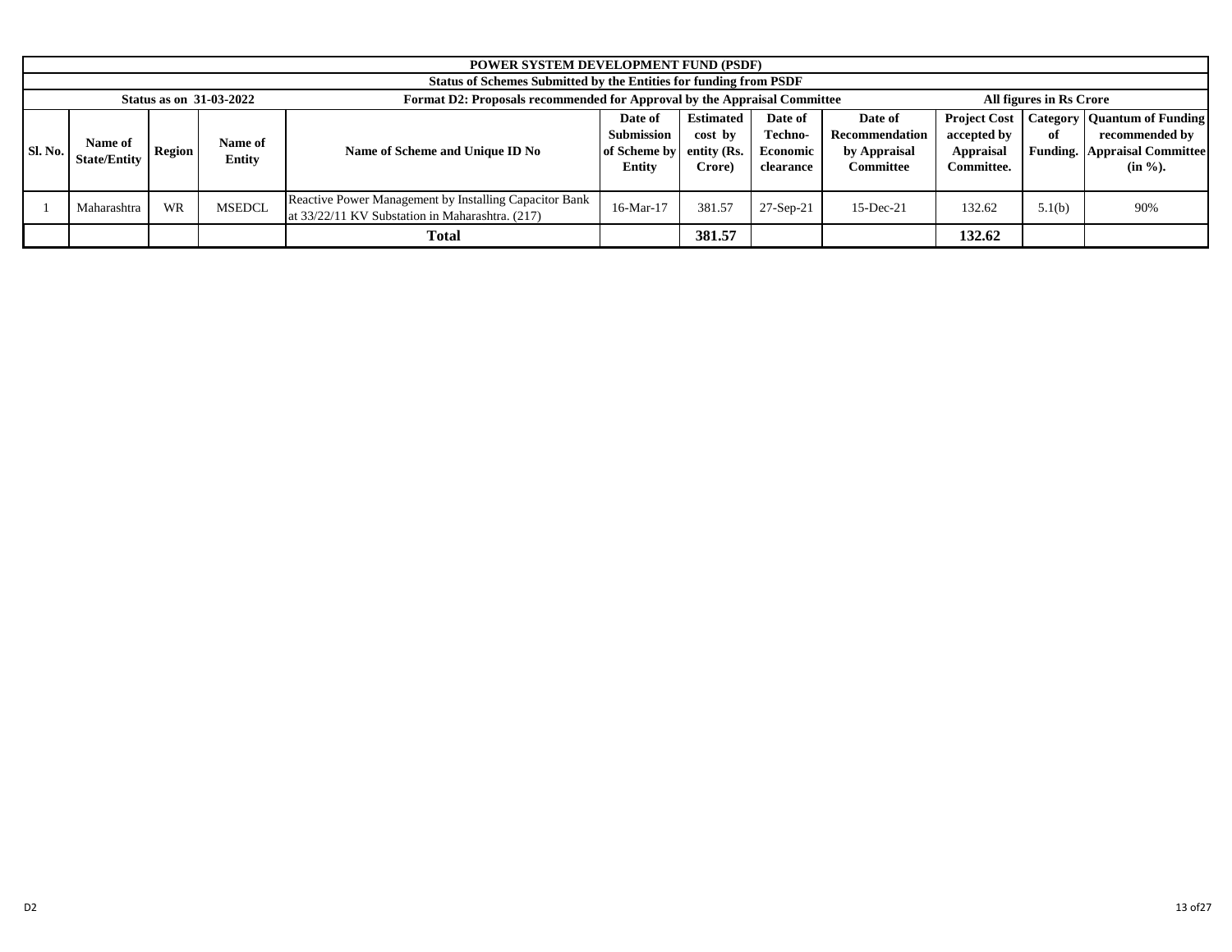## POWER SYSTEM DEVELOPMENT FUND (PSDF)

### Status of Schemes Submitted by the Entities for funding from PSDF

**Status as on 31-03-2022** | **Format D2: Proposals recommended for Approval by the Appraisal Committee** | **All figures in Rs Crore**

| Sl. No. | Name of State/Entity | Region | Name of Entity | Name of Scheme and Unique ID No | Date of Submission of Scheme by Entity | Estimated cost by entity (Rs. Crore) | Date of Techno-Economic clearance | Date of Recommendation by Appraisal Committee | Project Cost accepted by Appraisal Committee. | Category of Funding. | Quantum of Funding recommended by Appraisal Committee (in %). |
|---|---|---|---|---|---|---|---|---|---|---|---|
| 1 | Maharashtra | WR | MSEDCL | Reactive Power Management by Installing Capacitor Bank at 33/22/11 KV Substation in Maharashtra. (217) | 16-Mar-17 | 381.57 | 27-Sep-21 | 15-Dec-21 | 132.62 | 5.1(b) | 90% |
| | | | | **Total** | | **381.57** | | | **132.62** | | |

D2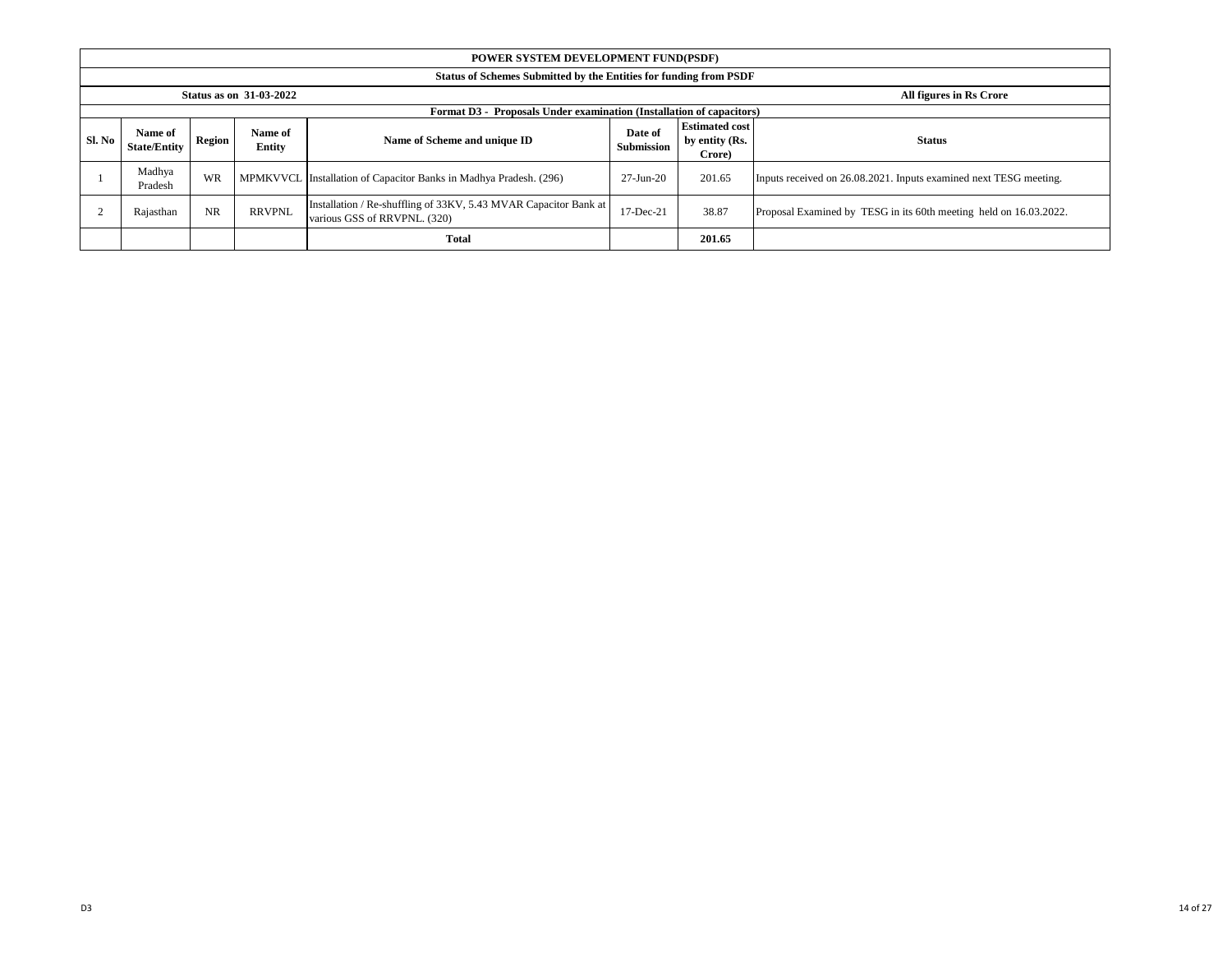| POWER SYSTEM DEVELOPMENT FUND(PSDF) | | | | | | | |
|---|---|---|---|---|---|---|---|
| Status of Schemes Submitted by the Entities for funding from PSDF | | | | | | | |
| Status as on 31-03-2022 | | | | | | | All figures in Rs Crore |
| Format D3 - Proposals Under examination (Installation of capacitors) | | | | | | | |
| **Sl. No** | **Name of State/Entity** | **Region** | **Name of Entity** | **Name of Scheme and unique ID** | **Date of Submission** | **Estimated cost by entity (Rs. Crore)** | **Status** |
| 1 | Madhya Pradesh | WR | MPMKVVCL | Installation of Capacitor Banks in Madhya Pradesh. (296) | 27-Jun-20 | 201.65 | Inputs received on 26.08.2021. Inputs examined next TESG meeting. |
| 2 | Rajasthan | NR | RRVPNL | Installation / Re-shuffling of 33KV, 5.43 MVAR Capacitor Bank at various GSS of RRVPNL. (320) | 17-Dec-21 | 38.87 | Proposal Examined by TESG in its 60th meeting held on 16.03.2022. |
| | | | | **Total** | | **201.65** | |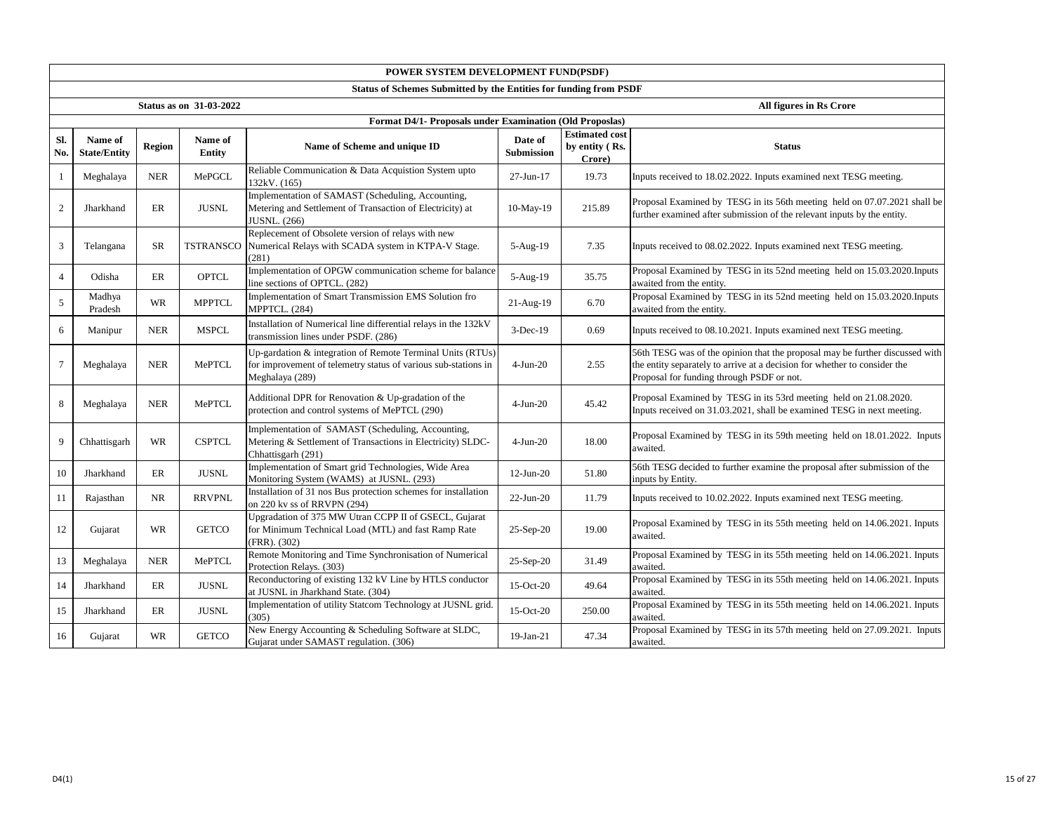**POWER SYSTEM DEVELOPMENT FUND(PSDF)**

**Status of Schemes Submitted by the Entities for funding from PSDF**

**Status as on 31-03-2022** | **All figures in Rs Crore**

**Format D4/1- Proposals under Examination (Old Proposlas)**

| Sl. No. | Name of State/Entity | Region | Name of Entity | Name of Scheme and unique ID | Date of Submission | Estimated cost by entity ( Rs. Crore) | Status |
|---|---|---|---|---|---|---|---|
| 1 | Meghalaya | NER | MePGCL | Reliable Communication & Data Acquistion System upto 132kV. (165) | 27-Jun-17 | 19.73 | Inputs received to 18.02.2022. Inputs examined next TESG meeting. |
| 2 | Jharkhand | ER | JUSNL | Implementation of SAMAST (Scheduling, Accounting, Metering and Settlement of Transaction of Electricity) at JUSNL. (266) | 10-May-19 | 215.89 | Proposal Examined by TESG in its 56th meeting held on 07.07.2021 shall be further examined after submission of the relevant inputs by the entity. |
| 3 | Telangana | SR | TSTRANSCO | Replecement of Obsolete version of relays with new Numerical Relays with SCADA system in KTPA-V Stage. (281) | 5-Aug-19 | 7.35 | Inputs received to 08.02.2022. Inputs examined next TESG meeting. |
| 4 | Odisha | ER | OPTCL | Implementation of OPGW communication scheme for balance line sections of OPTCL. (282) | 5-Aug-19 | 35.75 | Proposal Examined by TESG in its 52nd meeting held on 15.03.2020.Inputs awaited from the entity. |
| 5 | Madhya Pradesh | WR | MPPTCL | Implementation of Smart Transmission EMS Solution fro MPPTCL. (284) | 21-Aug-19 | 6.70 | Proposal Examined by TESG in its 52nd meeting held on 15.03.2020.Inputs awaited from the entity. |
| 6 | Manipur | NER | MSPCL | Installation of Numerical line differential relays in the 132kV transmission lines under PSDF. (286) | 3-Dec-19 | 0.69 | Inputs received to 08.10.2021. Inputs examined next TESG meeting. |
| 7 | Meghalaya | NER | MePTCL | Up-gardation & integration of Remote Terminal Units (RTUs) for improvement of telemetry status of various sub-stations in Meghalaya (289) | 4-Jun-20 | 2.55 | 56th TESG was of the opinion that the proposal may be further discussed with the entity separately to arrive at a decision for whether to consider the Proposal for funding through PSDF or not. |
| 8 | Meghalaya | NER | MePTCL | Additional DPR for Renovation & Up-gradation of the protection and control systems of MePTCL (290) | 4-Jun-20 | 45.42 | Proposal Examined by TESG in its 53rd meeting held on 21.08.2020. Inputs received on 31.03.2021, shall be examined TESG in next meeting. |
| 9 | Chhattisgarh | WR | CSPTCL | Implementation of SAMAST (Scheduling, Accounting, Metering & Settlement of Transactions in Electricity) SLDC-Chhattisgarh (291) | 4-Jun-20 | 18.00 | Proposal Examined by TESG in its 59th meeting held on 18.01.2022. Inputs awaited. |
| 10 | Jharkhand | ER | JUSNL | Implementation of Smart grid Technologies, Wide Area Monitoring System (WAMS) at JUSNL. (293) | 12-Jun-20 | 51.80 | 56th TESG decided to further examine the proposal after submission of the inputs by Entity. |
| 11 | Rajasthan | NR | RRVPNL | Installation of 31 nos Bus protection schemes for installation on 220 kv ss of RRVPN (294) | 22-Jun-20 | 11.79 | Inputs received to 10.02.2022. Inputs examined next TESG meeting. |
| 12 | Gujarat | WR | GETCO | Upgradation of 375 MW Utran CCPP II of GSECL, Gujarat for Minimum Technical Load (MTL) and fast Ramp Rate (FRR). (302) | 25-Sep-20 | 19.00 | Proposal Examined by TESG in its 55th meeting held on 14.06.2021. Inputs awaited. |
| 13 | Meghalaya | NER | MePTCL | Remote Monitoring and Time Synchronisation of Numerical Protection Relays. (303) | 25-Sep-20 | 31.49 | Proposal Examined by TESG in its 55th meeting held on 14.06.2021. Inputs awaited. |
| 14 | Jharkhand | ER | JUSNL | Reconductoring of existing 132 kV Line by HTLS conductor at JUSNL in Jharkhand State. (304) | 15-Oct-20 | 49.64 | Proposal Examined by TESG in its 55th meeting held on 14.06.2021. Inputs awaited. |
| 15 | Jharkhand | ER | JUSNL | Implementation of utility Statcom Technology at JUSNL grid. (305) | 15-Oct-20 | 250.00 | Proposal Examined by TESG in its 55th meeting held on 14.06.2021. Inputs awaited. |
| 16 | Gujarat | WR | GETCO | New Energy Accounting & Scheduling Software at SLDC, Gujarat under SAMAST regulation. (306) | 19-Jan-21 | 47.34 | Proposal Examined by TESG in its 57th meeting held on 27.09.2021. Inputs awaited. |

D4(1)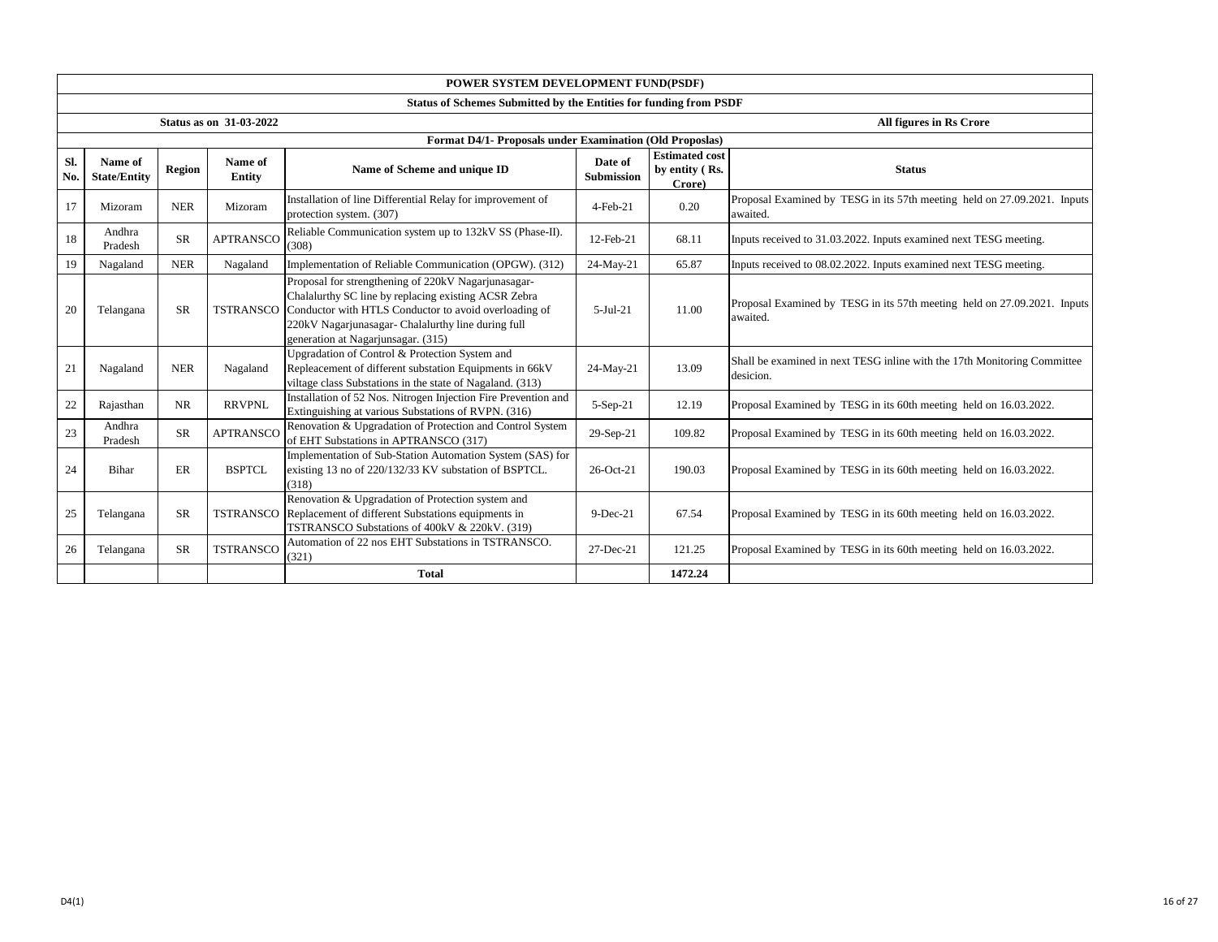# POWER SYSTEM DEVELOPMENT FUND(PSDF)

## Status of Schemes Submitted by the Entities for funding from PSDF

**Status as on 31-03-2022** — **All figures in Rs Crore**

### Format D4/1- Proposals under Examination (Old Proposlas)

| Sl. No. | Name of State/Entity | Region | Name of Entity | Name of Scheme and unique ID | Date of Submission | Estimated cost by entity ( Rs. Crore) | Status |
|---|---|---|---|---|---|---|---|
| 17 | Mizoram | NER | Mizoram | Installation of line Differential Relay for improvement of protection system. (307) | 4-Feb-21 | 0.20 | Proposal Examined by TESG in its 57th meeting held on 27.09.2021. Inputs awaited. |
| 18 | Andhra Pradesh | SR | APTRANSCO | Reliable Communication system up to 132kV SS (Phase-II). (308) | 12-Feb-21 | 68.11 | Inputs received to 31.03.2022. Inputs examined next TESG meeting. |
| 19 | Nagaland | NER | Nagaland | Implementation of Reliable Communication (OPGW). (312) | 24-May-21 | 65.87 | Inputs received to 08.02.2022. Inputs examined next TESG meeting. |
| 20 | Telangana | SR | TSTRANSCO | Proposal for strengthening of 220kV Nagarjunasagar-Chalalurthy SC line by replacing existing ACSR Zebra Conductor with HTLS Conductor to avoid overloading of 220kV Nagarjunasagar- Chalalurthy line during full generation at Nagarjunsagar. (315) | 5-Jul-21 | 11.00 | Proposal Examined by TESG in its 57th meeting held on 27.09.2021. Inputs awaited. |
| 21 | Nagaland | NER | Nagaland | Upgradation of Control & Protection System and Repleacement of different substation Equipments in 66kV viltage class Substations in the state of Nagaland. (313) | 24-May-21 | 13.09 | Shall be examined in next TESG inline with the 17th Monitoring Committee desicion. |
| 22 | Rajasthan | NR | RRVPNL | Installation of 52 Nos. Nitrogen Injection Fire Prevention and Extinguishing at various Substations of RVPN. (316) | 5-Sep-21 | 12.19 | Proposal Examined by TESG in its 60th meeting held on 16.03.2022. |
| 23 | Andhra Pradesh | SR | APTRANSCO | Renovation & Upgradation of Protection and Control System of EHT Substations in APTRANSCO (317) | 29-Sep-21 | 109.82 | Proposal Examined by TESG in its 60th meeting held on 16.03.2022. |
| 24 | Bihar | ER | BSPTCL | Implementation of Sub-Station Automation System (SAS) for existing 13 no of 220/132/33 KV substation of BSPTCL. (318) | 26-Oct-21 | 190.03 | Proposal Examined by TESG in its 60th meeting held on 16.03.2022. |
| 25 | Telangana | SR | TSTRANSCO | Renovation & Upgradation of Protection system and Replacement of different Substations equipments in TSTRANSCO Substations of 400kV & 220kV. (319) | 9-Dec-21 | 67.54 | Proposal Examined by TESG in its 60th meeting held on 16.03.2022. |
| 26 | Telangana | SR | TSTRANSCO | Automation of 22 nos EHT Substations in TSTRANSCO. (321) | 27-Dec-21 | 121.25 | Proposal Examined by TESG in its 60th meeting held on 16.03.2022. |
| | | | | **Total** | | **1472.24** | |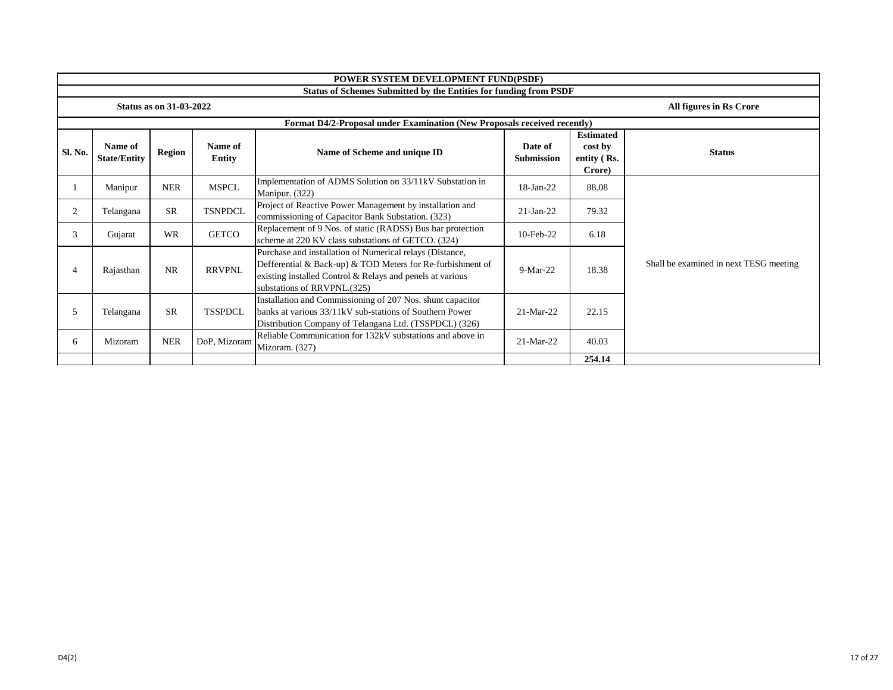# POWER SYSTEM DEVELOPMENT FUND(PSDF)

## Status of Schemes Submitted by the Entities for funding from PSDF

**Status as on 31-03-2022** **All figures in Rs Crore**

### Format D4/2-Proposal under Examination (New Proposals received recently)

| Sl. No. | Name of State/Entity | Region | Name of Entity | Name of Scheme and unique ID | Date of Submission | Estimated cost by entity ( Rs. Crore) | Status |
|---|---|---|---|---|---|---|---|
| 1 | Manipur | NER | MSPCL | Implementation of ADMS Solution on 33/11kV Substation in Manipur. (322) | 18-Jan-22 | 88.08 | Shall be examined in next TESG meeting |
| 2 | Telangana | SR | TSNPDCL | Project of Reactive Power Management by installation and commissioning of Capacitor Bank Substation. (323) | 21-Jan-22 | 79.32 | |
| 3 | Gujarat | WR | GETCO | Replacement of 9 Nos. of static (RADSS) Bus bar protection scheme at 220 KV class substations of GETCO. (324) | 10-Feb-22 | 6.18 | |
| 4 | Rajasthan | NR | RRVPNL | Purchase and installation of Numerical relays (Distance, Defferential & Back-up) & TOD Meters for Re-furbishment of existing installed Control & Relays and penels at various substations of RRVPNL.(325) | 9-Mar-22 | 18.38 | |
| 5 | Telangana | SR | TSSPDCL | Installation and Commissioning of 207 Nos. shunt capacitor banks at various 33/11kV sub-stations of Southern Power Distribution Company of Telangana Ltd. (TSSPDCL) (326) | 21-Mar-22 | 22.15 | |
| 6 | Mizoram | NER | DoP, Mizoram | Reliable Communication for 132kV substations and above in Mizoram. (327) | 21-Mar-22 | 40.03 | |
| | | | | | | **254.14** | |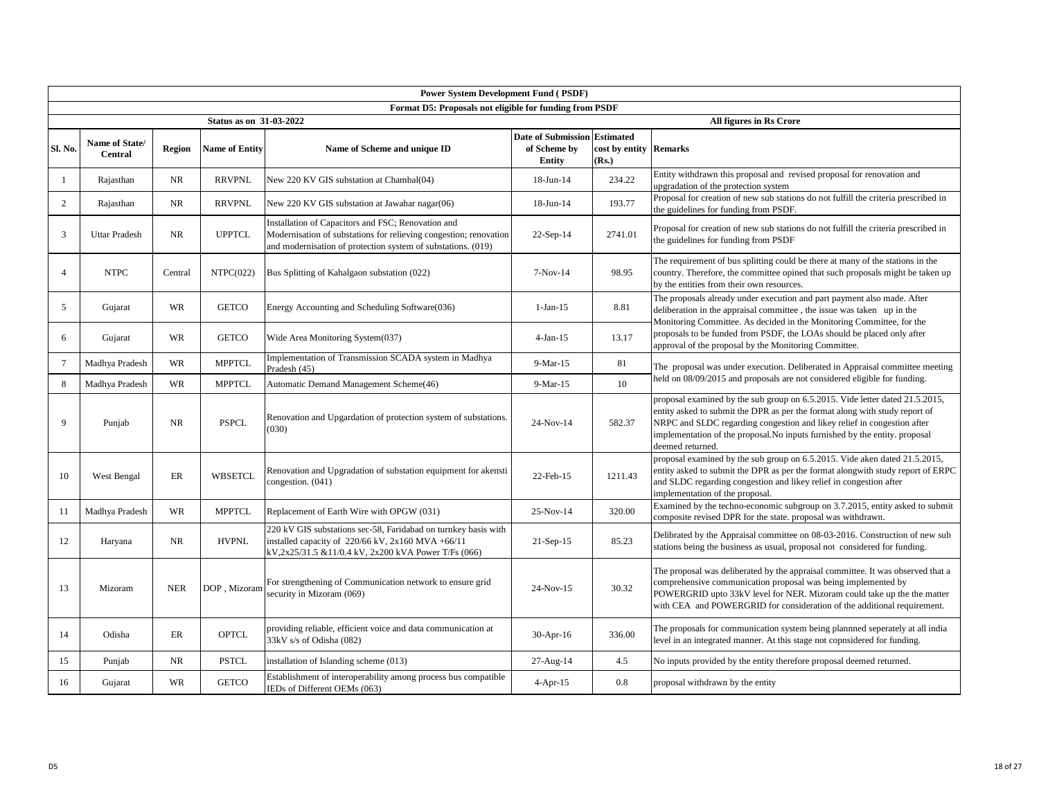## Power System Development Fund ( PSDF)

### Format D5: Proposals not eligible for funding from PSDF

**Status as on 31-03-2022** | **All figures in Rs Crore**

| Sl. No. | Name of State/ Central | Region | Name of Entity | Name of Scheme and unique ID | Date of Submission of Scheme by Entity | Estimated cost by entity (Rs.) | Remarks |
|---|---|---|---|---|---|---|---|
| 1 | Rajasthan | NR | RRVPNL | New 220 KV GIS substation at Chambal(04) | 18-Jun-14 | 234.22 | Entity withdrawn this proposal and revised proposal for renovation and upgradation of the protection system |
| 2 | Rajasthan | NR | RRVPNL | New 220 KV GIS substation at Jawahar nagar(06) | 18-Jun-14 | 193.77 | Proposal for creation of new sub stations do not fulfill the criteria prescribed in the guidelines for funding from PSDF. |
| 3 | Uttar Pradesh | NR | UPPTCL | Installation of Capacitors and FSC; Renovation and Modernisation of substations for relieving congestion; renovation and modernisation of protection system of substations. (019) | 22-Sep-14 | 2741.01 | Proposal for creation of new sub stations do not fulfill the criteria prescribed in the guidelines for funding from PSDF |
| 4 | NTPC | Central | NTPC(022) | Bus Splitting of Kahalgaon substation (022) | 7-Nov-14 | 98.95 | The requirement of bus splitting could be there at many of the stations in the country. Therefore, the committee opined that such proposals might be taken up by the entities from their own resources. |
| 5 | Gujarat | WR | GETCO | Energy Accounting and Scheduling Software(036) | 1-Jan-15 | 8.81 | The proposals already under execution and part payment also made. After deliberation in the appraisal committee , the issue was taken up in the Monitoring Committee. As decided in the Monitoring Committee, for the proposals to be funded from PSDF, the LOAs should be placed only after approval of the proposal by the Monitoring Committee. |
| 6 | Gujarat | WR | GETCO | Wide Area Monitoring System(037) | 4-Jan-15 | 13.17 | |
| 7 | Madhya Pradesh | WR | MPPTCL | Implementation of Transmission SCADA system in Madhya Pradesh (45) | 9-Mar-15 | 81 | The proposal was under execution. Deliberated in Appraisal committee meeting held on 08/09/2015 and proposals are not considered eligible for funding. |
| 8 | Madhya Pradesh | WR | MPPTCL | Automatic Demand Management Scheme(46) | 9-Mar-15 | 10 | |
| 9 | Punjab | NR | PSPCL | Renovation and Upgardation of protection system of substations. (030) | 24-Nov-14 | 582.37 | proposal examined by the sub group on 6.5.2015. Vide letter dated 21.5.2015, entity asked to submit the DPR as per the format along with study report of NRPC and SLDC regarding congestion and likey relief in congestion after implementation of the proposal.No inputs furnished by the entity. proposal deemed returned. |
| 10 | West Bengal | ER | WBSETCL | Renovation and Upgradation of substation equipment for akensti congestion. (041) | 22-Feb-15 | 1211.43 | proposal examined by the sub group on 6.5.2015. Vide aken dated 21.5.2015, entity asked to submit the DPR as per the format alongwith study report of ERPC and SLDC regarding congestion and likey relief in congestion after implementation of the proposal. |
| 11 | Madhya Pradesh | WR | MPPTCL | Replacement of Earth Wire with OPGW (031) | 25-Nov-14 | 320.00 | Examined by the techno-economic subgroup on 3.7.2015, entity asked to submit composite revised DPR for the state. proposal was withdrawn. |
| 12 | Haryana | NR | HVPNL | 220 kV GIS substations sec-58, Faridabad on turnkey basis with installed capacity of 220/66 kV, 2x160 MVA +66/11 kV,2x25/31.5 &11/0.4 kV, 2x200 kVA Power T/Fs (066) | 21-Sep-15 | 85.23 | Delibrated by the Appraisal committee on 08-03-2016. Construction of new sub stations being the business as usual, proposal not considered for funding. |
| 13 | Mizoram | NER | DOP , Mizoram | For strengthening of Communication network to ensure grid security in Mizoram (069) | 24-Nov-15 | 30.32 | The proposal was deliberated by the appraisal committee. It was observed that a comprehensive communication proposal was being implemented by POWERGRID upto 33kV level for NER. Mizoram could take up the the matter with CEA and POWERGRID for consideration of the additional requirement. |
| 14 | Odisha | ER | OPTCL | providing reliable, efficient voice and data communication at 33kV s/s of Odisha (082) | 30-Apr-16 | 336.00 | The proposals for communication system being plannned seperately at all india level in an integrated manner. At this stage not copnsidered for funding. |
| 15 | Punjab | NR | PSTCL | installation of Islanding scheme (013) | 27-Aug-14 | 4.5 | No inputs provided by the entity therefore proposal deemed returned. |
| 16 | Gujarat | WR | GETCO | Establishment of interoperability among process bus compatible IEDs of Different OEMs (063) | 4-Apr-15 | 0.8 | proposal withdrawn by the entity |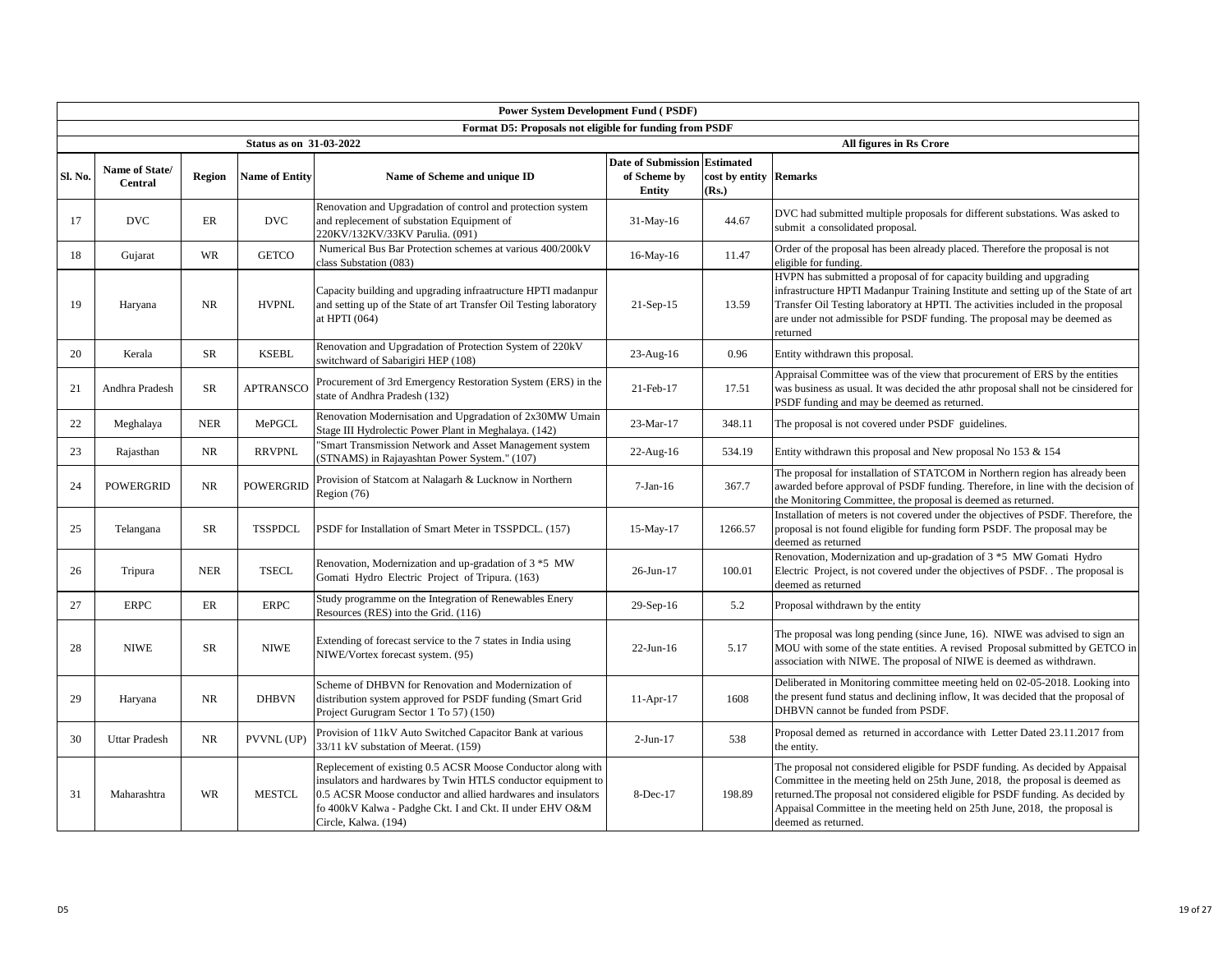| Power System Development Fund ( PSDF) | | | | | | | |
|---|---|---|---|---|---|---|---|
| Format D5: Proposals not eligible for funding from PSDF | | | | | | | |
| | | | Status as on 31-03-2022 | | | | All figures in Rs Crore |
| Sl. No. | Name of State/ Central | Region | Name of Entity | Name of Scheme and unique ID | Date of Submission of Scheme by Entity | Estimated cost by entity (Rs.) | Remarks |
| 17 | DVC | ER | DVC | Renovation and Upgradation of control and protection system and replecement of substation Equipment of 220KV/132KV/33KV Parulia. (091) | 31-May-16 | 44.67 | DVC had submitted multiple proposals for different substations. Was asked to submit a consolidated proposal. |
| 18 | Gujarat | WR | GETCO | Numerical Bus Bar Protection schemes at various 400/200kV class Substation (083) | 16-May-16 | 11.47 | Order of the proposal has been already placed. Therefore the proposal is not eligible for funding. |
| 19 | Haryana | NR | HVPNL | Capacity building and upgrading infraatructure HPTI madanpur and setting up of the State of art Transfer Oil Testing laboratory at HPTI (064) | 21-Sep-15 | 13.59 | HVPN has submitted a proposal of for capacity building and upgrading infrastructure HPTI Madanpur Training Institute and setting up of the State of art Transfer Oil Testing laboratory at HPTI. The activities included in the proposal are under not admissible for PSDF funding. The proposal may be deemed as returned |
| 20 | Kerala | SR | KSEBL | Renovation and Upgradation of Protection System of 220kV switchward of Sabarigiri HEP (108) | 23-Aug-16 | 0.96 | Entity withdrawn this proposal. |
| 21 | Andhra Pradesh | SR | APTRANSCO | Procurement of 3rd Emergency Restoration System (ERS) in the state of Andhra Pradesh (132) | 21-Feb-17 | 17.51 | Appraisal Committee was of the view that procurement of ERS by the entities was business as usual. It was decided the athr proposal shall not be cinsidered for PSDF funding and may be deemed as returned. |
| 22 | Meghalaya | NER | MePGCL | Renovation Modernisation and Upgradation of 2x30MW Umain Stage III Hydrolectic Power Plant in Meghalaya. (142) | 23-Mar-17 | 348.11 | The proposal is not covered under PSDF guidelines. |
| 23 | Rajasthan | NR | RRVPNL | "Smart Transmission Network and Asset Management system (STNAMS) in Rajayashtan Power System." (107) | 22-Aug-16 | 534.19 | Entity withdrawn this proposal and New proposal No 153 & 154 |
| 24 | POWERGRID | NR | POWERGRID | Provision of Statcom at Nalagarh & Lucknow in Northern Region (76) | 7-Jan-16 | 367.7 | The proposal for installation of STATCOM in Northern region has already been awarded before approval of PSDF funding. Therefore, in line with the decision of the Monitoring Committee, the proposal is deemed as returned. |
| 25 | Telangana | SR | TSSPDCL | PSDF for Installation of Smart Meter in TSSPDCL. (157) | 15-May-17 | 1266.57 | Installation of meters is not covered under the objectives of PSDF. Therefore, the proposal is not found eligible for funding form PSDF. The proposal may be deemed as returned |
| 26 | Tripura | NER | TSECL | Renovation, Modernization and up-gradation of 3 *5 MW Gomati Hydro Electric Project of Tripura. (163) | 26-Jun-17 | 100.01 | Renovation, Modernization and up-gradation of 3 *5 MW Gomati Hydro Electric Project, is not covered under the objectives of PSDF. . The proposal is deemed as returned |
| 27 | ERPC | ER | ERPC | Study programme on the Integration of Renewables Enery Resources (RES) into the Grid. (116) | 29-Sep-16 | 5.2 | Proposal withdrawn by the entity |
| 28 | NIWE | SR | NIWE | Extending of forecast service to the 7 states in India using NIWE/Vortex forecast system. (95) | 22-Jun-16 | 5.17 | The proposal was long pending (since June, 16). NIWE was advised to sign an MOU with some of the state entities. A revised Proposal submitted by GETCO in association with NIWE. The proposal of NIWE is deemed as withdrawn. |
| 29 | Haryana | NR | DHBVN | Scheme of DHBVN for Renovation and Modernization of distribution system approved for PSDF funding (Smart Grid Project Gurugram Sector 1 To 57) (150) | 11-Apr-17 | 1608 | Deliberated in Monitoring committee meeting held on 02-05-2018. Looking into the present fund status and declining inflow, It was decided that the proposal of DHBVN cannot be funded from PSDF. |
| 30 | Uttar Pradesh | NR | PVVNL (UP) | Provision of 11kV Auto Switched Capacitor Bank at various 33/11 kV substation of Meerat. (159) | 2-Jun-17 | 538 | Proposal demed as returned in accordance with Letter Dated 23.11.2017 from the entity. |
| 31 | Maharashtra | WR | MESTCL | Replecement of existing 0.5 ACSR Moose Conductor along with insulators and hardwares by Twin HTLS conductor equipment to 0.5 ACSR Moose conductor and allied hardwares and insulators fo 400kV Kalwa - Padghe Ckt. I and Ckt. II under EHV O&M Circle, Kalwa. (194) | 8-Dec-17 | 198.89 | The proposal not considered eligible for PSDF funding. As decided by Appaisal Committee in the meeting held on 25th June, 2018, the proposal is deemed as returned.The proposal not considered eligible for PSDF funding. As decided by Appaisal Committee in the meeting held on 25th June, 2018, the proposal is deemed as returned. |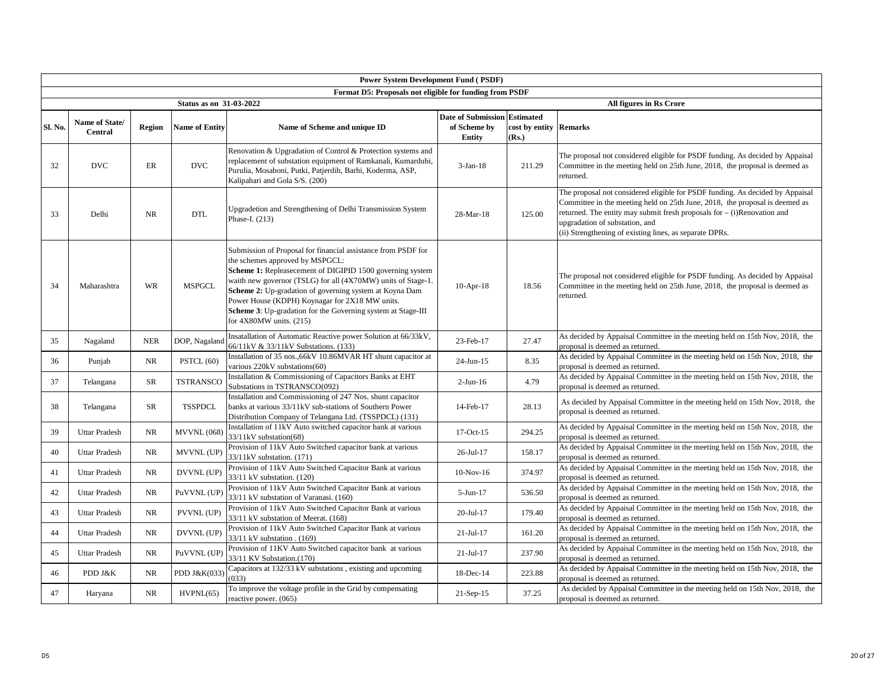| Power System Development Fund ( PSDF) | | | | | | | |
|---|---|---|---|---|---|---|---|
| Format D5: Proposals not eligible for funding from PSDF | | | | | | | |
| Status as on 31-03-2022 | | | | | | All figures in Rs Crore | |
| **Sl. No.** | **Name of State/ Central** | **Region** | **Name of Entity** | **Name of Scheme and unique ID** | **Date of Submission of Scheme by Entity** | **Estimated cost by entity (Rs.)** | **Remarks** |
| 32 | DVC | ER | DVC | Renovation & Upgradation of Control & Protection systems and replacement of substation equipment of Ramkanali, Kumardubi, Purulia, Mosaboni, Putki, Patjerdih, Barhi, Koderma, ASP, Kalipahari and Gola S/S. (200) | 3-Jan-18 | 211.29 | The proposal not considered eligible for PSDF funding. As decided by Appaisal Committee in the meeting held on 25th June, 2018, the proposal is deemed as returned. |
| 33 | Delhi | NR | DTL | Upgradetion and Strengthening of Delhi Transmission System Phase-I. (213) | 28-Mar-18 | 125.00 | The proposal not considered eligible for PSDF funding. As decided by Appaisal Committee in the meeting held on 25th June, 2018, the proposal is deemed as returned. The entity may submit fresh proposals for – (i)Renovation and upgradation of substation, and (ii) Strengthening of existing lines, as separate DPRs. |
| 34 | Maharashtra | WR | MSPGCL | Submission of Proposal for financial assistance from PSDF for the schemes approved by MSPGCL: **Scheme 1:** Repleasecement of DIGIPID 1500 governing system waith new governor (TSLG) for all (4X70MW) units of Stage-1. **Scheme 2:** Up-gradation of governing system at Koyna Dam Power House (KDPH) Koynagar for 2X18 MW units. **Scheme 3**: Up-gradation for the Governing system at Stage-III for 4X80MW units. (215) | 10-Apr-18 | 18.56 | The proposal not considered eligible for PSDF funding. As decided by Appaisal Committee in the meeting held on 25th June, 2018, the proposal is deemed as returned. |
| 35 | Nagaland | NER | DOP, Nagaland | Insatallation of Automatic Reactive power Solution at 66/33kV, 66/11kV & 33/11kV Substations. (133) | 23-Feb-17 | 27.47 | As decided by Appaisal Committee in the meeting held on 15th Nov, 2018, the proposal is deemed as returned. |
| 36 | Punjab | NR | PSTCL (60) | Installation of 35 nos.,66kV 10.86MVAR HT shunt capacitor at various 220kV substations(60) | 24-Jun-15 | 8.35 | As decided by Appaisal Committee in the meeting held on 15th Nov, 2018, the proposal is deemed as returned. |
| 37 | Telangana | SR | TSTRANSCO | Installation & Commissioning of Capacitors Banks at EHT Substations in TSTRANSCO(092) | 2-Jun-16 | 4.79 | As decided by Appaisal Committee in the meeting held on 15th Nov, 2018, the proposal is deemed as returned. |
| 38 | Telangana | SR | TSSPDCL | Installation and Commissioning of 247 Nos. shunt capacitor banks at various 33/11kV sub-stations of Southern Power Distribution Company of Telangana Ltd. (TSSPDCL) (131) | 14-Feb-17 | 28.13 | As decided by Appaisal Committee in the meeting held on 15th Nov, 2018, the proposal is deemed as returned. |
| 39 | Uttar Pradesh | NR | MVVNL (068) | Installation of 11kV Auto switched capacitor bank at various 33/11kV substation(68) | 17-Oct-15 | 294.25 | As decided by Appaisal Committee in the meeting held on 15th Nov, 2018, the proposal is deemed as returned. |
| 40 | Uttar Pradesh | NR | MVVNL (UP) | Provision of 11kV Auto Switched capacitor bank at various 33/11kV substation. (171) | 26-Jul-17 | 158.17 | As decided by Appaisal Committee in the meeting held on 15th Nov, 2018, the proposal is deemed as returned. |
| 41 | Uttar Pradesh | NR | DVVNL (UP) | Provision of 11kV Auto Switched Capacitor Bank at various 33/11 kV substation. (120) | 10-Nov-16 | 374.97 | As decided by Appaisal Committee in the meeting held on 15th Nov, 2018, the proposal is deemed as returned. |
| 42 | Uttar Pradesh | NR | PuVVNL (UP) | Provision of 11kV Auto Switched Capacitor Bank at various 33/11 kV substation of Varanasi. (160) | 5-Jun-17 | 536.50 | As decided by Appaisal Committee in the meeting held on 15th Nov, 2018, the proposal is deemed as returned. |
| 43 | Uttar Pradesh | NR | PVVNL (UP) | Provision of 11kV Auto Switched Capacitor Bank at various 33/11 kV substation of Meerat. (168) | 20-Jul-17 | 179.40 | As decided by Appaisal Committee in the meeting held on 15th Nov, 2018, the proposal is deemed as returned. |
| 44 | Uttar Pradesh | NR | DVVNL (UP) | Provision of 11kV Auto Switched Capacitor Bank at various 33/11 kV substation . (169) | 21-Jul-17 | 161.20 | As decided by Appaisal Committee in the meeting held on 15th Nov, 2018, the proposal is deemed as returned. |
| 45 | Uttar Pradesh | NR | PuVVNL (UP) | Provision of 11KV Auto Switched capacitor bank at various 33/11 KV Substation.(170) | 21-Jul-17 | 237.90 | As decided by Appaisal Committee in the meeting held on 15th Nov, 2018, the proposal is deemed as returned. |
| 46 | PDD J&K | NR | PDD J&K(033) | Capacitors at 132/33 kV substations , existing and upcoming (033) | 18-Dec-14 | 223.88 | As decided by Appaisal Committee in the meeting held on 15th Nov, 2018, the proposal is deemed as returned. |
| 47 | Haryana | NR | HVPNL(65) | To improve the voltage profile in the Grid by compensating reactive power. (065) | 21-Sep-15 | 37.25 | As decided by Appaisal Committee in the meeting held on 15th Nov, 2018, the proposal is deemed as returned. |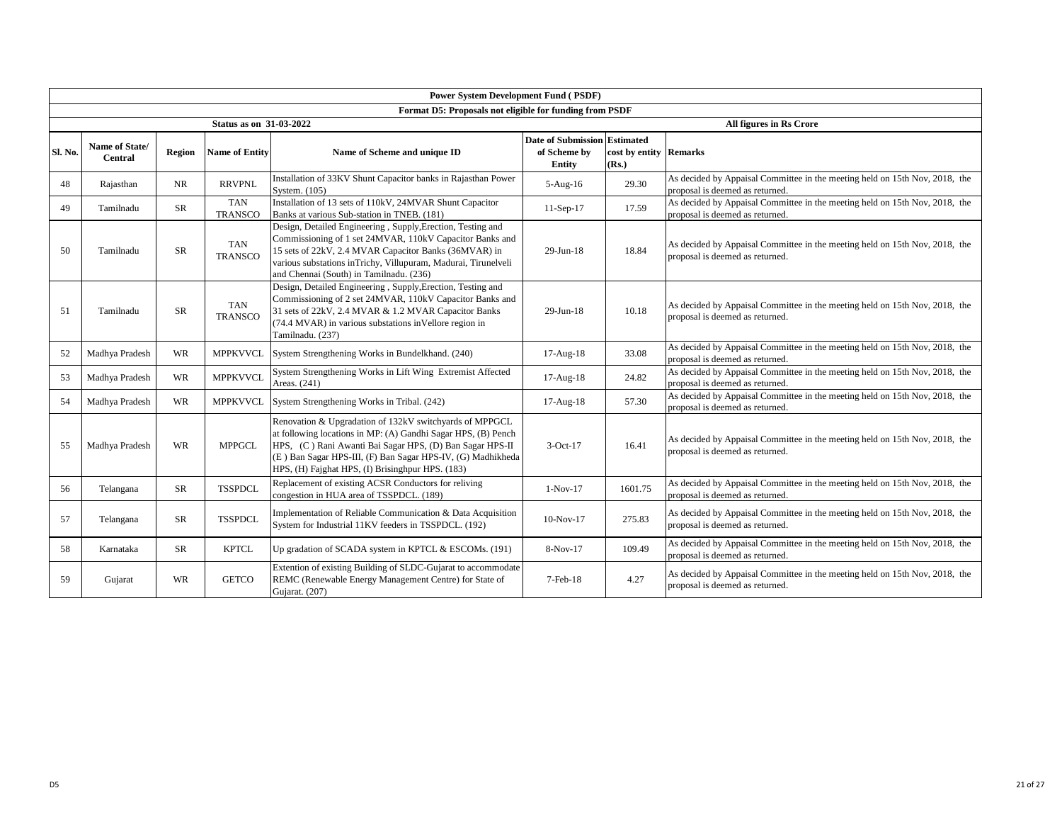| Power System Development Fund ( PSDF) | | | | | | | |
|---|---|---|---|---|---|---|---|
| Format D5: Proposals not eligible for funding from PSDF | | | | | | | |
| Status as on 31-03-2022 | | | | | | All figures in Rs Crore | |
| Sl. No. | Name of State/ Central | Region | Name of Entity | Name of Scheme and unique ID | Date of Submission of Scheme by Entity | Estimated cost by entity (Rs.) | Remarks |
| 48 | Rajasthan | NR | RRVPNL | Installation of 33KV Shunt Capacitor banks in Rajasthan Power System. (105) | 5-Aug-16 | 29.30 | As decided by Appaisal Committee in the meeting held on 15th Nov, 2018, the proposal is deemed as returned. |
| 49 | Tamilnadu | SR | TAN TRANSCO | Installation of 13 sets of 110kV, 24MVAR Shunt Capacitor Banks at various Sub-station in TNEB. (181) | 11-Sep-17 | 17.59 | As decided by Appaisal Committee in the meeting held on 15th Nov, 2018, the proposal is deemed as returned. |
| 50 | Tamilnadu | SR | TAN TRANSCO | Design, Detailed Engineering , Supply,Erection, Testing and Commissioning of 1 set 24MVAR, 110kV Capacitor Banks and 15 sets of 22kV, 2.4 MVAR Capacitor Banks (36MVAR) in various substations inTrichy, Villupuram, Madurai, Tirunelveli and Chennai (South) in Tamilnadu. (236) | 29-Jun-18 | 18.84 | As decided by Appaisal Committee in the meeting held on 15th Nov, 2018, the proposal is deemed as returned. |
| 51 | Tamilnadu | SR | TAN TRANSCO | Design, Detailed Engineering , Supply,Erection, Testing and Commissioning of 2 set 24MVAR, 110kV Capacitor Banks and 31 sets of 22kV, 2.4 MVAR & 1.2 MVAR Capacitor Banks (74.4 MVAR) in various substations inVellore region in Tamilnadu. (237) | 29-Jun-18 | 10.18 | As decided by Appaisal Committee in the meeting held on 15th Nov, 2018, the proposal is deemed as returned. |
| 52 | Madhya Pradesh | WR | MPPKVVCL | System Strengthening Works in Bundelkhand. (240) | 17-Aug-18 | 33.08 | As decided by Appaisal Committee in the meeting held on 15th Nov, 2018, the proposal is deemed as returned. |
| 53 | Madhya Pradesh | WR | MPPKVVCL | System Strengthening Works in Lift Wing Extremist Affected Areas. (241) | 17-Aug-18 | 24.82 | As decided by Appaisal Committee in the meeting held on 15th Nov, 2018, the proposal is deemed as returned. |
| 54 | Madhya Pradesh | WR | MPPKVVCL | System Strengthening Works in Tribal. (242) | 17-Aug-18 | 57.30 | As decided by Appaisal Committee in the meeting held on 15th Nov, 2018, the proposal is deemed as returned. |
| 55 | Madhya Pradesh | WR | MPPGCL | Renovation & Upgradation of 132kV switchyards of MPPGCL at following locations in MP: (A) Gandhi Sagar HPS, (B) Pench HPS, (C ) Rani Awanti Bai Sagar HPS, (D) Ban Sagar HPS-II (E ) Ban Sagar HPS-III, (F) Ban Sagar HPS-IV, (G) Madhikheda HPS, (H) Fajghat HPS, (I) Brisinghpur HPS. (183) | 3-Oct-17 | 16.41 | As decided by Appaisal Committee in the meeting held on 15th Nov, 2018, the proposal is deemed as returned. |
| 56 | Telangana | SR | TSSPDCL | Replacement of existing ACSR Conductors for reliving congestion in HUA area of TSSPDCL. (189) | 1-Nov-17 | 1601.75 | As decided by Appaisal Committee in the meeting held on 15th Nov, 2018, the proposal is deemed as returned. |
| 57 | Telangana | SR | TSSPDCL | Implementation of Reliable Communication & Data Acquisition System for Industrial 11KV feeders in TSSPDCL. (192) | 10-Nov-17 | 275.83 | As decided by Appaisal Committee in the meeting held on 15th Nov, 2018, the proposal is deemed as returned. |
| 58 | Karnataka | SR | KPTCL | Up gradation of SCADA system in KPTCL & ESCOMs. (191) | 8-Nov-17 | 109.49 | As decided by Appaisal Committee in the meeting held on 15th Nov, 2018, the proposal is deemed as returned. |
| 59 | Gujarat | WR | GETCO | Extention of existing Building of SLDC-Gujarat to accommodate REMC (Renewable Energy Management Centre) for State of Gujarat. (207) | 7-Feb-18 | 4.27 | As decided by Appaisal Committee in the meeting held on 15th Nov, 2018, the proposal is deemed as returned. |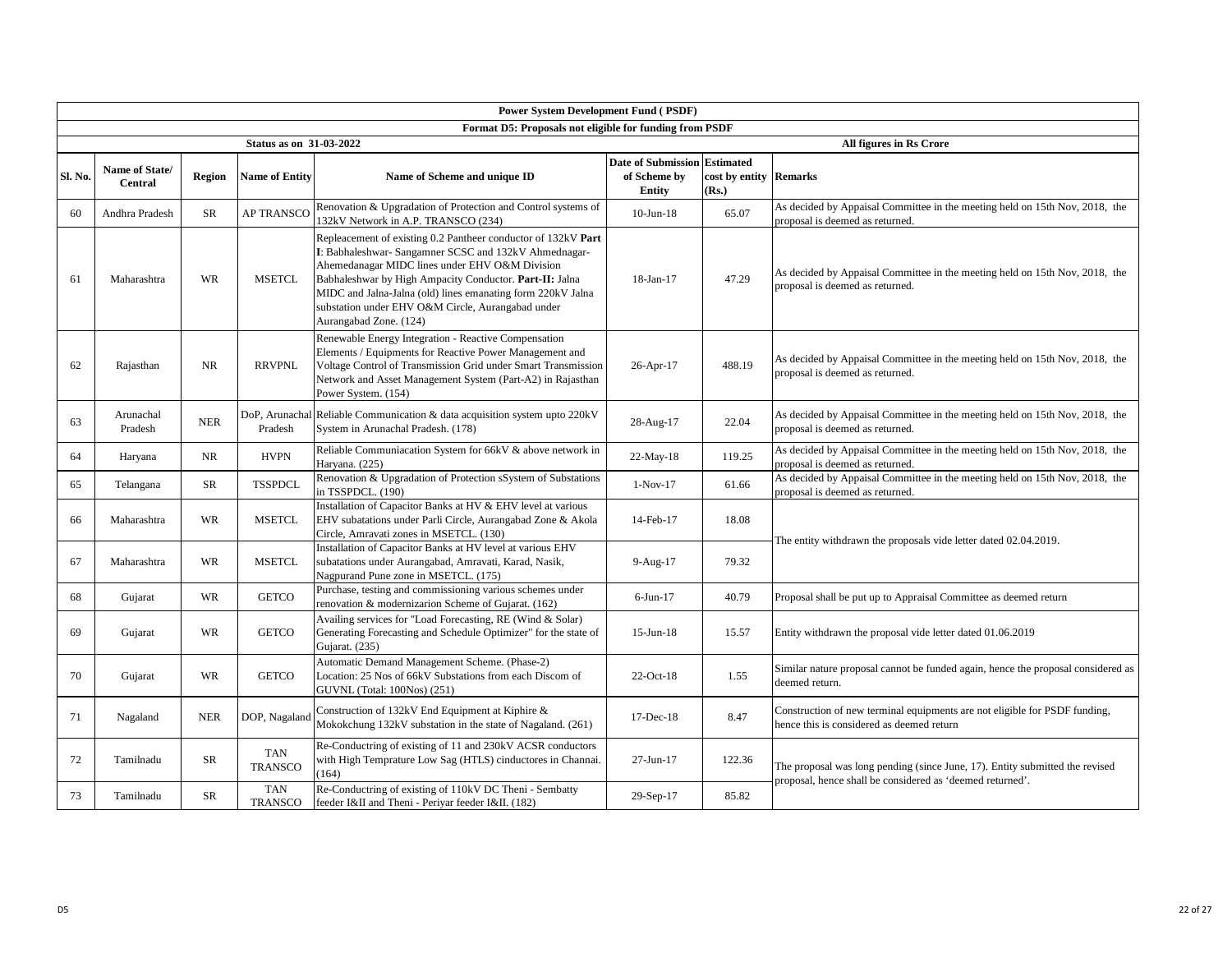| Power System Development Fund ( PSDF) | | | | | | | |
|---|---|---|---|---|---|---|---|
| Format D5: Proposals not eligible for funding from PSDF | | | | | | | |
| Status as on 31-03-2022 | | | | | | All figures in Rs Crore | |
| Sl. No. | Name of State/ Central | Region | Name of Entity | Name of Scheme and unique ID | Date of Submission of Scheme by Entity | Estimated cost by entity (Rs.) | Remarks |
| 60 | Andhra Pradesh | SR | AP TRANSCO | Renovation & Upgradation of Protection and Control systems of 132kV Network in A.P. TRANSCO (234) | 10-Jun-18 | 65.07 | As decided by Appaisal Committee in the meeting held on 15th Nov, 2018, the proposal is deemed as returned. |
| 61 | Maharashtra | WR | MSETCL | Repleacement of existing 0.2 Pantheer conductor of 132kV **Part I**: Babhaleshwar- Sangamner SCSC and 132kV Ahmednagar-Ahemedanagar MIDC lines under EHV O&M Division Babhaleshwar by High Ampacity Conductor. **Part-II:** Jalna MIDC and Jalna-Jalna (old) lines emanating form 220kV Jalna substation under EHV O&M Circle, Aurangabad under Aurangabad Zone. (124) | 18-Jan-17 | 47.29 | As decided by Appaisal Committee in the meeting held on 15th Nov, 2018, the proposal is deemed as returned. |
| 62 | Rajasthan | NR | RRVPNL | Renewable Energy Integration - Reactive Compensation Elements / Equipments for Reactive Power Management and Voltage Control of Transmission Grid under Smart Transmission Network and Asset Management System (Part-A2) in Rajasthan Power System. (154) | 26-Apr-17 | 488.19 | As decided by Appaisal Committee in the meeting held on 15th Nov, 2018, the proposal is deemed as returned. |
| 63 | Arunachal Pradesh | NER | DoP, Arunachal Pradesh | Reliable Communication & data acquisition system upto 220kV System in Arunachal Pradesh. (178) | 28-Aug-17 | 22.04 | As decided by Appaisal Committee in the meeting held on 15th Nov, 2018, the proposal is deemed as returned. |
| 64 | Haryana | NR | HVPN | Reliable Communiacation System for 66kV & above network in Haryana. (225) | 22-May-18 | 119.25 | As decided by Appaisal Committee in the meeting held on 15th Nov, 2018, the proposal is deemed as returned. |
| 65 | Telangana | SR | TSSPDCL | Renovation & Upgradation of Protection sSystem of Substations in TSSPDCL. (190) | 1-Nov-17 | 61.66 | As decided by Appaisal Committee in the meeting held on 15th Nov, 2018, the proposal is deemed as returned. |
| 66 | Maharashtra | WR | MSETCL | Installation of Capacitor Banks at HV & EHV level at various EHV subatations under Parli Circle, Aurangabad Zone & Akola Circle, Amravati zones in MSETCL. (130) | 14-Feb-17 | 18.08 | The entity withdrawn the proposals vide letter dated 02.04.2019. |
| 67 | Maharashtra | WR | MSETCL | Installation of Capacitor Banks at HV level at various EHV subatations under Aurangabad, Amravati, Karad, Nasik, Nagpurand Pune zone in MSETCL. (175) | 9-Aug-17 | 79.32 | |
| 68 | Gujarat | WR | GETCO | Purchase, testing and commissioning various schemes under renovation & modernizarion Scheme of Gujarat. (162) | 6-Jun-17 | 40.79 | Proposal shall be put up to Appraisal Committee as deemed return |
| 69 | Gujarat | WR | GETCO | Availing services for "Load Forecasting, RE (Wind & Solar) Generating Forecasting and Schedule Optimizer" for the state of Gujarat. (235) | 15-Jun-18 | 15.57 | Entity withdrawn the proposal vide letter dated 01.06.2019 |
| 70 | Gujarat | WR | GETCO | Automatic Demand Management Scheme. (Phase-2) Location: 25 Nos of 66kV Substations from each Discom of GUVNL (Total: 100Nos) (251) | 22-Oct-18 | 1.55 | Similar nature proposal cannot be funded again, hence the proposal considered as deemed return. |
| 71 | Nagaland | NER | DOP, Nagaland | Construction of 132kV End Equipment at Kiphire & Mokokchung 132kV substation in the state of Nagaland. (261) | 17-Dec-18 | 8.47 | Construction of new terminal equipments are not eligible for PSDF funding, hence this is considered as deemed return |
| 72 | Tamilnadu | SR | TAN TRANSCO | Re-Conductring of existing of 11 and 230kV ACSR conductors with High Temprature Low Sag (HTLS) cinductores in Channai. (164) | 27-Jun-17 | 122.36 | The proposal was long pending (since June, 17). Entity submitted the revised proposal, hence shall be considered as 'deemed returned'. |
| 73 | Tamilnadu | SR | TAN TRANSCO | Re-Conductring of existing of 110kV DC Theni - Sembatty feeder I&II and Theni - Periyar feeder I&II. (182) | 29-Sep-17 | 85.82 | |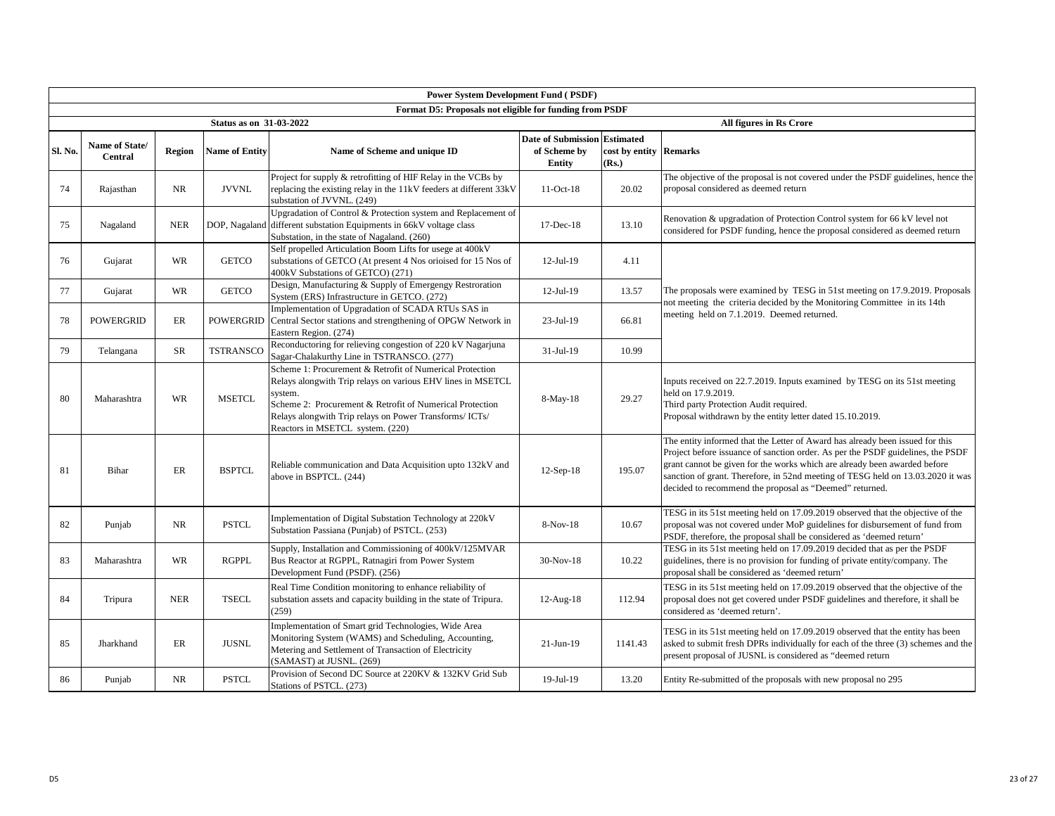**Power System Development Fund ( PSDF)**

**Format D5: Proposals not eligible for funding from PSDF**

**Status as on 31-03-2022**

**All figures in Rs Crore**

| Sl. No. | Name of State/ Central | Region | Name of Entity | Name of Scheme and unique ID | Date of Submission of Scheme by Entity | Estimated cost by entity (Rs.) | Remarks |
|---|---|---|---|---|---|---|---|
| 74 | Rajasthan | NR | JVVNL | Project for supply & retrofitting of HIF Relay in the VCBs by replacing the existing relay in the 11kV feeders at different 33kV substation of JVVNL. (249) | 11-Oct-18 | 20.02 | The objective of the proposal is not covered under the PSDF guidelines, hence the proposal considered as deemed return |
| 75 | Nagaland | NER | DOP, Nagaland | Upgradation of Control & Protection system and Replacement of different substation Equipments in 66kV voltage class Substation, in the state of Nagaland. (260) | 17-Dec-18 | 13.10 | Renovation & upgradation of Protection Control system for 66 kV level not considered for PSDF funding, hence the proposal considered as deemed return |
| 76 | Gujarat | WR | GETCO | Self propelled Articulation Boom Lifts for usege at 400kV substations of GETCO (At present 4 Nos orioised for 15 Nos of 400kV Substations of GETCO) (271) | 12-Jul-19 | 4.11 | The proposals were examined by TESG in 51st meeting on 17.9.2019. Proposals not meeting the criteria decided by the Monitoring Committee in its 14th meeting held on 7.1.2019. Deemed returned. |
| 77 | Gujarat | WR | GETCO | Design, Manufacturing & Supply of Emergengy Restroration System (ERS) Infrastructure in GETCO. (272) | 12-Jul-19 | 13.57 | |
| 78 | POWERGRID | ER | POWERGRID | Implementation of Upgradation of SCADA RTUs SAS in Central Sector stations and strengthening of OPGW Network in Eastern Region. (274) | 23-Jul-19 | 66.81 | |
| 79 | Telangana | SR | TSTRANSCO | Reconductoring for relieving congestion of 220 kV Nagarjuna Sagar-Chalakurthy Line in TSTRANSCO. (277) | 31-Jul-19 | 10.99 | |
| 80 | Maharashtra | WR | MSETCL | Scheme 1: Procurement & Retrofit of Numerical Protection Relays alongwith Trip relays on various EHV lines in MSETCL system.<br>Scheme 2: Procurement & Retrofit of Numerical Protection Relays alongwith Trip relays on Power Transforms/ ICTs/ Reactors in MSETCL system. (220) | 8-May-18 | 29.27 | Inputs received on 22.7.2019. Inputs examined by TESG on its 51st meeting held on 17.9.2019.<br>Third party Protection Audit required.<br>Proposal withdrawn by the entity letter dated 15.10.2019. |
| 81 | Bihar | ER | BSPTCL | Reliable communication and Data Acquisition upto 132kV and above in BSPTCL. (244) | 12-Sep-18 | 195.07 | The entity informed that the Letter of Award has already been issued for this Project before issuance of sanction order. As per the PSDF guidelines, the PSDF grant cannot be given for the works which are already been awarded before sanction of grant. Therefore, in 52nd meeting of TESG held on 13.03.2020 it was decided to recommend the proposal as "Deemed" returned. |
| 82 | Punjab | NR | PSTCL | Implementation of Digital Substation Technology at 220kV Substation Passiana (Punjab) of PSTCL. (253) | 8-Nov-18 | 10.67 | TESG in its 51st meeting held on 17.09.2019 observed that the objective of the proposal was not covered under MoP guidelines for disbursement of fund from PSDF, therefore, the proposal shall be considered as 'deemed return' |
| 83 | Maharashtra | WR | RGPPL | Supply, Installation and Commissioning of 400kV/125MVAR Bus Reactor at RGPPL, Ratnagiri from Power System Development Fund (PSDF). (256) | 30-Nov-18 | 10.22 | TESG in its 51st meeting held on 17.09.2019 decided that as per the PSDF guidelines, there is no provision for funding of private entity/company. The proposal shall be considered as 'deemed return' |
| 84 | Tripura | NER | TSECL | Real Time Condition monitoring to enhance reliability of substation assets and capacity building in the state of Tripura. (259) | 12-Aug-18 | 112.94 | TESG in its 51st meeting held on 17.09.2019 observed that the objective of the proposal does not get covered under PSDF guidelines and therefore, it shall be considered as 'deemed return'. |
| 85 | Jharkhand | ER | JUSNL | Implementation of Smart grid Technologies, Wide Area Monitoring System (WAMS) and Scheduling, Accounting, Metering and Settlement of Transaction of Electricity (SAMAST) at JUSNL. (269) | 21-Jun-19 | 1141.43 | TESG in its 51st meeting held on 17.09.2019 observed that the entity has been asked to submit fresh DPRs individually for each of the three (3) schemes and the present proposal of JUSNL is considered as "deemed return |
| 86 | Punjab | NR | PSTCL | Provision of Second DC Source at 220KV & 132KV Grid Sub Stations of PSTCL. (273) | 19-Jul-19 | 13.20 | Entity Re-submitted of the proposals with new proposal no 295 |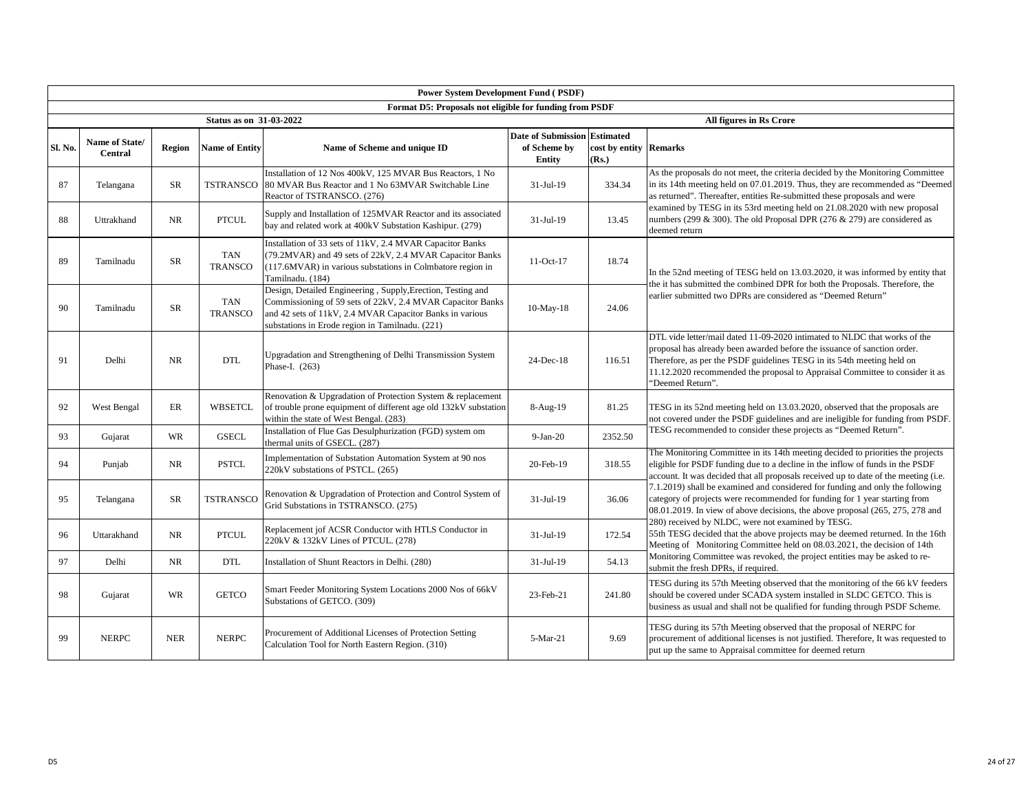**Power System Development Fund ( PSDF)**

**Format D5: Proposals not eligible for funding from PSDF**

**Status as on 31-03-2022** | **All figures in Rs Crore**

| Sl. No. | Name of State/ Central | Region | Name of Entity | Name of Scheme and unique ID | Date of Submission of Scheme by Entity | Estimated cost by entity (Rs.) | Remarks |
|---|---|---|---|---|---|---|---|
| 87 | Telangana | SR | TSTRANSCO | Installation of 12 Nos 400kV, 125 MVAR Bus Reactors, 1 No 80 MVAR Bus Reactor and 1 No 63MVAR Switchable Line Reactor of TSTRANSCO. (276) | 31-Jul-19 | 334.34 | As the proposals do not meet, the criteria decided by the Monitoring Committee in its 14th meeting held on 07.01.2019. Thus, they are recommended as "Deemed as returned". Thereafter, entities Re-submitted these proposals and were examined by TESG in its 53rd meeting held on 21.08.2020 with new proposal numbers (299 & 300). The old Proposal DPR (276 & 279) are considered as deemed return |
| 88 | Uttrakhand | NR | PTCUL | Supply and Installation of 125MVAR Reactor and its associated bay and related work at 400kV Substation Kashipur. (279) | 31-Jul-19 | 13.45 | |
| 89 | Tamilnadu | SR | TAN TRANSCO | Installation of 33 sets of 11kV, 2.4 MVAR Capacitor Banks (79.2MVAR) and 49 sets of 22kV, 2.4 MVAR Capacitor Banks (117.6MVAR) in various substations in Colmbatore region in Tamilnadu. (184) | 11-Oct-17 | 18.74 | In the 52nd meeting of TESG held on 13.03.2020, it was informed by entity that the it has submitted the combined DPR for both the Proposals. Therefore, the earlier submitted two DPRs are considered as "Deemed Return" |
| 90 | Tamilnadu | SR | TAN TRANSCO | Design, Detailed Engineering , Supply,Erection, Testing and Commissioning of 59 sets of 22kV, 2.4 MVAR Capacitor Banks and 42 sets of 11kV, 2.4 MVAR Capacitor Banks in various substations in Erode region in Tamilnadu. (221) | 10-May-18 | 24.06 | |
| 91 | Delhi | NR | DTL | Upgradation and Strengthening of Delhi Transmission System Phase-I. (263) | 24-Dec-18 | 116.51 | DTL vide letter/mail dated 11-09-2020 intimated to NLDC that works of the proposal has already been awarded before the issuance of sanction order. Therefore, as per the PSDF guidelines TESG in its 54th meeting held on 11.12.2020 recommended the proposal to Appraisal Committee to consider it as "Deemed Return". |
| 92 | West Bengal | ER | WBSETCL | Renovation & Upgradation of Protection System & replacement of trouble prone equipment of different age old 132kV substation within the state of West Bengal. (283) | 8-Aug-19 | 81.25 | TESG in its 52nd meeting held on 13.03.2020, observed that the proposals are not covered under the PSDF guidelines and are ineligible for funding from PSDF. TESG recommended to consider these projects as "Deemed Return". |
| 93 | Gujarat | WR | GSECL | Installation of Flue Gas Desulphurization (FGD) system om thermal units of GSECL. (287) | 9-Jan-20 | 2352.50 | |
| 94 | Punjab | NR | PSTCL | Implementation of Substation Automation System at 90 nos 220kV substations of PSTCL. (265) | 20-Feb-19 | 318.55 | The Monitoring Committee in its 14th meeting decided to priorities the projects eligible for PSDF funding due to a decline in the inflow of funds in the PSDF account. It was decided that all proposals received up to date of the meeting (i.e. 7.1.2019) shall be examined and considered for funding and only the following category of projects were recommended for funding for 1 year starting from 08.01.2019. In view of above decisions, the above proposal (265, 275, 278 and 280) received by NLDC, were not examined by TESG.<br>55th TESG decided that the above projects may be deemed returned. In the 16th Meeting of Monitoring Committee held on 08.03.2021, the decision of 14th Monitoring Committee was revoked, the project entities may be asked to re-submit the fresh DPRs, if required. |
| 95 | Telangana | SR | TSTRANSCO | Renovation & Upgradation of Protection and Control System of Grid Substations in TSTRANSCO. (275) | 31-Jul-19 | 36.06 | |
| 96 | Uttarakhand | NR | PTCUL | Replacement jof ACSR Conductor with HTLS Conductor in 220kV & 132kV Lines of PTCUL. (278) | 31-Jul-19 | 172.54 | |
| 97 | Delhi | NR | DTL | Installation of Shunt Reactors in Delhi. (280) | 31-Jul-19 | 54.13 | |
| 98 | Gujarat | WR | GETCO | Smart Feeder Monitoring System Locations 2000 Nos of 66kV Substations of GETCO. (309) | 23-Feb-21 | 241.80 | TESG during its 57th Meeting observed that the monitoring of the 66 kV feeders should be covered under SCADA system installed in SLDC GETCO. This is business as usual and shall not be qualified for funding through PSDF Scheme. |
| 99 | NERPC | NER | NERPC | Procurement of Additional Licenses of Protection Setting Calculation Tool for North Eastern Region. (310) | 5-Mar-21 | 9.69 | TESG during its 57th Meeting observed that the proposal of NERPC for procurement of additional licenses is not justified. Therefore, It was requested to put up the same to Appraisal committee for deemed return |

D5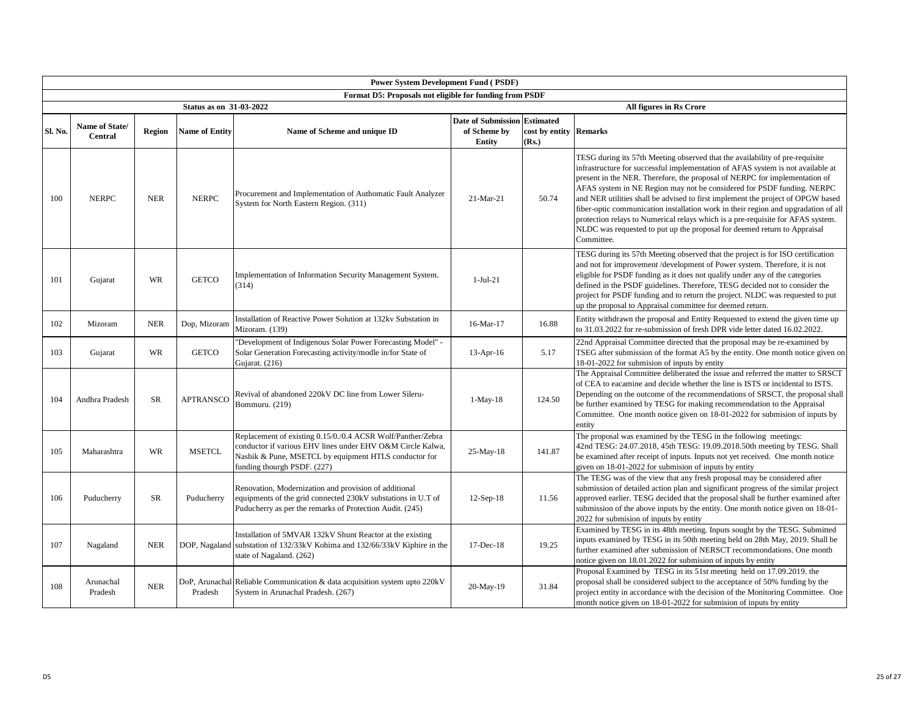| Power System Development Fund ( PSDF) | | | | | | | |
|---|---|---|---|---|---|---|---|
| Format D5: Proposals not eligible for funding from PSDF | | | | | | | |
| Status as on 31-03-2022 | | | | | | | All figures in Rs Crore |
| Sl. No. | Name of State/ Central | Region | Name of Entity | Name of Scheme and unique ID | Date of Submission of Scheme by Entity | Estimated cost by entity (Rs.) | Remarks |
| 100 | NERPC | NER | NERPC | Procurement and Implementation of Authomatic Fault Analyzer System for North Eastern Region. (311) | 21-Mar-21 | 50.74 | TESG during its 57th Meeting observed that the availability of pre-requisite infrastructure for successful implementation of AFAS system is not available at present in the NER. Therefore, the proposal of NERPC for implementation of AFAS system in NE Region may not be considered for PSDF funding. NERPC and NER utilities shall be advised to first implement the project of OPGW based fiber-optic communication installation work in their region and upgradation of all protection relays to Numerical relays which is a pre-requisite for AFAS system. NLDC was requested to put up the proposal for deemed return to Appraisal Committee. |
| 101 | Gujarat | WR | GETCO | Implementation of Information Security Management System. (314) | 1-Jul-21 | | TESG during its 57th Meeting observed that the project is for ISO certification and not for improvement /development of Power system. Therefore, it is not eligible for PSDF funding as it does not qualify under any of the categories defined in the PSDF guidelines. Therefore, TESG decided not to consider the project for PSDF funding and to return the project. NLDC was requested to put up the proposal to Appraisal committee for deemed return. |
| 102 | Mizoram | NER | Dop, Mizoram | Installation of Reactive Power Solution at 132kv Substation in Mizoram. (139) | 16-Mar-17 | 16.88 | Entity withdrawn the proposal and Entity Requested to extend the given time up to 31.03.2022 for re-submission of fresh DPR vide letter dated 16.02.2022. |
| 103 | Gujarat | WR | GETCO | "Development of Indigenous Solar Power Forecasting Model" - Solar Generation Forecasting activity/modle in/for State of Gujarat. (216) | 13-Apr-16 | 5.17 | 22nd Appraisal Committee directed that the proposal may be re-examined by TSEG after submission of the format A5 by the entity. One month notice given on 18-01-2022 for submision of inputs by entity |
| 104 | Andhra Pradesh | SR | APTRANSCO | Revival of abandoned 220kV DC line from Lower Sileru-Bommuru. (219) | 1-May-18 | 124.50 | The Appraisal Committee deliberated the issue and referred the matter to SRSCT of CEA to eacamine and decide whether the line is ISTS or incidental to ISTS. Depending on the outcome of the recommendations of SRSCT, the proposal shall be further examined by TESG for making recommendation to the Appraisal Committee. One month notice given on 18-01-2022 for submision of inputs by entity |
| 105 | Maharashtra | WR | MSETCL | Replacement of existing 0.15/0./0.4 ACSR Wolf/Panther/Zebra conductor if various EHV lines under EHV O&M Circle Kalwa, Nashik & Pune, MSETCL by equipment HTLS conductor for funding thourgh PSDF. (227) | 25-May-18 | 141.87 | The proposal was examined by the TESG in the following meetings: 42nd TESG: 24.07.2018, 45th TESG: 19.09.2018.50th meeting by TESG. Shall be examined after receipt of inputs. Inputs not yet received. One month notice given on 18-01-2022 for submision of inputs by entity |
| 106 | Puducherry | SR | Puducherry | Renovation, Modernization and provision of additional equipments of the grid connected 230kV substations in U.T of Puducherry as per the remarks of Protection Audit. (245) | 12-Sep-18 | 11.56 | The TESG was of the view that any fresh proposal may be considered after submission of detailed action plan and significant progress of the similar project approved earlier. TESG decided that the proposal shall be further examined after submission of the above inputs by the entity. One month notice given on 18-01-2022 for submision of inputs by entity |
| 107 | Nagaland | NER | DOP, Nagaland | Installation of 5MVAR 132kV Shunt Reactor at the existing substation of 132/33kV Kohima and 132/66/33kV Kiphire in the state of Nagaland. (262) | 17-Dec-18 | 19.25 | Examined by TESG in its 48th meeting. Inputs sought by the TESG. Submitted inputs examined by TESG in its 50th meeting held on 28th May, 2019. Shall be further examined after submission of NERSCT recommendations. One month notice given on 18.01.2022 for submision of inputs by entity |
| 108 | Arunachal Pradesh | NER | DoP, Arunachal Pradesh | Reliable Communication & data acquisition system upto 220kV System in Arunachal Pradesh. (267) | 20-May-19 | 31.84 | Proposal Examined by TESG in its 51st meeting held on 17.09.2019. the proposal shall be considered subject to the acceptance of 50% funding by the project entity in accordance with the decision of the Monitoring Committee. One month notice given on 18-01-2022 for submision of inputs by entity |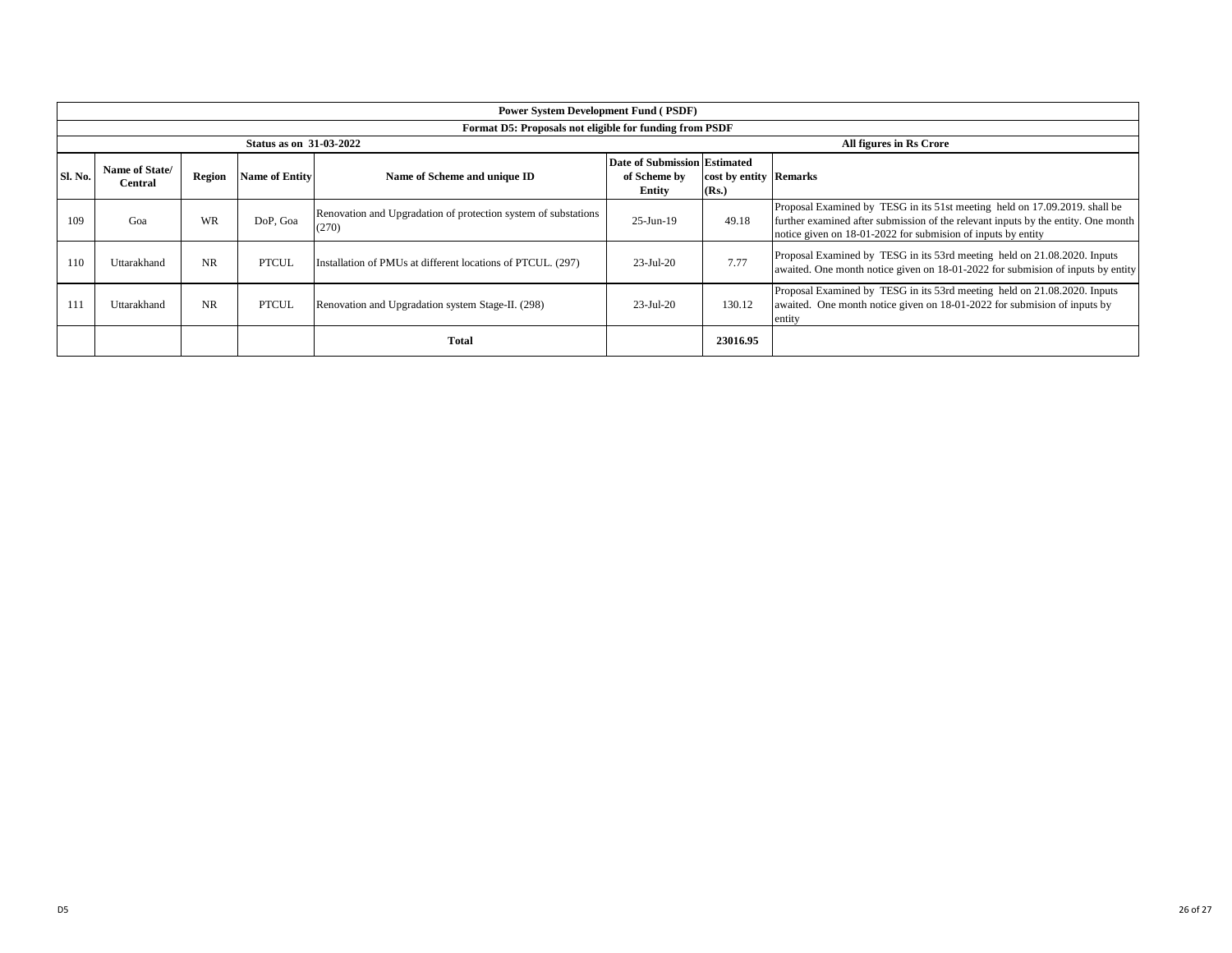| Power System Development Fund ( PSDF) | | | | | | | |
|---|---|---|---|---|---|---|---|
| Format D5: Proposals not eligible for funding from PSDF | | | | | | | |
| Status as on 31-03-2022 | | | | | All figures in Rs Crore | | |
| Sl. No. | Name of State/ Central | Region | Name of Entity | Name of Scheme and unique ID | Date of Submission of Scheme by Entity | Estimated cost by entity (Rs.) | Remarks |
| 109 | Goa | WR | DoP, Goa | Renovation and Upgradation of protection system of substations (270) | 25-Jun-19 | 49.18 | Proposal Examined by TESG in its 51st meeting held on 17.09.2019. shall be further examined after submission of the relevant inputs by the entity. One month notice given on 18-01-2022 for submision of inputs by entity |
| 110 | Uttarakhand | NR | PTCUL | Installation of PMUs at different locations of PTCUL. (297) | 23-Jul-20 | 7.77 | Proposal Examined by TESG in its 53rd meeting held on 21.08.2020. Inputs awaited. One month notice given on 18-01-2022 for submision of inputs by entity |
| 111 | Uttarakhand | NR | PTCUL | Renovation and Upgradation system Stage-II. (298) | 23-Jul-20 | 130.12 | Proposal Examined by TESG in its 53rd meeting held on 21.08.2020. Inputs awaited. One month notice given on 18-01-2022 for submision of inputs by entity |
| | | | | **Total** | | **23016.95** | |